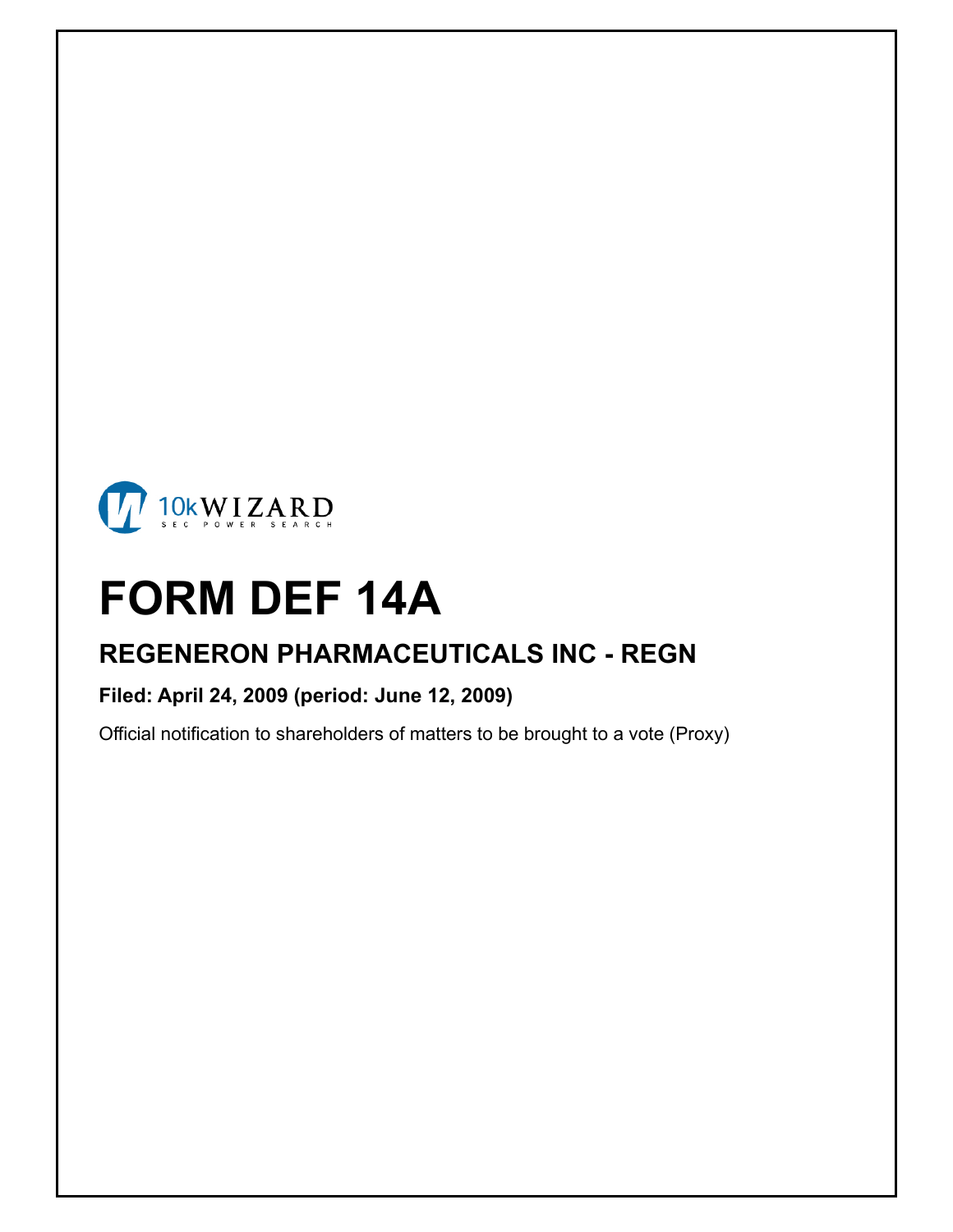10k WIZARD
SEC POWER SEARCH

# FORM DEF 14A

## REGENERON PHARMACEUTICALS INC - REGN

**Filed: April 24, 2009 (period: June 12, 2009)**

Official notification to shareholders of matters to be brought to a vote (Proxy)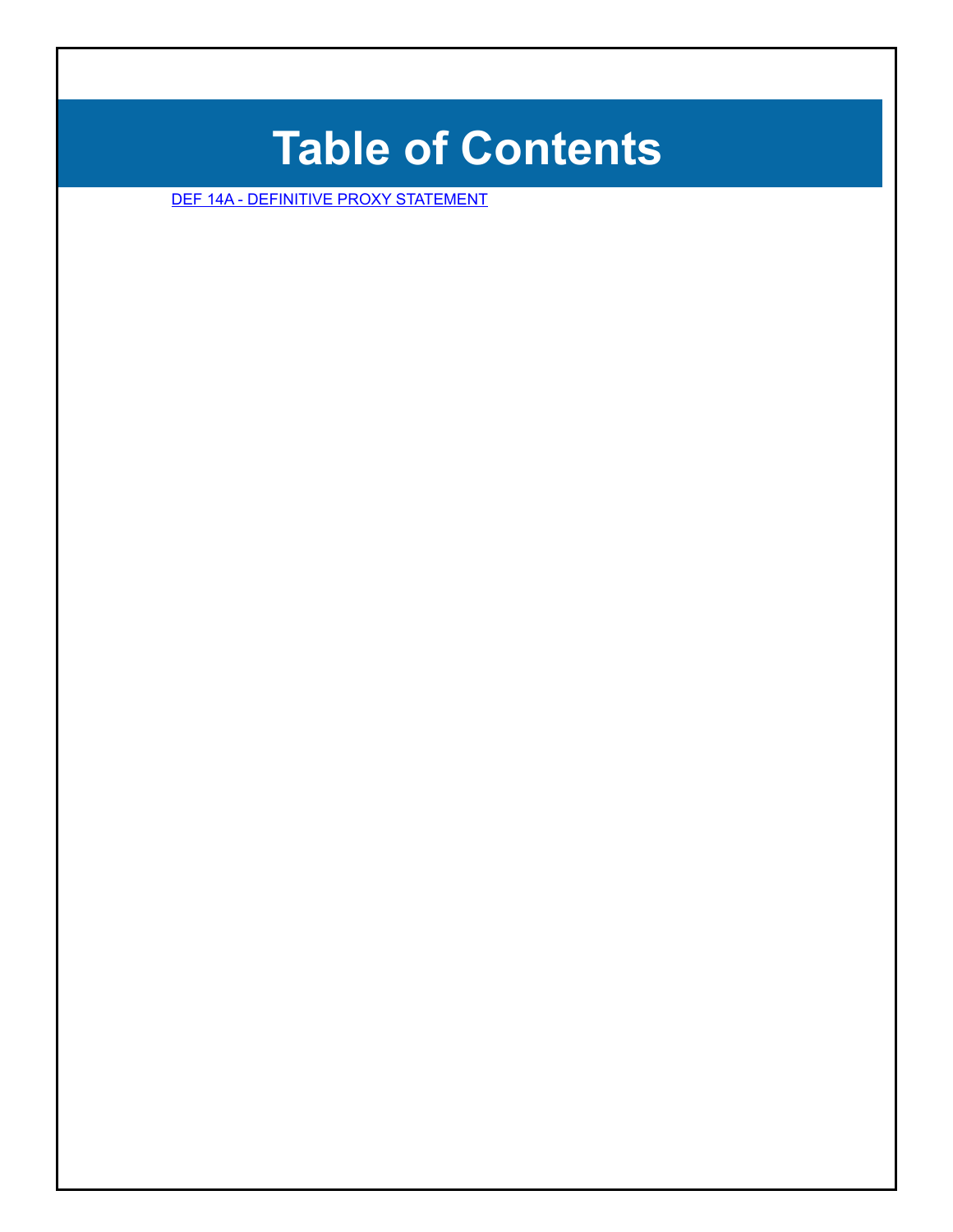# Table of Contents

[DEF 14A - DEFINITIVE PROXY STATEMENT]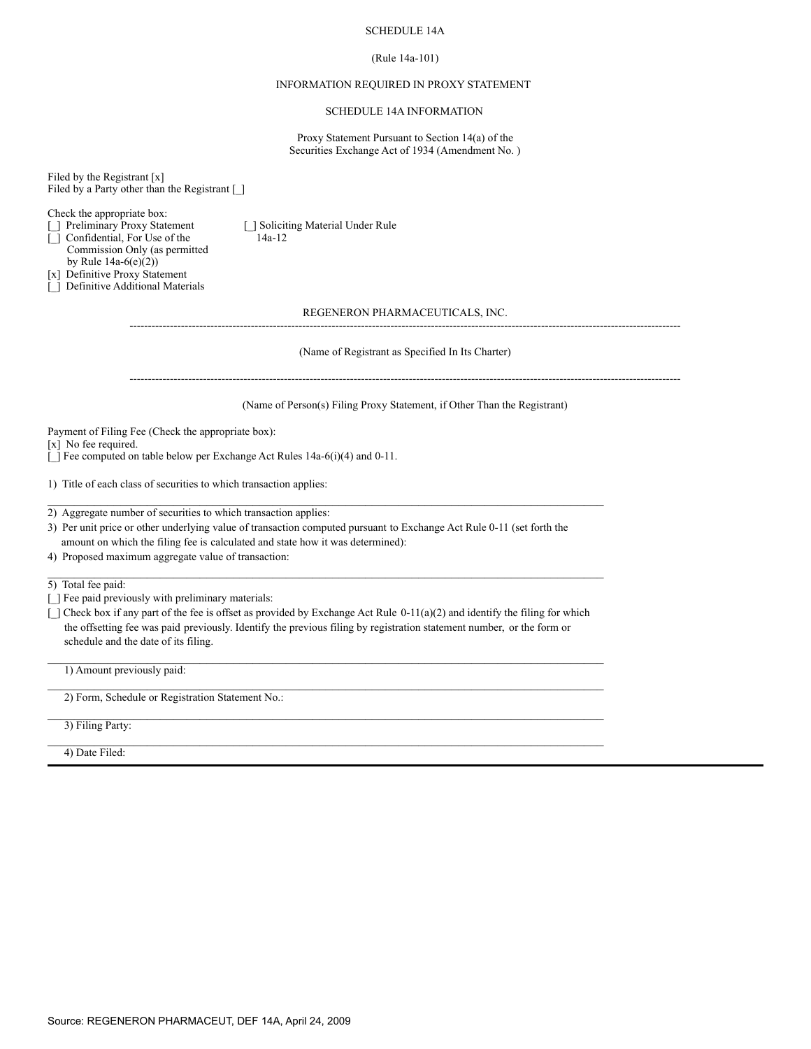SCHEDULE 14A

(Rule 14a-101)

INFORMATION REQUIRED IN PROXY STATEMENT

SCHEDULE 14A INFORMATION

Proxy Statement Pursuant to Section 14(a) of the
Securities Exchange Act of 1934 (Amendment No. )

Filed by the Registrant [x]
Filed by a Party other than the Registrant [_]

Check the appropriate box:

[_] Preliminary Proxy Statement
[_] Confidential, For Use of the Commission Only (as permitted by Rule 14a-6(e)(2))
[x] Definitive Proxy Statement
[_] Definitive Additional Materials
[_] Soliciting Material Under Rule 14a-12

REGENERON PHARMACEUTICALS, INC.

---

(Name of Registrant as Specified In Its Charter)

---

(Name of Person(s) Filing Proxy Statement, if Other Than the Registrant)

Payment of Filing Fee (Check the appropriate box):

[x] No fee required.
[_] Fee computed on table below per Exchange Act Rules 14a-6(i)(4) and 0-11.

1) Title of each class of securities to which transaction applies:

2) Aggregate number of securities to which transaction applies:

3) Per unit price or other underlying value of transaction computed pursuant to Exchange Act Rule 0-11 (set forth the amount on which the filing fee is calculated and state how it was determined):

4) Proposed maximum aggregate value of transaction:

5) Total fee paid:

[_] Fee paid previously with preliminary materials:

[_] Check box if any part of the fee is offset as provided by Exchange Act Rule 0-11(a)(2) and identify the filing for which the offsetting fee was paid previously. Identify the previous filing by registration statement number, or the form or schedule and the date of its filing.

1) Amount previously paid:

2) Form, Schedule or Registration Statement No.:

3) Filing Party:

4) Date Filed: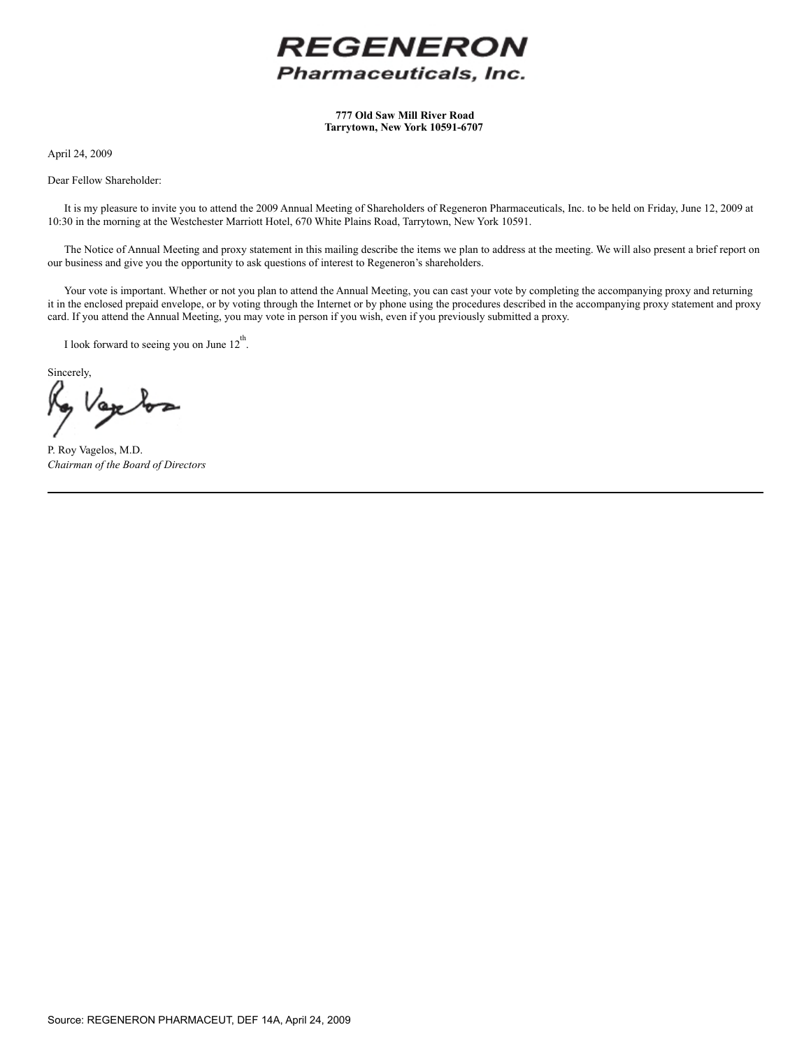# REGENERON
## Pharmaceuticals, Inc.

**777 Old Saw Mill River Road**
**Tarrytown, New York 10591-6707**

April 24, 2009

Dear Fellow Shareholder:

It is my pleasure to invite you to attend the 2009 Annual Meeting of Shareholders of Regeneron Pharmaceuticals, Inc. to be held on Friday, June 12, 2009 at 10:30 in the morning at the Westchester Marriott Hotel, 670 White Plains Road, Tarrytown, New York 10591.

The Notice of Annual Meeting and proxy statement in this mailing describe the items we plan to address at the meeting. We will also present a brief report on our business and give you the opportunity to ask questions of interest to Regeneron's shareholders.

Your vote is important. Whether or not you plan to attend the Annual Meeting, you can cast your vote by completing the accompanying proxy and returning it in the enclosed prepaid envelope, or by voting through the Internet or by phone using the procedures described in the accompanying proxy statement and proxy card. If you attend the Annual Meeting, you may vote in person if you wish, even if you previously submitted a proxy.

I look forward to seeing you on June 12th.

Sincerely,

P. Roy Vagelos, M.D.
*Chairman of the Board of Directors*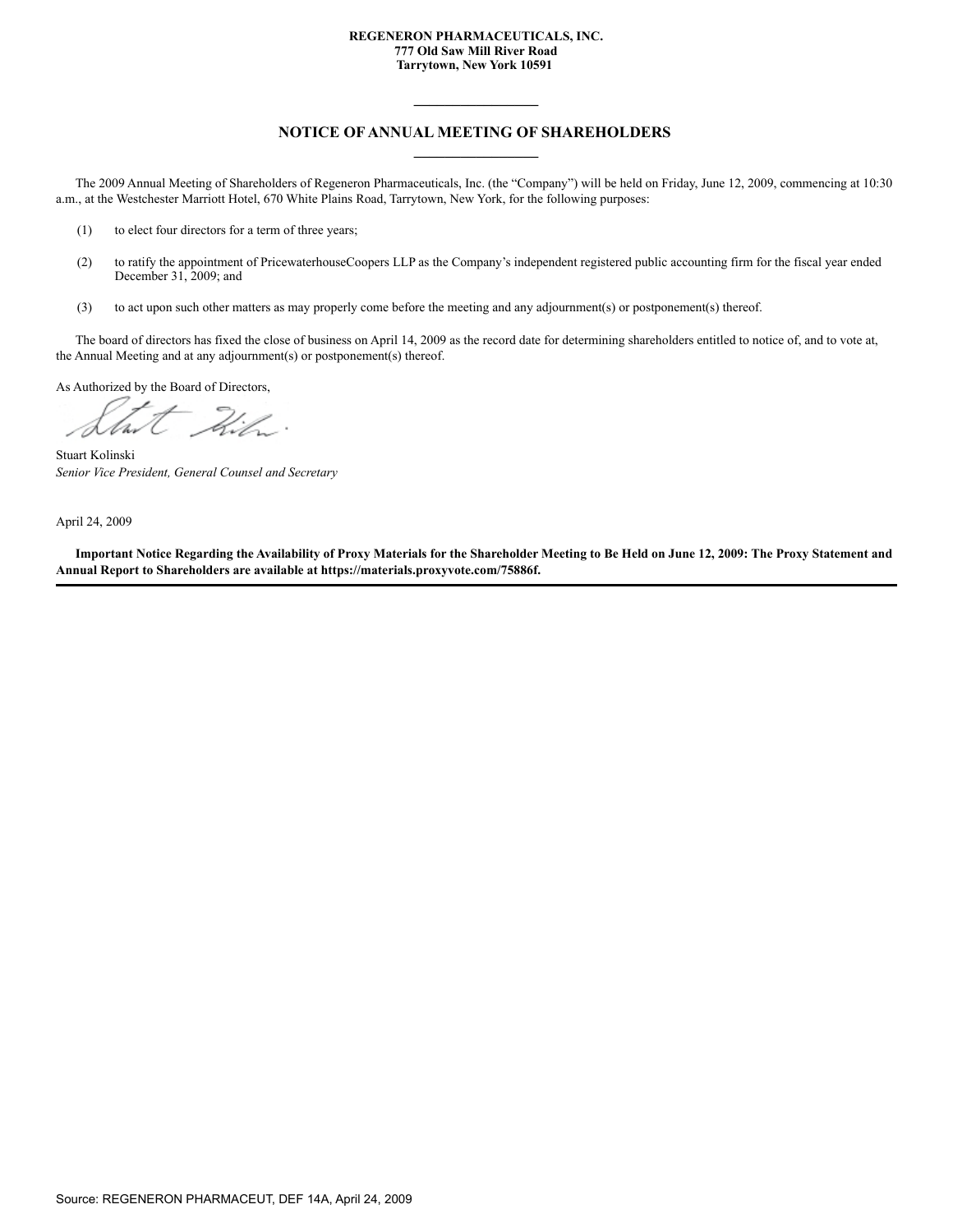**REGENERON PHARMACEUTICALS, INC.**
**777 Old Saw Mill River Road**
**Tarrytown, New York 10591**

---

## NOTICE OF ANNUAL MEETING OF SHAREHOLDERS

---

The 2009 Annual Meeting of Shareholders of Regeneron Pharmaceuticals, Inc. (the "Company") will be held on Friday, June 12, 2009, commencing at 10:30 a.m., at the Westchester Marriott Hotel, 670 White Plains Road, Tarrytown, New York, for the following purposes:

(1) to elect four directors for a term of three years;

(2) to ratify the appointment of PricewaterhouseCoopers LLP as the Company's independent registered public accounting firm for the fiscal year ended December 31, 2009; and

(3) to act upon such other matters as may properly come before the meeting and any adjournment(s) or postponement(s) thereof.

The board of directors has fixed the close of business on April 14, 2009 as the record date for determining shareholders entitled to notice of, and to vote at, the Annual Meeting and at any adjournment(s) or postponement(s) thereof.

As Authorized by the Board of Directors,

Stuart Kolinski
*Senior Vice President, General Counsel and Secretary*

April 24, 2009

**Important Notice Regarding the Availability of Proxy Materials for the Shareholder Meeting to Be Held on June 12, 2009: The Proxy Statement and Annual Report to Shareholders are available at https://materials.proxyvote.com/75886f.**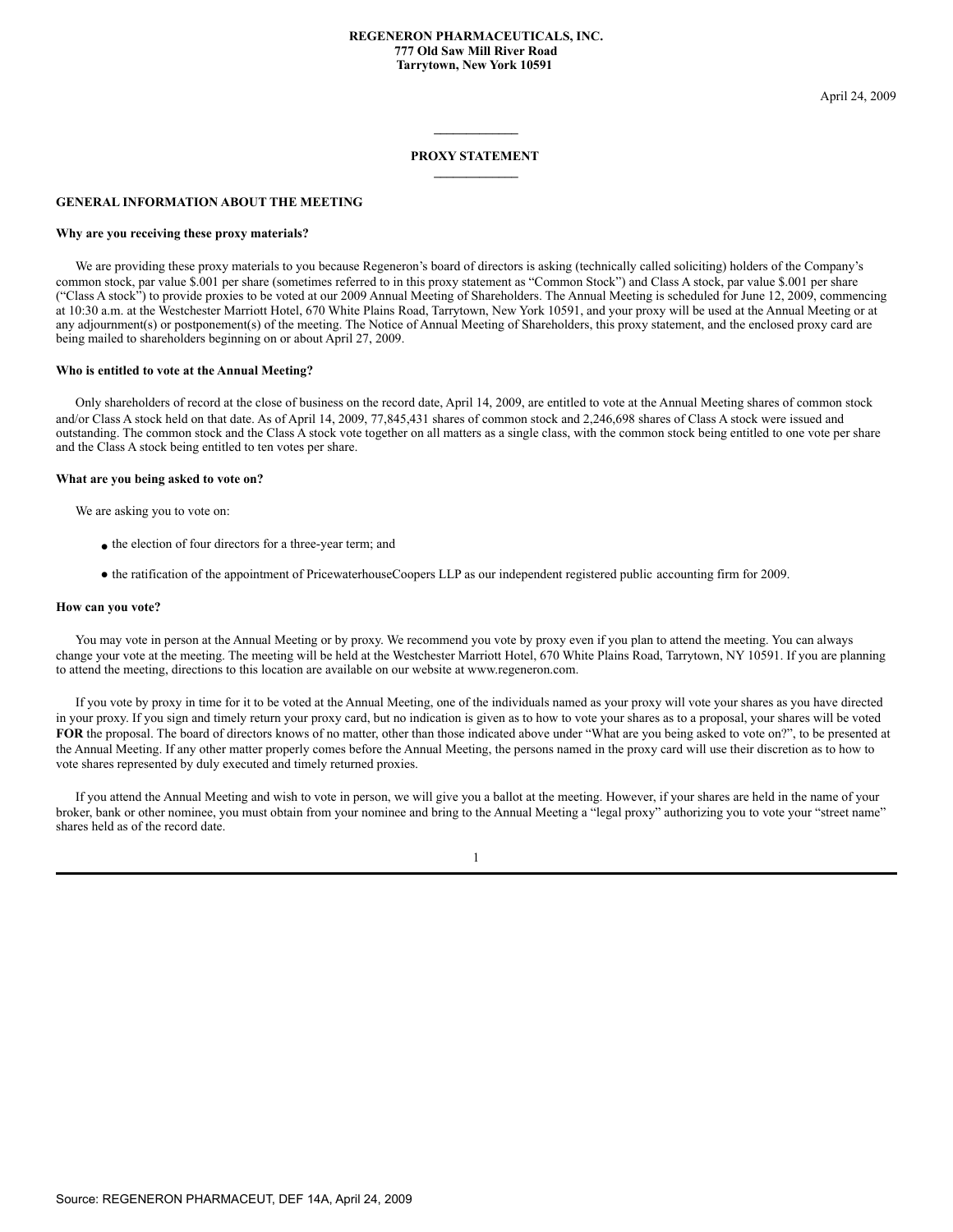**REGENERON PHARMACEUTICALS, INC.**
**777 Old Saw Mill River Road**
**Tarrytown, New York 10591**

April 24, 2009

# PROXY STATEMENT

## GENERAL INFORMATION ABOUT THE MEETING

### Why are you receiving these proxy materials?

We are providing these proxy materials to you because Regeneron's board of directors is asking (technically called soliciting) holders of the Company's common stock, par value $.001 per share (sometimes referred to in this proxy statement as "Common Stock") and Class A stock, par value $.001 per share ("Class A stock") to provide proxies to be voted at our 2009 Annual Meeting of Shareholders. The Annual Meeting is scheduled for June 12, 2009, commencing at 10:30 a.m. at the Westchester Marriott Hotel, 670 White Plains Road, Tarrytown, New York 10591, and your proxy will be used at the Annual Meeting or at any adjournment(s) or postponement(s) of the meeting. The Notice of Annual Meeting of Shareholders, this proxy statement, and the enclosed proxy card are being mailed to shareholders beginning on or about April 27, 2009.

### Who is entitled to vote at the Annual Meeting?

Only shareholders of record at the close of business on the record date, April 14, 2009, are entitled to vote at the Annual Meeting shares of common stock and/or Class A stock held on that date. As of April 14, 2009, 77,845,431 shares of common stock and 2,246,698 shares of Class A stock were issued and outstanding. The common stock and the Class A stock vote together on all matters as a single class, with the common stock being entitled to one vote per share and the Class A stock being entitled to ten votes per share.

### What are you being asked to vote on?

We are asking you to vote on:

- the election of four directors for a three-year term; and
- the ratification of the appointment of PricewaterhouseCoopers LLP as our independent registered public accounting firm for 2009.

### How can you vote?

You may vote in person at the Annual Meeting or by proxy. We recommend you vote by proxy even if you plan to attend the meeting. You can always change your vote at the meeting. The meeting will be held at the Westchester Marriott Hotel, 670 White Plains Road, Tarrytown, NY 10591. If you are planning to attend the meeting, directions to this location are available on our website at www.regeneron.com.

If you vote by proxy in time for it to be voted at the Annual Meeting, one of the individuals named as your proxy will vote your shares as you have directed in your proxy. If you sign and timely return your proxy card, but no indication is given as to how to vote your shares as to a proposal, your shares will be voted **FOR** the proposal. The board of directors knows of no matter, other than those indicated above under "What are you being asked to vote on?", to be presented at the Annual Meeting. If any other matter properly comes before the Annual Meeting, the persons named in the proxy card will use their discretion as to how to vote shares represented by duly executed and timely returned proxies.

If you attend the Annual Meeting and wish to vote in person, we will give you a ballot at the meeting. However, if your shares are held in the name of your broker, bank or other nominee, you must obtain from your nominee and bring to the Annual Meeting a "legal proxy" authorizing you to vote your "street name" shares held as of the record date.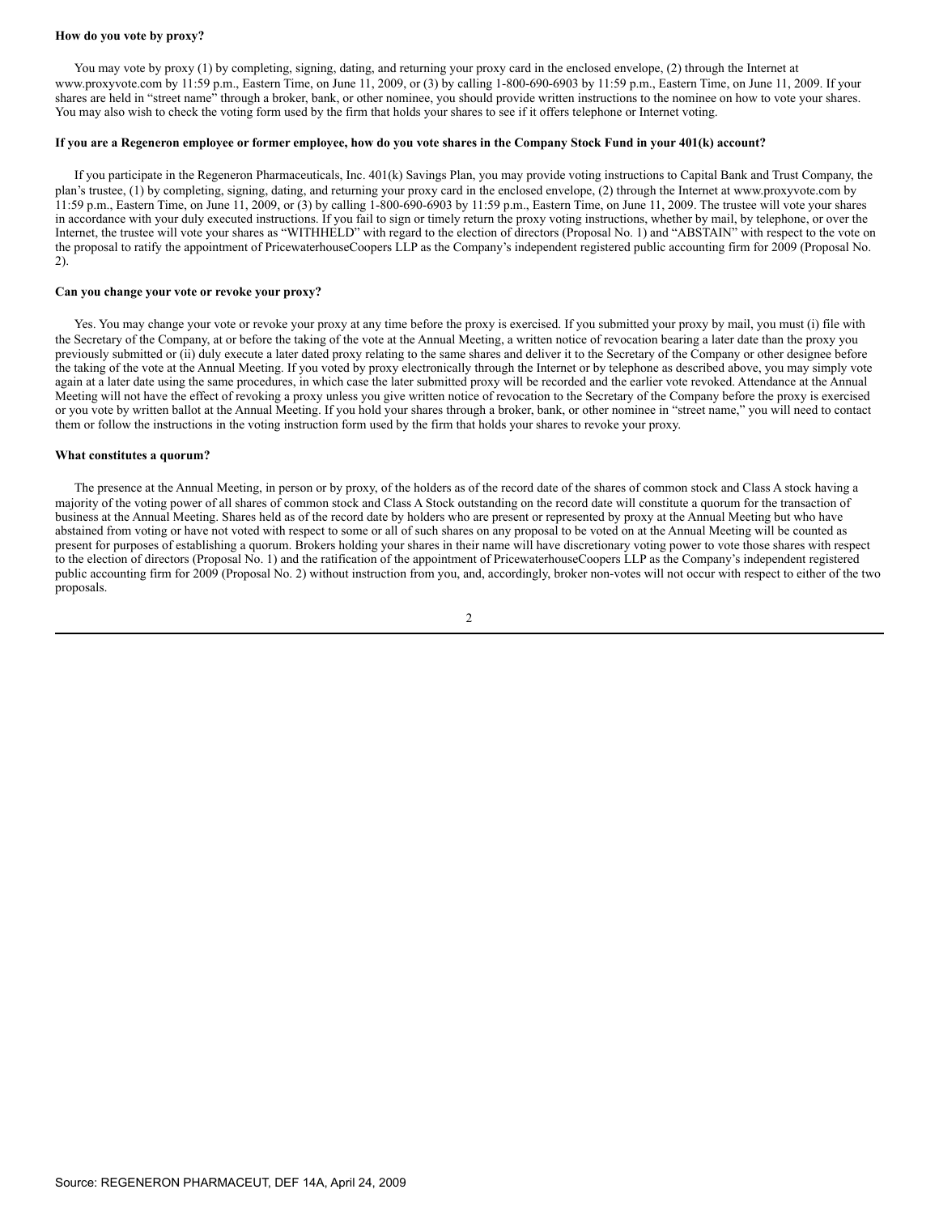**How do you vote by proxy?**

You may vote by proxy (1) by completing, signing, dating, and returning your proxy card in the enclosed envelope, (2) through the Internet at www.proxyvote.com by 11:59 p.m., Eastern Time, on June 11, 2009, or (3) by calling 1-800-690-6903 by 11:59 p.m., Eastern Time, on June 11, 2009. If your shares are held in "street name" through a broker, bank, or other nominee, you should provide written instructions to the nominee on how to vote your shares. You may also wish to check the voting form used by the firm that holds your shares to see if it offers telephone or Internet voting.

**If you are a Regeneron employee or former employee, how do you vote shares in the Company Stock Fund in your 401(k) account?**

If you participate in the Regeneron Pharmaceuticals, Inc. 401(k) Savings Plan, you may provide voting instructions to Capital Bank and Trust Company, the plan's trustee, (1) by completing, signing, dating, and returning your proxy card in the enclosed envelope, (2) through the Internet at www.proxyvote.com by 11:59 p.m., Eastern Time, on June 11, 2009, or (3) by calling 1-800-690-6903 by 11:59 p.m., Eastern Time, on June 11, 2009. The trustee will vote your shares in accordance with your duly executed instructions. If you fail to sign or timely return the proxy voting instructions, whether by mail, by telephone, or over the Internet, the trustee will vote your shares as "WITHHELD" with regard to the election of directors (Proposal No. 1) and "ABSTAIN" with respect to the vote on the proposal to ratify the appointment of PricewaterhouseCoopers LLP as the Company's independent registered public accounting firm for 2009 (Proposal No. 2).

**Can you change your vote or revoke your proxy?**

Yes. You may change your vote or revoke your proxy at any time before the proxy is exercised. If you submitted your proxy by mail, you must (i) file with the Secretary of the Company, at or before the taking of the vote at the Annual Meeting, a written notice of revocation bearing a later date than the proxy you previously submitted or (ii) duly execute a later dated proxy relating to the same shares and deliver it to the Secretary of the Company or other designee before the taking of the vote at the Annual Meeting. If you voted by proxy electronically through the Internet or by telephone as described above, you may simply vote again at a later date using the same procedures, in which case the later submitted proxy will be recorded and the earlier vote revoked. Attendance at the Annual Meeting will not have the effect of revoking a proxy unless you give written notice of revocation to the Secretary of the Company before the proxy is exercised or you vote by written ballot at the Annual Meeting. If you hold your shares through a broker, bank, or other nominee in "street name," you will need to contact them or follow the instructions in the voting instruction form used by the firm that holds your shares to revoke your proxy.

**What constitutes a quorum?**

The presence at the Annual Meeting, in person or by proxy, of the holders as of the record date of the shares of common stock and Class A stock having a majority of the voting power of all shares of common stock and Class A Stock outstanding on the record date will constitute a quorum for the transaction of business at the Annual Meeting. Shares held as of the record date by holders who are present or represented by proxy at the Annual Meeting but who have abstained from voting or have not voted with respect to some or all of such shares on any proposal to be voted on at the Annual Meeting will be counted as present for purposes of establishing a quorum. Brokers holding your shares in their name will have discretionary voting power to vote those shares with respect to the election of directors (Proposal No. 1) and the ratification of the appointment of PricewaterhouseCoopers LLP as the Company's independent registered public accounting firm for 2009 (Proposal No. 2) without instruction from you, and, accordingly, broker non-votes will not occur with respect to either of the two proposals.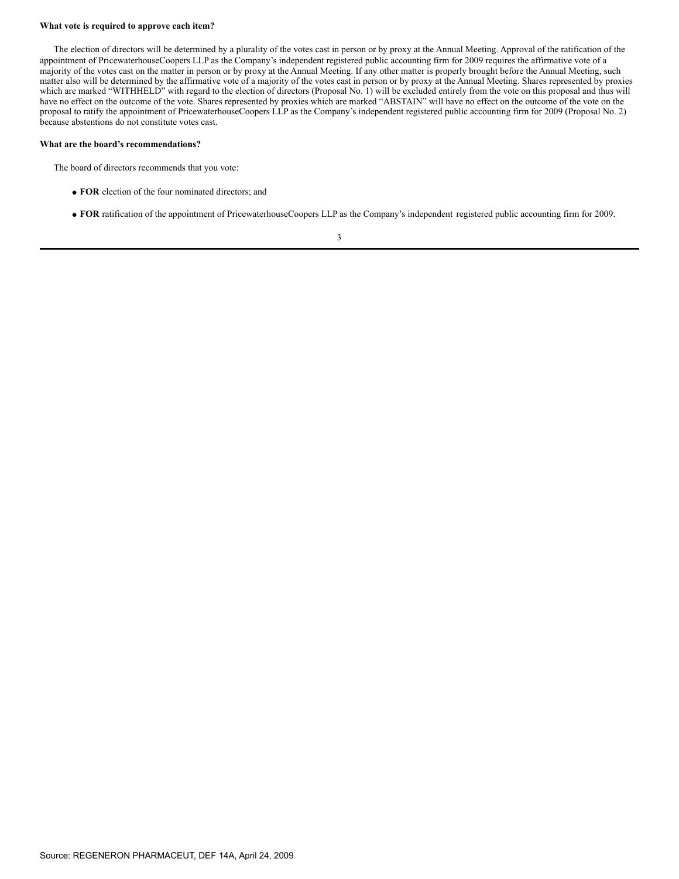**What vote is required to approve each item?**

The election of directors will be determined by a plurality of the votes cast in person or by proxy at the Annual Meeting. Approval of the ratification of the appointment of PricewaterhouseCoopers LLP as the Company's independent registered public accounting firm for 2009 requires the affirmative vote of a majority of the votes cast on the matter in person or by proxy at the Annual Meeting. If any other matter is properly brought before the Annual Meeting, such matter also will be determined by the affirmative vote of a majority of the votes cast in person or by proxy at the Annual Meeting. Shares represented by proxies which are marked "WITHHELD" with regard to the election of directors (Proposal No. 1) will be excluded entirely from the vote on this proposal and thus will have no effect on the outcome of the vote. Shares represented by proxies which are marked "ABSTAIN" will have no effect on the outcome of the vote on the proposal to ratify the appointment of PricewaterhouseCoopers LLP as the Company's independent registered public accounting firm for 2009 (Proposal No. 2) because abstentions do not constitute votes cast.

**What are the board's recommendations?**

The board of directors recommends that you vote:

- **FOR** election of the four nominated directors; and
- **FOR** ratification of the appointment of PricewaterhouseCoopers LLP as the Company's independent registered public accounting firm for 2009.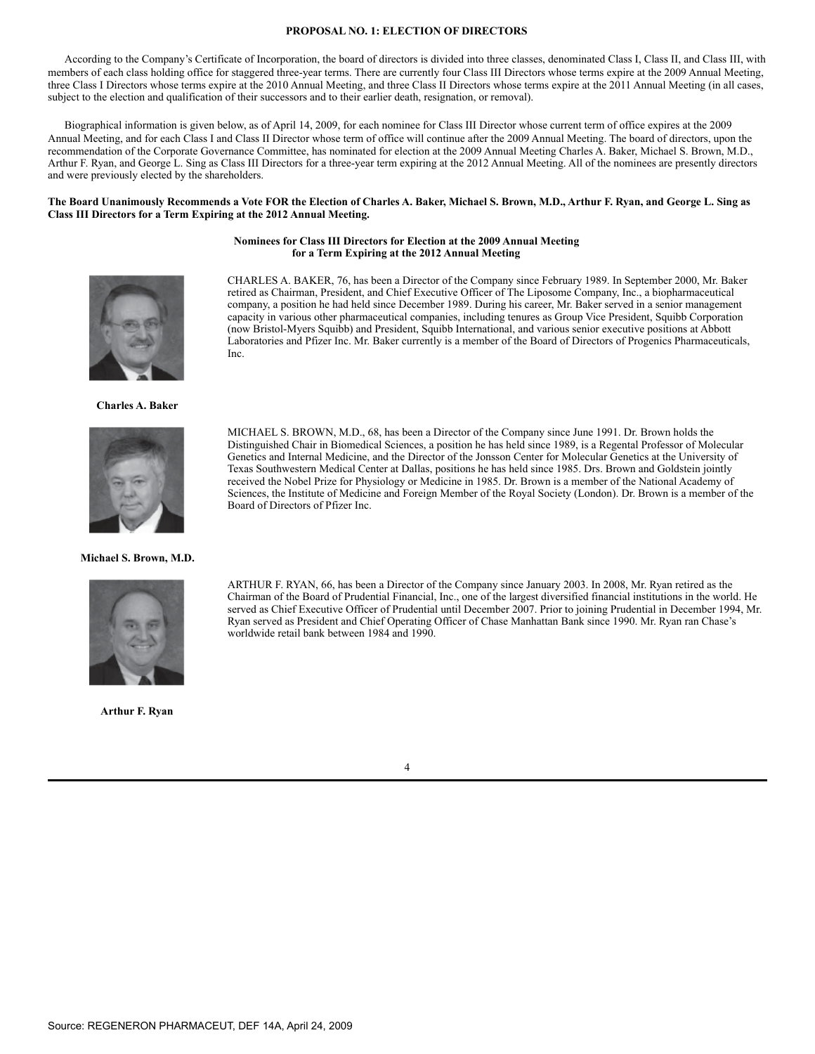## PROPOSAL NO. 1: ELECTION OF DIRECTORS

According to the Company's Certificate of Incorporation, the board of directors is divided into three classes, denominated Class I, Class II, and Class III, with members of each class holding office for staggered three-year terms. There are currently four Class III Directors whose terms expire at the 2009 Annual Meeting, three Class I Directors whose terms expire at the 2010 Annual Meeting, and three Class II Directors whose terms expire at the 2011 Annual Meeting (in all cases, subject to the election and qualification of their successors and to their earlier death, resignation, or removal).

Biographical information is given below, as of April 14, 2009, for each nominee for Class III Director whose current term of office expires at the 2009 Annual Meeting, and for each Class I and Class II Director whose term of office will continue after the 2009 Annual Meeting. The board of directors, upon the recommendation of the Corporate Governance Committee, has nominated for election at the 2009 Annual Meeting Charles A. Baker, Michael S. Brown, M.D., Arthur F. Ryan, and George L. Sing as Class III Directors for a three-year term expiring at the 2012 Annual Meeting. All of the nominees are presently directors and were previously elected by the shareholders.

**The Board Unanimously Recommends a Vote FOR the Election of Charles A. Baker, Michael S. Brown, M.D., Arthur F. Ryan, and George L. Sing as Class III Directors for a Term Expiring at the 2012 Annual Meeting.**

### Nominees for Class III Directors for Election at the 2009 Annual Meeting for a Term Expiring at the 2012 Annual Meeting

CHARLES A. BAKER, 76, has been a Director of the Company since February 1989. In September 2000, Mr. Baker retired as Chairman, President, and Chief Executive Officer of The Liposome Company, Inc., a biopharmaceutical company, a position he had held since December 1989. During his career, Mr. Baker served in a senior management capacity in various other pharmaceutical companies, including tenures as Group Vice President, Squibb Corporation (now Bristol-Myers Squibb) and President, Squibb International, and various senior executive positions at Abbott Laboratories and Pfizer Inc. Mr. Baker currently is a member of the Board of Directors of Progenics Pharmaceuticals, Inc.

**Charles A. Baker**

MICHAEL S. BROWN, M.D., 68, has been a Director of the Company since June 1991. Dr. Brown holds the Distinguished Chair in Biomedical Sciences, a position he has held since 1989, is a Regental Professor of Molecular Genetics and Internal Medicine, and the Director of the Jonsson Center for Molecular Genetics at the University of Texas Southwestern Medical Center at Dallas, positions he has held since 1985. Drs. Brown and Goldstein jointly received the Nobel Prize for Physiology or Medicine in 1985. Dr. Brown is a member of the National Academy of Sciences, the Institute of Medicine and Foreign Member of the Royal Society (London). Dr. Brown is a member of the Board of Directors of Pfizer Inc.

**Michael S. Brown, M.D.**

ARTHUR F. RYAN, 66, has been a Director of the Company since January 2003. In 2008, Mr. Ryan retired as the Chairman of the Board of Prudential Financial, Inc., one of the largest diversified financial institutions in the world. He served as Chief Executive Officer of Prudential until December 2007. Prior to joining Prudential in December 1994, Mr. Ryan served as President and Chief Operating Officer of Chase Manhattan Bank since 1990. Mr. Ryan ran Chase's worldwide retail bank between 1984 and 1990.

**Arthur F. Ryan**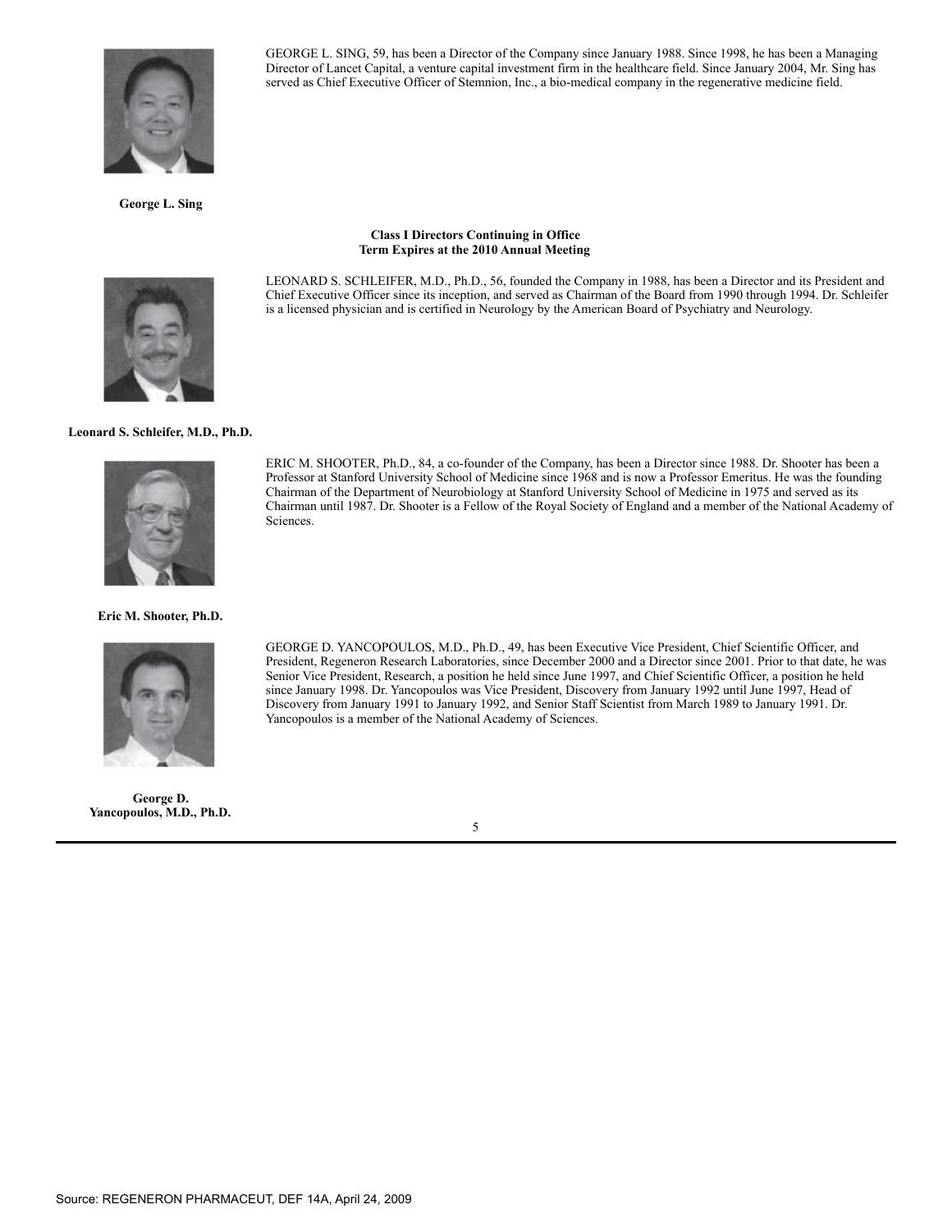GEORGE L. SING, 59, has been a Director of the Company since January 1988. Since 1998, he has been a Managing Director of Lancet Capital, a venture capital investment firm in the healthcare field. Since January 2004, Mr. Sing has served as Chief Executive Officer of Stemnion, Inc., a bio-medical company in the regenerative medicine field.

**George L. Sing**

**Class I Directors Continuing in Office**
**Term Expires at the 2010 Annual Meeting**

LEONARD S. SCHLEIFER, M.D., Ph.D., 56, founded the Company in 1988, has been a Director and its President and Chief Executive Officer since its inception, and served as Chairman of the Board from 1990 through 1994. Dr. Schleifer is a licensed physician and is certified in Neurology by the American Board of Psychiatry and Neurology.

**Leonard S. Schleifer, M.D., Ph.D.**

ERIC M. SHOOTER, Ph.D., 84, a co-founder of the Company, has been a Director since 1988. Dr. Shooter has been a Professor at Stanford University School of Medicine since 1968 and is now a Professor Emeritus. He was the founding Chairman of the Department of Neurobiology at Stanford University School of Medicine in 1975 and served as its Chairman until 1987. Dr. Shooter is a Fellow of the Royal Society of England and a member of the National Academy of Sciences.

**Eric M. Shooter, Ph.D.**

GEORGE D. YANCOPOULOS, M.D., Ph.D., 49, has been Executive Vice President, Chief Scientific Officer, and President, Regeneron Research Laboratories, since December 2000 and a Director since 2001. Prior to that date, he was Senior Vice President, Research, a position he held since June 1997, and Chief Scientific Officer, a position he held since January 1998. Dr. Yancopoulos was Vice President, Discovery from January 1992 until June 1997, Head of Discovery from January 1991 to January 1992, and Senior Staff Scientist from March 1989 to January 1991. Dr. Yancopoulos is a member of the National Academy of Sciences.

**George D. Yancopoulos, M.D., Ph.D.**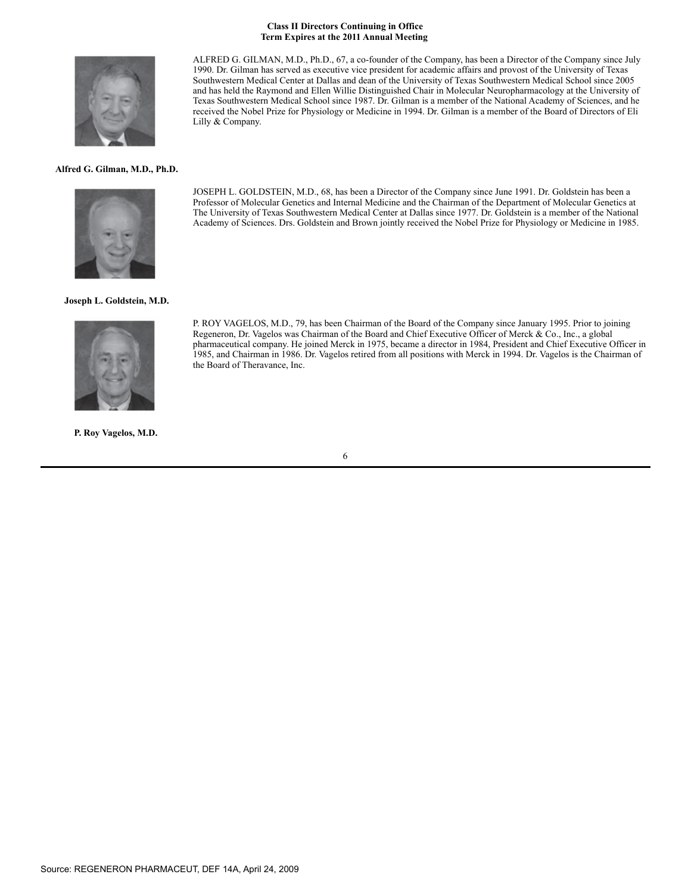**Class II Directors Continuing in Office**
**Term Expires at the 2011 Annual Meeting**

ALFRED G. GILMAN, M.D., Ph.D., 67, a co-founder of the Company, has been a Director of the Company since July 1990. Dr. Gilman has served as executive vice president for academic affairs and provost of the University of Texas Southwestern Medical Center at Dallas and dean of the University of Texas Southwestern Medical School since 2005 and has held the Raymond and Ellen Willie Distinguished Chair in Molecular Neuropharmacology at the University of Texas Southwestern Medical School since 1987. Dr. Gilman is a member of the National Academy of Sciences, and he received the Nobel Prize for Physiology or Medicine in 1994. Dr. Gilman is a member of the Board of Directors of Eli Lilly & Company.

**Alfred G. Gilman, M.D., Ph.D.**

JOSEPH L. GOLDSTEIN, M.D., 68, has been a Director of the Company since June 1991. Dr. Goldstein has been a Professor of Molecular Genetics and Internal Medicine and the Chairman of the Department of Molecular Genetics at The University of Texas Southwestern Medical Center at Dallas since 1977. Dr. Goldstein is a member of the National Academy of Sciences. Drs. Goldstein and Brown jointly received the Nobel Prize for Physiology or Medicine in 1985.

**Joseph L. Goldstein, M.D.**

P. ROY VAGELOS, M.D., 79, has been Chairman of the Board of the Company since January 1995. Prior to joining Regeneron, Dr. Vagelos was Chairman of the Board and Chief Executive Officer of Merck & Co., Inc., a global pharmaceutical company. He joined Merck in 1975, became a director in 1984, President and Chief Executive Officer in 1985, and Chairman in 1986. Dr. Vagelos retired from all positions with Merck in 1994. Dr. Vagelos is the Chairman of the Board of Theravance, Inc.

**P. Roy Vagelos, M.D.**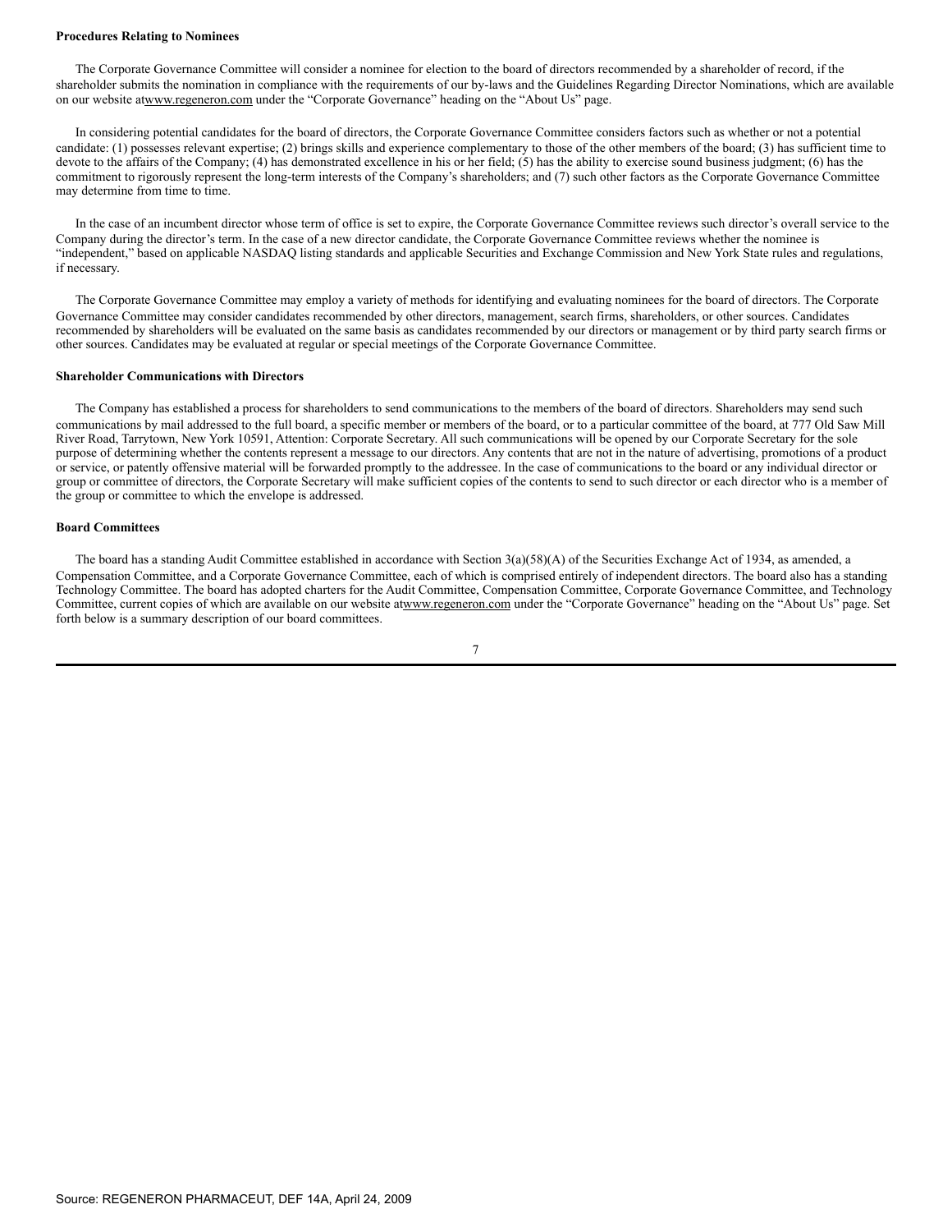**Procedures Relating to Nominees**

The Corporate Governance Committee will consider a nominee for election to the board of directors recommended by a shareholder of record, if the shareholder submits the nomination in compliance with the requirements of our by-laws and the Guidelines Regarding Director Nominations, which are available on our website atwww.regeneron.com under the "Corporate Governance" heading on the "About Us" page.

In considering potential candidates for the board of directors, the Corporate Governance Committee considers factors such as whether or not a potential candidate: (1) possesses relevant expertise; (2) brings skills and experience complementary to those of the other members of the board; (3) has sufficient time to devote to the affairs of the Company; (4) has demonstrated excellence in his or her field; (5) has the ability to exercise sound business judgment; (6) has the commitment to rigorously represent the long-term interests of the Company's shareholders; and (7) such other factors as the Corporate Governance Committee may determine from time to time.

In the case of an incumbent director whose term of office is set to expire, the Corporate Governance Committee reviews such director's overall service to the Company during the director's term. In the case of a new director candidate, the Corporate Governance Committee reviews whether the nominee is "independent," based on applicable NASDAQ listing standards and applicable Securities and Exchange Commission and New York State rules and regulations, if necessary.

The Corporate Governance Committee may employ a variety of methods for identifying and evaluating nominees for the board of directors. The Corporate Governance Committee may consider candidates recommended by other directors, management, search firms, shareholders, or other sources. Candidates recommended by shareholders will be evaluated on the same basis as candidates recommended by our directors or management or by third party search firms or other sources. Candidates may be evaluated at regular or special meetings of the Corporate Governance Committee.

**Shareholder Communications with Directors**

The Company has established a process for shareholders to send communications to the members of the board of directors. Shareholders may send such communications by mail addressed to the full board, a specific member or members of the board, or to a particular committee of the board, at 777 Old Saw Mill River Road, Tarrytown, New York 10591, Attention: Corporate Secretary. All such communications will be opened by our Corporate Secretary for the sole purpose of determining whether the contents represent a message to our directors. Any contents that are not in the nature of advertising, promotions of a product or service, or patently offensive material will be forwarded promptly to the addressee. In the case of communications to the board or any individual director or group or committee of directors, the Corporate Secretary will make sufficient copies of the contents to send to such director or each director who is a member of the group or committee to which the envelope is addressed.

**Board Committees**

The board has a standing Audit Committee established in accordance with Section 3(a)(58)(A) of the Securities Exchange Act of 1934, as amended, a Compensation Committee, and a Corporate Governance Committee, each of which is comprised entirely of independent directors. The board also has a standing Technology Committee. The board has adopted charters for the Audit Committee, Compensation Committee, Corporate Governance Committee, and Technology Committee, current copies of which are available on our website atwww.regeneron.com under the "Corporate Governance" heading on the "About Us" page. Set forth below is a summary description of our board committees.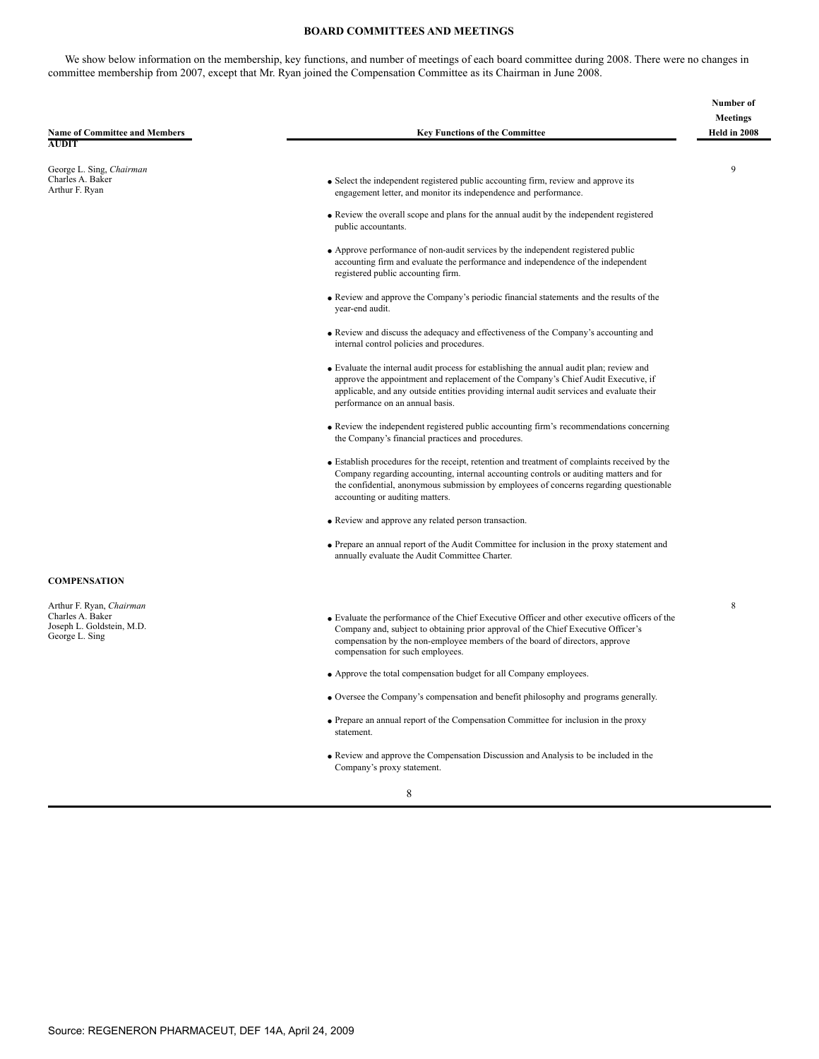## BOARD COMMITTEES AND MEETINGS

We show below information on the membership, key functions, and number of meetings of each board committee during 2008. There were no changes in committee membership from 2007, except that Mr. Ryan joined the Compensation Committee as its Chairman in June 2008.

| Name of Committee and Members | Key Functions of the Committee | Number of Meetings Held in 2008 |
|---|---|---|
| **AUDIT** | | |
| George L. Sing, *Chairman*<br>Charles A. Baker<br>Arthur F. Ryan | • Select the independent registered public accounting firm, review and approve its engagement letter, and monitor its independence and performance.<br>• Review the overall scope and plans for the annual audit by the independent registered public accountants.<br>• Approve performance of non-audit services by the independent registered public accounting firm and evaluate the performance and independence of the independent registered public accounting firm.<br>• Review and approve the Company's periodic financial statements and the results of the year-end audit.<br>• Review and discuss the adequacy and effectiveness of the Company's accounting and internal control policies and procedures.<br>• Evaluate the internal audit process for establishing the annual audit plan; review and approve the appointment and replacement of the Company's Chief Audit Executive, if applicable, and any outside entities providing internal audit services and evaluate their performance on an annual basis.<br>• Review the independent registered public accounting firm's recommendations concerning the Company's financial practices and procedures.<br>• Establish procedures for the receipt, retention and treatment of complaints received by the Company regarding accounting, internal accounting controls or auditing matters and for the confidential, anonymous submission by employees of concerns regarding questionable accounting or auditing matters.<br>• Review and approve any related person transaction.<br>• Prepare an annual report of the Audit Committee for inclusion in the proxy statement and annually evaluate the Audit Committee Charter. | 9 |
| **COMPENSATION** | | |
| Arthur F. Ryan, *Chairman*<br>Charles A. Baker<br>Joseph L. Goldstein, M.D.<br>George L. Sing | • Evaluate the performance of the Chief Executive Officer and other executive officers of the Company and, subject to obtaining prior approval of the Chief Executive Officer's compensation by the non-employee members of the board of directors, approve compensation for such employees.<br>• Approve the total compensation budget for all Company employees.<br>• Oversee the Company's compensation and benefit philosophy and programs generally.<br>• Prepare an annual report of the Compensation Committee for inclusion in the proxy statement.<br>• Review and approve the Compensation Discussion and Analysis to be included in the Company's proxy statement. | 8 |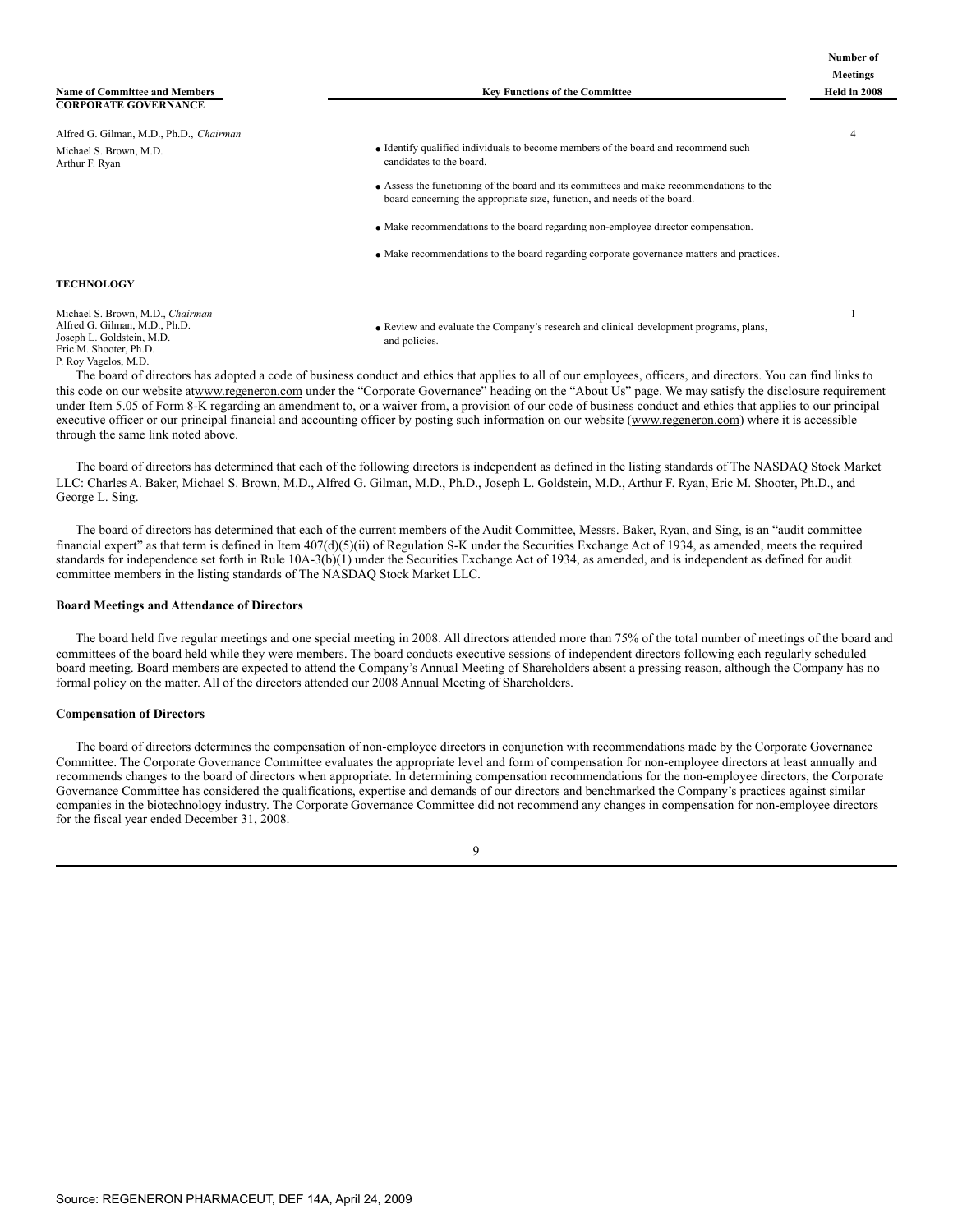| Name of Committee and Members | Key Functions of the Committee | Number of Meetings Held in 2008 |
|---|---|---|
| **CORPORATE GOVERNANCE** | | |
| Alfred G. Gilman, M.D., Ph.D., *Chairman*<br>Michael S. Brown, M.D.<br>Arthur F. Ryan | • Identify qualified individuals to become members of the board and recommend such candidates to the board.<br>• Assess the functioning of the board and its committees and make recommendations to the board concerning the appropriate size, function, and needs of the board.<br>• Make recommendations to the board regarding non-employee director compensation.<br>• Make recommendations to the board regarding corporate governance matters and practices. | 4 |
| **TECHNOLOGY** | | |
| Michael S. Brown, M.D., *Chairman*<br>Alfred G. Gilman, M.D., Ph.D.<br>Joseph L. Goldstein, M.D.<br>Eric M. Shooter, Ph.D.<br>P. Roy Vagelos, M.D. | • Review and evaluate the Company's research and clinical development programs, plans, and policies. | 1 |

The board of directors has adopted a code of business conduct and ethics that applies to all of our employees, officers, and directors. You can find links to this code on our website atwww.regeneron.com under the "Corporate Governance" heading on the "About Us" page. We may satisfy the disclosure requirement under Item 5.05 of Form 8-K regarding an amendment to, or a waiver from, a provision of our code of business conduct and ethics that applies to our principal executive officer or our principal financial and accounting officer by posting such information on our website (www.regeneron.com) where it is accessible through the same link noted above.

The board of directors has determined that each of the following directors is independent as defined in the listing standards of The NASDAQ Stock Market LLC: Charles A. Baker, Michael S. Brown, M.D., Alfred G. Gilman, M.D., Ph.D., Joseph L. Goldstein, M.D., Arthur F. Ryan, Eric M. Shooter, Ph.D., and George L. Sing.

The board of directors has determined that each of the current members of the Audit Committee, Messrs. Baker, Ryan, and Sing, is an "audit committee financial expert" as that term is defined in Item 407(d)(5)(ii) of Regulation S-K under the Securities Exchange Act of 1934, as amended, meets the required standards for independence set forth in Rule 10A-3(b)(1) under the Securities Exchange Act of 1934, as amended, and is independent as defined for audit committee members in the listing standards of The NASDAQ Stock Market LLC.

#### Board Meetings and Attendance of Directors

The board held five regular meetings and one special meeting in 2008. All directors attended more than 75% of the total number of meetings of the board and committees of the board held while they were members. The board conducts executive sessions of independent directors following each regularly scheduled board meeting. Board members are expected to attend the Company's Annual Meeting of Shareholders absent a pressing reason, although the Company has no formal policy on the matter. All of the directors attended our 2008 Annual Meeting of Shareholders.

#### Compensation of Directors

The board of directors determines the compensation of non-employee directors in conjunction with recommendations made by the Corporate Governance Committee. The Corporate Governance Committee evaluates the appropriate level and form of compensation for non-employee directors at least annually and recommends changes to the board of directors when appropriate. In determining compensation recommendations for the non-employee directors, the Corporate Governance Committee has considered the qualifications, expertise and demands of our directors and benchmarked the Company's practices against similar companies in the biotechnology industry. The Corporate Governance Committee did not recommend any changes in compensation for non-employee directors for the fiscal year ended December 31, 2008.

Source: REGENERON PHARMACEUT, DEF 14A, April 24, 2009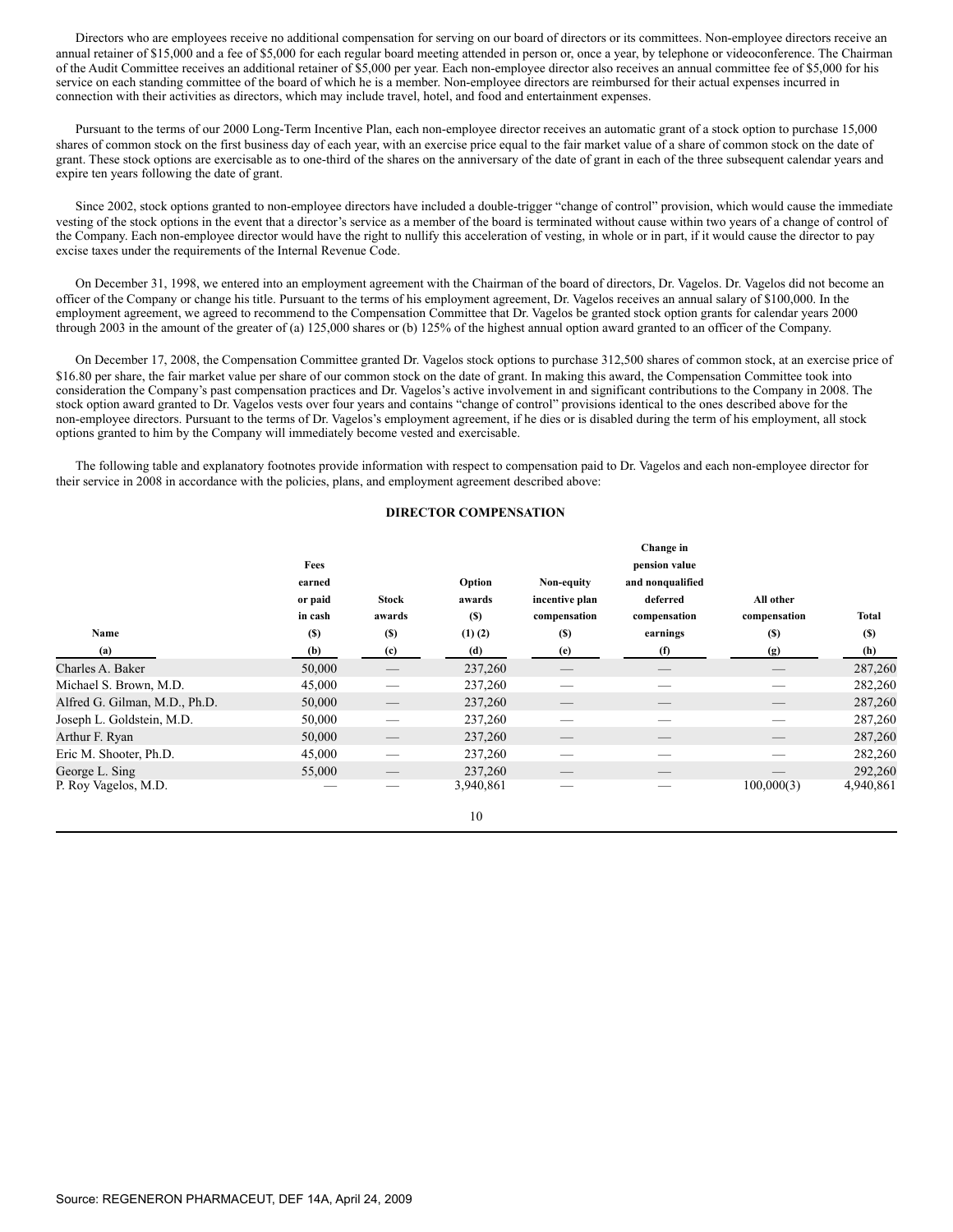Directors who are employees receive no additional compensation for serving on our board of directors or its committees. Non-employee directors receive an annual retainer of $15,000 and a fee of $5,000 for each regular board meeting attended in person or, once a year, by telephone or videoconference. The Chairman of the Audit Committee receives an additional retainer of $5,000 per year. Each non-employee director also receives an annual committee fee of $5,000 for his service on each standing committee of the board of which he is a member. Non-employee directors are reimbursed for their actual expenses incurred in connection with their activities as directors, which may include travel, hotel, and food and entertainment expenses.

Pursuant to the terms of our 2000 Long-Term Incentive Plan, each non-employee director receives an automatic grant of a stock option to purchase 15,000 shares of common stock on the first business day of each year, with an exercise price equal to the fair market value of a share of common stock on the date of grant. These stock options are exercisable as to one-third of the shares on the anniversary of the date of grant in each of the three subsequent calendar years and expire ten years following the date of grant.

Since 2002, stock options granted to non-employee directors have included a double-trigger “change of control” provision, which would cause the immediate vesting of the stock options in the event that a director’s service as a member of the board is terminated without cause within two years of a change of control of the Company. Each non-employee director would have the right to nullify this acceleration of vesting, in whole or in part, if it would cause the director to pay excise taxes under the requirements of the Internal Revenue Code.

On December 31, 1998, we entered into an employment agreement with the Chairman of the board of directors, Dr. Vagelos. Dr. Vagelos did not become an officer of the Company or change his title. Pursuant to the terms of his employment agreement, Dr. Vagelos receives an annual salary of $100,000. In the employment agreement, we agreed to recommend to the Compensation Committee that Dr. Vagelos be granted stock option grants for calendar years 2000 through 2003 in the amount of the greater of (a) 125,000 shares or (b) 125% of the highest annual option award granted to an officer of the Company.

On December 17, 2008, the Compensation Committee granted Dr. Vagelos stock options to purchase 312,500 shares of common stock, at an exercise price of $16.80 per share, the fair market value per share of our common stock on the date of grant. In making this award, the Compensation Committee took into consideration the Company’s past compensation practices and Dr. Vagelos’s active involvement in and significant contributions to the Company in 2008. The stock option award granted to Dr. Vagelos vests over four years and contains “change of control” provisions identical to the ones described above for the non-employee directors. Pursuant to the terms of Dr. Vagelos’s employment agreement, if he dies or is disabled during the term of his employment, all stock options granted to him by the Company will immediately become vested and exercisable.

The following table and explanatory footnotes provide information with respect to compensation paid to Dr. Vagelos and each non-employee director for their service in 2008 in accordance with the policies, plans, and employment agreement described above:

**DIRECTOR COMPENSATION**

| Name (a) | Fees earned or paid in cash ($) (b) | Stock awards ($) (c) | Option awards ($) (1) (2) (d) | Non-equity incentive plan compensation ($) (e) | Change in pension value and nonqualified deferred compensation earnings (f) | All other compensation ($) (g) | Total ($) (h) |
|---|---|---|---|---|---|---|---|
| Charles A. Baker | 50,000 | — | 237,260 | — | — | — | 287,260 |
| Michael S. Brown, M.D. | 45,000 | — | 237,260 | — | — | — | 282,260 |
| Alfred G. Gilman, M.D., Ph.D. | 50,000 | — | 237,260 | — | — | — | 287,260 |
| Joseph L. Goldstein, M.D. | 50,000 | — | 237,260 | — | — | — | 287,260 |
| Arthur F. Ryan | 50,000 | — | 237,260 | — | — | — | 287,260 |
| Eric M. Shooter, Ph.D. | 45,000 | — | 237,260 | — | — | — | 282,260 |
| George L. Sing | 55,000 | — | 237,260 | — | — | — | 292,260 |
| P. Roy Vagelos, M.D. | — | — | 3,940,861 | — | — | 100,000(3) | 4,940,861 |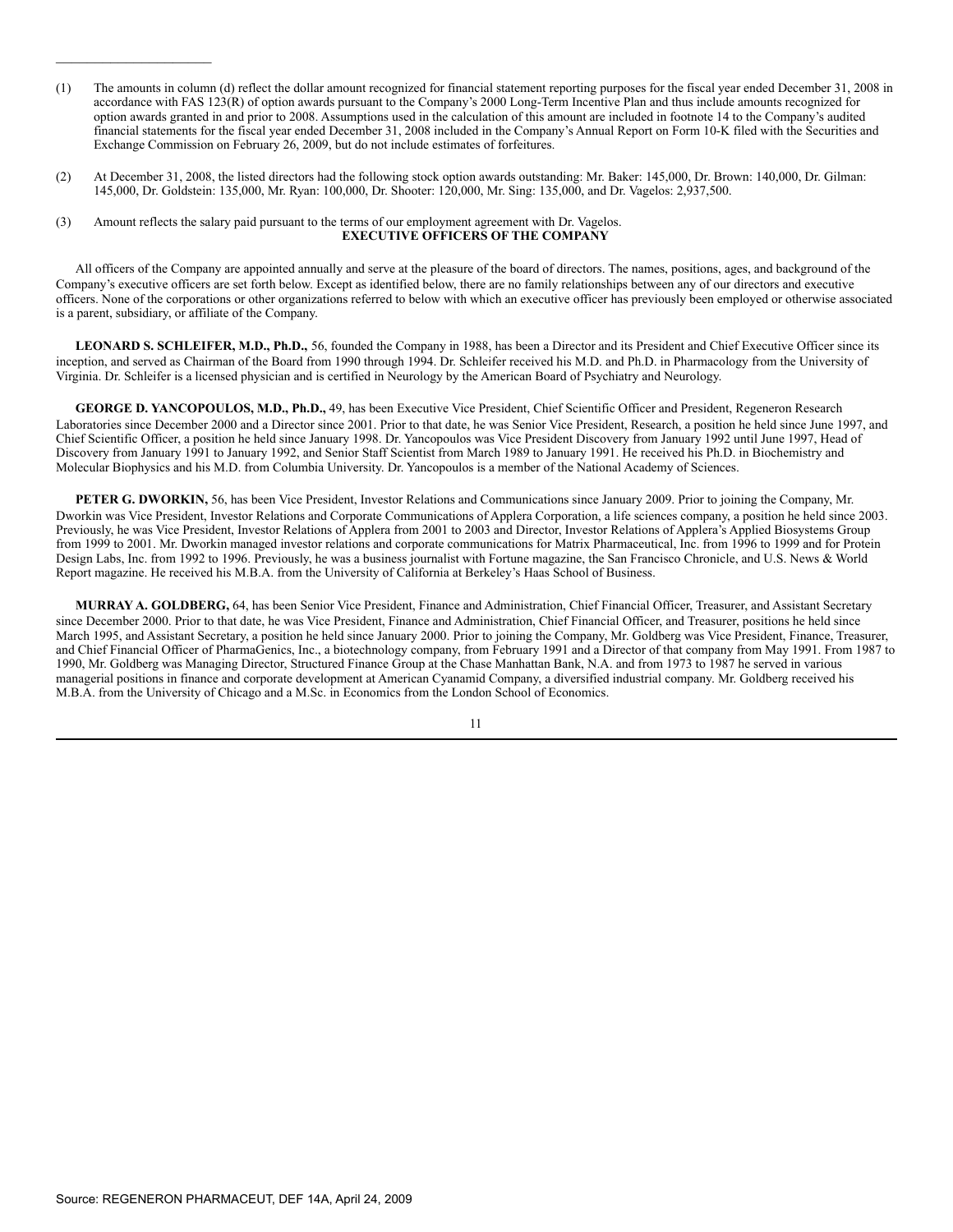---

(1) The amounts in column (d) reflect the dollar amount recognized for financial statement reporting purposes for the fiscal year ended December 31, 2008 in accordance with FAS 123(R) of option awards pursuant to the Company's 2000 Long-Term Incentive Plan and thus include amounts recognized for option awards granted in and prior to 2008. Assumptions used in the calculation of this amount are included in footnote 14 to the Company's audited financial statements for the fiscal year ended December 31, 2008 included in the Company's Annual Report on Form 10-K filed with the Securities and Exchange Commission on February 26, 2009, but do not include estimates of forfeitures.

(2) At December 31, 2008, the listed directors had the following stock option awards outstanding: Mr. Baker: 145,000, Dr. Brown: 140,000, Dr. Gilman: 145,000, Dr. Goldstein: 135,000, Mr. Ryan: 100,000, Dr. Shooter: 120,000, Mr. Sing: 135,000, and Dr. Vagelos: 2,937,500.

(3) Amount reflects the salary paid pursuant to the terms of our employment agreement with Dr. Vagelos.

## EXECUTIVE OFFICERS OF THE COMPANY

All officers of the Company are appointed annually and serve at the pleasure of the board of directors. The names, positions, ages, and background of the Company's executive officers are set forth below. Except as identified below, there are no family relationships between any of our directors and executive officers. None of the corporations or other organizations referred to below with which an executive officer has previously been employed or otherwise associated is a parent, subsidiary, or affiliate of the Company.

**LEONARD S. SCHLEIFER, M.D., Ph.D.,** 56, founded the Company in 1988, has been a Director and its President and Chief Executive Officer since its inception, and served as Chairman of the Board from 1990 through 1994. Dr. Schleifer received his M.D. and Ph.D. in Pharmacology from the University of Virginia. Dr. Schleifer is a licensed physician and is certified in Neurology by the American Board of Psychiatry and Neurology.

**GEORGE D. YANCOPOULOS, M.D., Ph.D.,** 49, has been Executive Vice President, Chief Scientific Officer and President, Regeneron Research Laboratories since December 2000 and a Director since 2001. Prior to that date, he was Senior Vice President, Research, a position he held since June 1997, and Chief Scientific Officer, a position he held since January 1998. Dr. Yancopoulos was Vice President Discovery from January 1992 until June 1997, Head of Discovery from January 1991 to January 1992, and Senior Staff Scientist from March 1989 to January 1991. He received his Ph.D. in Biochemistry and Molecular Biophysics and his M.D. from Columbia University. Dr. Yancopoulos is a member of the National Academy of Sciences.

**PETER G. DWORKIN,** 56, has been Vice President, Investor Relations and Communications since January 2009. Prior to joining the Company, Mr. Dworkin was Vice President, Investor Relations and Corporate Communications of Applera Corporation, a life sciences company, a position he held since 2003. Previously, he was Vice President, Investor Relations of Applera from 2001 to 2003 and Director, Investor Relations of Applera's Applied Biosystems Group from 1999 to 2001. Mr. Dworkin managed investor relations and corporate communications for Matrix Pharmaceutical, Inc. from 1996 to 1999 and for Protein Design Labs, Inc. from 1992 to 1996. Previously, he was a business journalist with Fortune magazine, the San Francisco Chronicle, and U.S. News & World Report magazine. He received his M.B.A. from the University of California at Berkeley's Haas School of Business.

**MURRAY A. GOLDBERG,** 64, has been Senior Vice President, Finance and Administration, Chief Financial Officer, Treasurer, and Assistant Secretary since December 2000. Prior to that date, he was Vice President, Finance and Administration, Chief Financial Officer, and Treasurer, positions he held since March 1995, and Assistant Secretary, a position he held since January 2000. Prior to joining the Company, Mr. Goldberg was Vice President, Finance, Treasurer, and Chief Financial Officer of PharmaGenics, Inc., a biotechnology company, from February 1991 and a Director of that company from May 1991. From 1987 to 1990, Mr. Goldberg was Managing Director, Structured Finance Group at the Chase Manhattan Bank, N.A. and from 1973 to 1987 he served in various managerial positions in finance and corporate development at American Cyanamid Company, a diversified industrial company. Mr. Goldberg received his M.B.A. from the University of Chicago and a M.Sc. in Economics from the London School of Economics.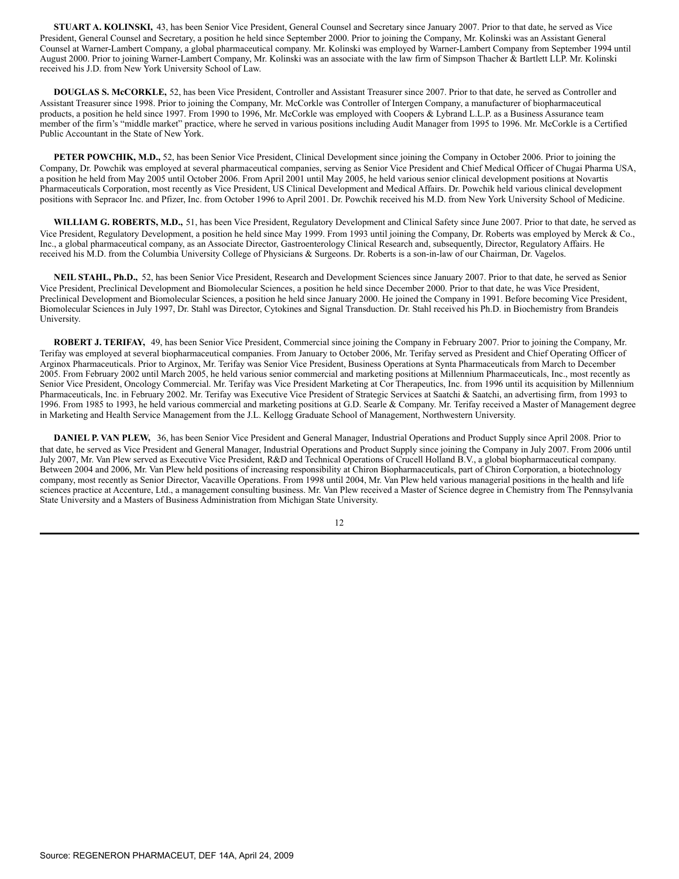**STUART A. KOLINSKI,** 43, has been Senior Vice President, General Counsel and Secretary since January 2007. Prior to that date, he served as Vice President, General Counsel and Secretary, a position he held since September 2000. Prior to joining the Company, Mr. Kolinski was an Assistant General Counsel at Warner-Lambert Company, a global pharmaceutical company. Mr. Kolinski was employed by Warner-Lambert Company from September 1994 until August 2000. Prior to joining Warner-Lambert Company, Mr. Kolinski was an associate with the law firm of Simpson Thacher & Bartlett LLP. Mr. Kolinski received his J.D. from New York University School of Law.

**DOUGLAS S. McCORKLE,** 52, has been Vice President, Controller and Assistant Treasurer since 2007. Prior to that date, he served as Controller and Assistant Treasurer since 1998. Prior to joining the Company, Mr. McCorkle was Controller of Intergen Company, a manufacturer of biopharmaceutical products, a position he held since 1997. From 1990 to 1996, Mr. McCorkle was employed with Coopers & Lybrand L.L.P. as a Business Assurance team member of the firm's "middle market" practice, where he served in various positions including Audit Manager from 1995 to 1996. Mr. McCorkle is a Certified Public Accountant in the State of New York.

**PETER POWCHIK, M.D.,** 52, has been Senior Vice President, Clinical Development since joining the Company in October 2006. Prior to joining the Company, Dr. Powchik was employed at several pharmaceutical companies, serving as Senior Vice President and Chief Medical Officer of Chugai Pharma USA, a position he held from May 2005 until October 2006. From April 2001 until May 2005, he held various senior clinical development positions at Novartis Pharmaceuticals Corporation, most recently as Vice President, US Clinical Development and Medical Affairs. Dr. Powchik held various clinical development positions with Sepracor Inc. and Pfizer, Inc. from October 1996 to April 2001. Dr. Powchik received his M.D. from New York University School of Medicine.

**WILLIAM G. ROBERTS, M.D.,** 51, has been Vice President, Regulatory Development and Clinical Safety since June 2007. Prior to that date, he served as Vice President, Regulatory Development, a position he held since May 1999. From 1993 until joining the Company, Dr. Roberts was employed by Merck & Co., Inc., a global pharmaceutical company, as an Associate Director, Gastroenterology Clinical Research and, subsequently, Director, Regulatory Affairs. He received his M.D. from the Columbia University College of Physicians & Surgeons. Dr. Roberts is a son-in-law of our Chairman, Dr. Vagelos.

**NEIL STAHL, Ph.D.,** 52, has been Senior Vice President, Research and Development Sciences since January 2007. Prior to that date, he served as Senior Vice President, Preclinical Development and Biomolecular Sciences, a position he held since December 2000. Prior to that date, he was Vice President, Preclinical Development and Biomolecular Sciences, a position he held since January 2000. He joined the Company in 1991. Before becoming Vice President, Biomolecular Sciences in July 1997, Dr. Stahl was Director, Cytokines and Signal Transduction. Dr. Stahl received his Ph.D. in Biochemistry from Brandeis University.

**ROBERT J. TERIFAY,** 49, has been Senior Vice President, Commercial since joining the Company in February 2007. Prior to joining the Company, Mr. Terifay was employed at several biopharmaceutical companies. From January to October 2006, Mr. Terifay served as President and Chief Operating Officer of Arginox Pharmaceuticals. Prior to Arginox, Mr. Terifay was Senior Vice President, Business Operations at Synta Pharmaceuticals from March to December 2005. From February 2002 until March 2005, he held various senior commercial and marketing positions at Millennium Pharmaceuticals, Inc., most recently as Senior Vice President, Oncology Commercial. Mr. Terifay was Vice President Marketing at Cor Therapeutics, Inc. from 1996 until its acquisition by Millennium Pharmaceuticals, Inc. in February 2002. Mr. Terifay was Executive Vice President of Strategic Services at Saatchi & Saatchi, an advertising firm, from 1993 to 1996. From 1985 to 1993, he held various commercial and marketing positions at G.D. Searle & Company. Mr. Terifay received a Master of Management degree in Marketing and Health Service Management from the J.L. Kellogg Graduate School of Management, Northwestern University.

**DANIEL P. VAN PLEW,** 36, has been Senior Vice President and General Manager, Industrial Operations and Product Supply since April 2008. Prior to that date, he served as Vice President and General Manager, Industrial Operations and Product Supply since joining the Company in July 2007. From 2006 until July 2007, Mr. Van Plew served as Executive Vice President, R&D and Technical Operations of Crucell Holland B.V., a global biopharmaceutical company. Between 2004 and 2006, Mr. Van Plew held positions of increasing responsibility at Chiron Biopharmaceuticals, part of Chiron Corporation, a biotechnology company, most recently as Senior Director, Vacaville Operations. From 1998 until 2004, Mr. Van Plew held various managerial positions in the health and life sciences practice at Accenture, Ltd., a management consulting business. Mr. Van Plew received a Master of Science degree in Chemistry from The Pennsylvania State University and a Masters of Business Administration from Michigan State University.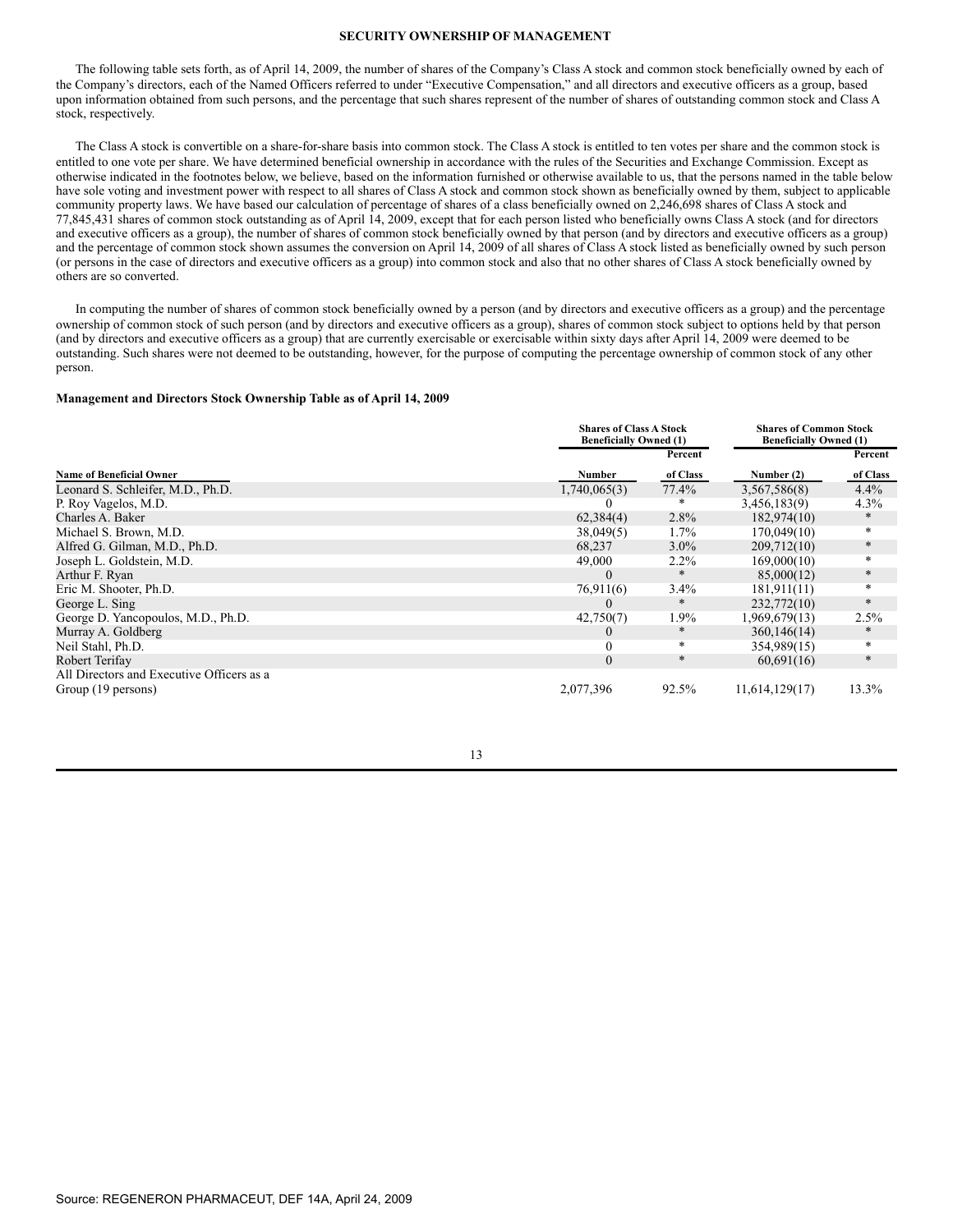## SECURITY OWNERSHIP OF MANAGEMENT

The following table sets forth, as of April 14, 2009, the number of shares of the Company's Class A stock and common stock beneficially owned by each of the Company's directors, each of the Named Officers referred to under "Executive Compensation," and all directors and executive officers as a group, based upon information obtained from such persons, and the percentage that such shares represent of the number of shares of outstanding common stock and Class A stock, respectively.

The Class A stock is convertible on a share-for-share basis into common stock. The Class A stock is entitled to ten votes per share and the common stock is entitled to one vote per share. We have determined beneficial ownership in accordance with the rules of the Securities and Exchange Commission. Except as otherwise indicated in the footnotes below, we believe, based on the information furnished or otherwise available to us, that the persons named in the table below have sole voting and investment power with respect to all shares of Class A stock and common stock shown as beneficially owned by them, subject to applicable community property laws. We have based our calculation of percentage of shares of a class beneficially owned on 2,246,698 shares of Class A stock and 77,845,431 shares of common stock outstanding as of April 14, 2009, except that for each person listed who beneficially owns Class A stock (and for directors and executive officers as a group), the number of shares of common stock beneficially owned by that person (and by directors and executive officers as a group) and the percentage of common stock shown assumes the conversion on April 14, 2009 of all shares of Class A stock listed as beneficially owned by such person (or persons in the case of directors and executive officers as a group) into common stock and also that no other shares of Class A stock beneficially owned by others are so converted.

In computing the number of shares of common stock beneficially owned by a person (and by directors and executive officers as a group) and the percentage ownership of common stock of such person (and by directors and executive officers as a group), shares of common stock subject to options held by that person (and by directors and executive officers as a group) that are currently exercisable or exercisable within sixty days after April 14, 2009 were deemed to be outstanding. Such shares were not deemed to be outstanding, however, for the purpose of computing the percentage ownership of common stock of any other person.

**Management and Directors Stock Ownership Table as of April 14, 2009**

| | Shares of Class A Stock Beneficially Owned (1) | | Shares of Common Stock Beneficially Owned (1) | |
|---|---|---|---|---|
| Name of Beneficial Owner | Number | Percent of Class | Number (2) | Percent of Class |
| Leonard S. Schleifer, M.D., Ph.D. | 1,740,065(3) | 77.4% | 3,567,586(8) | 4.4% |
| P. Roy Vagelos, M.D. | 0 | * | 3,456,183(9) | 4.3% |
| Charles A. Baker | 62,384(4) | 2.8% | 182,974(10) | * |
| Michael S. Brown, M.D. | 38,049(5) | 1.7% | 170,049(10) | * |
| Alfred G. Gilman, M.D., Ph.D. | 68,237 | 3.0% | 209,712(10) | * |
| Joseph L. Goldstein, M.D. | 49,000 | 2.2% | 169,000(10) | * |
| Arthur F. Ryan | 0 | * | 85,000(12) | * |
| Eric M. Shooter, Ph.D. | 76,911(6) | 3.4% | 181,911(11) | * |
| George L. Sing | 0 | * | 232,772(10) | * |
| George D. Yancopoulos, M.D., Ph.D. | 42,750(7) | 1.9% | 1,969,679(13) | 2.5% |
| Murray A. Goldberg | 0 | * | 360,146(14) | * |
| Neil Stahl, Ph.D. | 0 | * | 354,989(15) | * |
| Robert Terifay | 0 | * | 60,691(16) | * |
| All Directors and Executive Officers as a Group (19 persons) | 2,077,396 | 92.5% | 11,614,129(17) | 13.3% |

Source: REGENERON PHARMACEUT, DEF 14A, April 24, 2009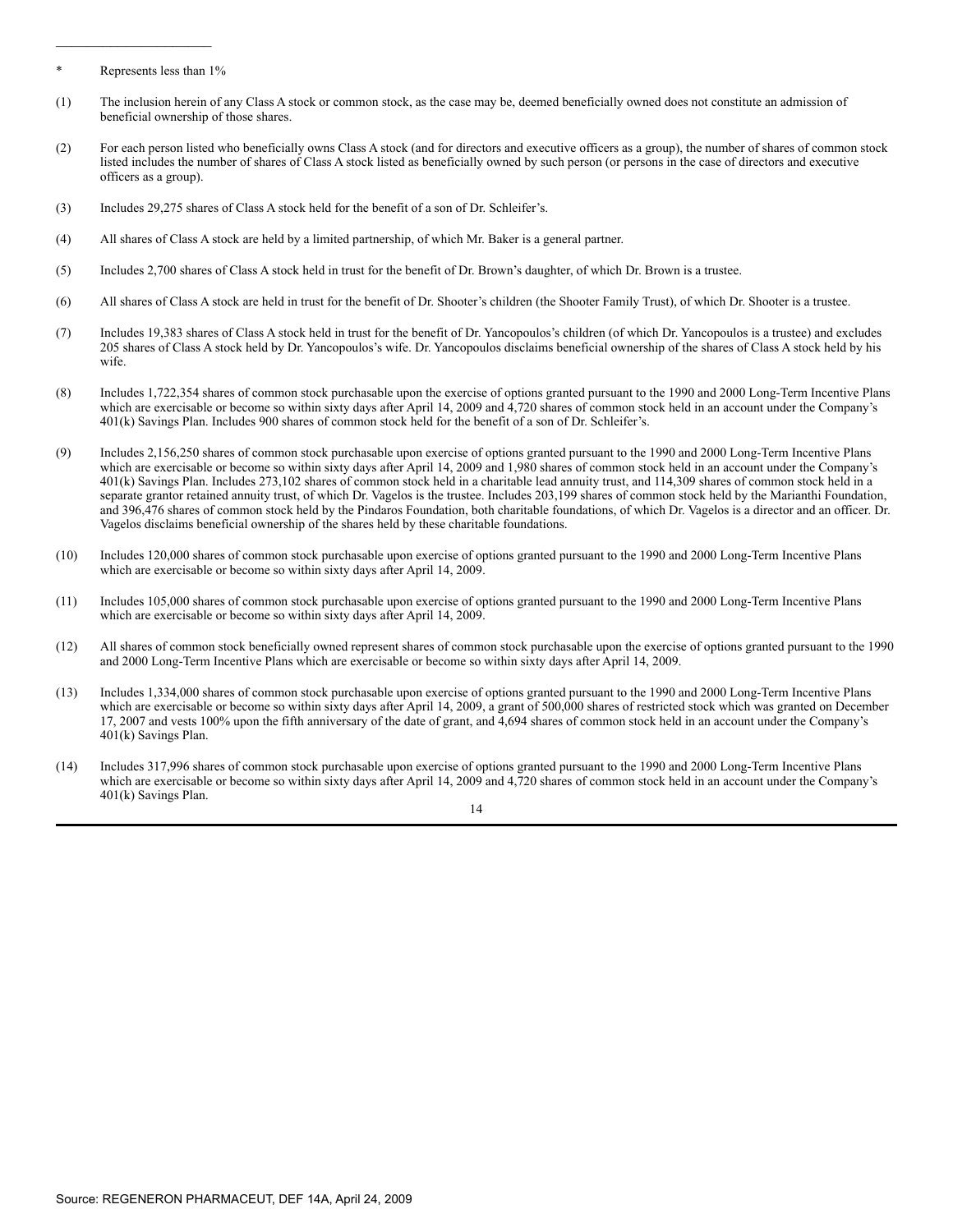\* Represents less than 1%

(1) The inclusion herein of any Class A stock or common stock, as the case may be, deemed beneficially owned does not constitute an admission of beneficial ownership of those shares.

(2) For each person listed who beneficially owns Class A stock (and for directors and executive officers as a group), the number of shares of common stock listed includes the number of shares of Class A stock listed as beneficially owned by such person (or persons in the case of directors and executive officers as a group).

(3) Includes 29,275 shares of Class A stock held for the benefit of a son of Dr. Schleifer's.

(4) All shares of Class A stock are held by a limited partnership, of which Mr. Baker is a general partner.

(5) Includes 2,700 shares of Class A stock held in trust for the benefit of Dr. Brown's daughter, of which Dr. Brown is a trustee.

(6) All shares of Class A stock are held in trust for the benefit of Dr. Shooter's children (the Shooter Family Trust), of which Dr. Shooter is a trustee.

(7) Includes 19,383 shares of Class A stock held in trust for the benefit of Dr. Yancopoulos's children (of which Dr. Yancopoulos is a trustee) and excludes 205 shares of Class A stock held by Dr. Yancopoulos's wife. Dr. Yancopoulos disclaims beneficial ownership of the shares of Class A stock held by his wife.

(8) Includes 1,722,354 shares of common stock purchasable upon the exercise of options granted pursuant to the 1990 and 2000 Long-Term Incentive Plans which are exercisable or become so within sixty days after April 14, 2009 and 4,720 shares of common stock held in an account under the Company's 401(k) Savings Plan. Includes 900 shares of common stock held for the benefit of a son of Dr. Schleifer's.

(9) Includes 2,156,250 shares of common stock purchasable upon exercise of options granted pursuant to the 1990 and 2000 Long-Term Incentive Plans which are exercisable or become so within sixty days after April 14, 2009 and 1,980 shares of common stock held in an account under the Company's 401(k) Savings Plan. Includes 273,102 shares of common stock held in a charitable lead annuity trust, and 114,309 shares of common stock held in a separate grantor retained annuity trust, of which Dr. Vagelos is the trustee. Includes 203,199 shares of common stock held by the Marianthi Foundation, and 396,476 shares of common stock held by the Pindaros Foundation, both charitable foundations, of which Dr. Vagelos is a director and an officer. Dr. Vagelos disclaims beneficial ownership of the shares held by these charitable foundations.

(10) Includes 120,000 shares of common stock purchasable upon exercise of options granted pursuant to the 1990 and 2000 Long-Term Incentive Plans which are exercisable or become so within sixty days after April 14, 2009.

(11) Includes 105,000 shares of common stock purchasable upon exercise of options granted pursuant to the 1990 and 2000 Long-Term Incentive Plans which are exercisable or become so within sixty days after April 14, 2009.

(12) All shares of common stock beneficially owned represent shares of common stock purchasable upon the exercise of options granted pursuant to the 1990 and 2000 Long-Term Incentive Plans which are exercisable or become so within sixty days after April 14, 2009.

(13) Includes 1,334,000 shares of common stock purchasable upon exercise of options granted pursuant to the 1990 and 2000 Long-Term Incentive Plans which are exercisable or become so within sixty days after April 14, 2009, a grant of 500,000 shares of restricted stock which was granted on December 17, 2007 and vests 100% upon the fifth anniversary of the date of grant, and 4,694 shares of common stock held in an account under the Company's 401(k) Savings Plan.

(14) Includes 317,996 shares of common stock purchasable upon exercise of options granted pursuant to the 1990 and 2000 Long-Term Incentive Plans which are exercisable or become so within sixty days after April 14, 2009 and 4,720 shares of common stock held in an account under the Company's 401(k) Savings Plan.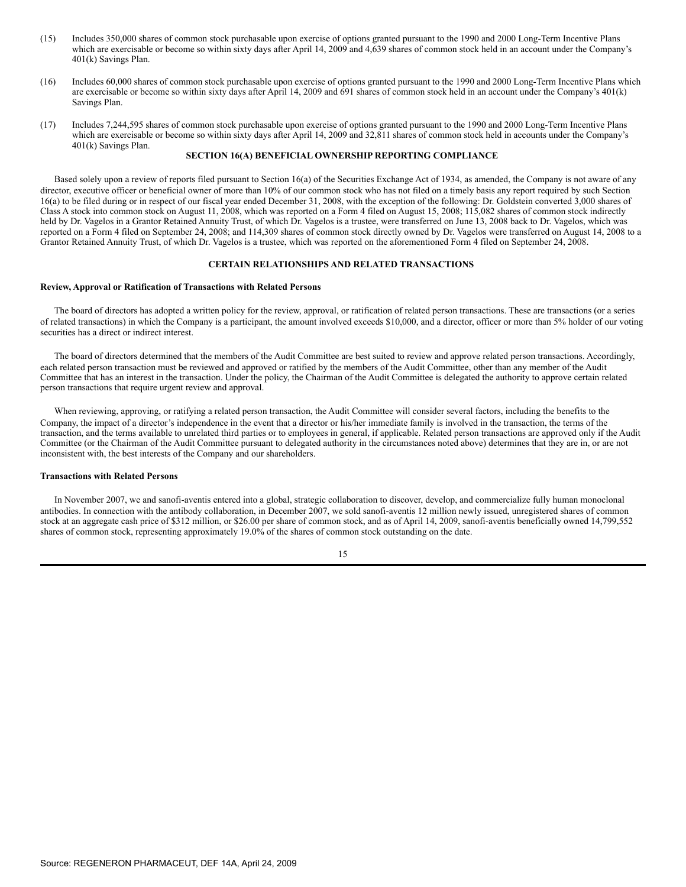(15) Includes 350,000 shares of common stock purchasable upon exercise of options granted pursuant to the 1990 and 2000 Long-Term Incentive Plans which are exercisable or become so within sixty days after April 14, 2009 and 4,639 shares of common stock held in an account under the Company's 401(k) Savings Plan.

(16) Includes 60,000 shares of common stock purchasable upon exercise of options granted pursuant to the 1990 and 2000 Long-Term Incentive Plans which are exercisable or become so within sixty days after April 14, 2009 and 691 shares of common stock held in an account under the Company's 401(k) Savings Plan.

(17) Includes 7,244,595 shares of common stock purchasable upon exercise of options granted pursuant to the 1990 and 2000 Long-Term Incentive Plans which are exercisable or become so within sixty days after April 14, 2009 and 32,811 shares of common stock held in accounts under the Company's 401(k) Savings Plan.

## SECTION 16(A) BENEFICIAL OWNERSHIP REPORTING COMPLIANCE

Based solely upon a review of reports filed pursuant to Section 16(a) of the Securities Exchange Act of 1934, as amended, the Company is not aware of any director, executive officer or beneficial owner of more than 10% of our common stock who has not filed on a timely basis any report required by such Section 16(a) to be filed during or in respect of our fiscal year ended December 31, 2008, with the exception of the following: Dr. Goldstein converted 3,000 shares of Class A stock into common stock on August 11, 2008, which was reported on a Form 4 filed on August 15, 2008; 115,082 shares of common stock indirectly held by Dr. Vagelos in a Grantor Retained Annuity Trust, of which Dr. Vagelos is a trustee, were transferred on June 13, 2008 back to Dr. Vagelos, which was reported on a Form 4 filed on September 24, 2008; and 114,309 shares of common stock directly owned by Dr. Vagelos were transferred on August 14, 2008 to a Grantor Retained Annuity Trust, of which Dr. Vagelos is a trustee, which was reported on the aforementioned Form 4 filed on September 24, 2008.

## CERTAIN RELATIONSHIPS AND RELATED TRANSACTIONS

### Review, Approval or Ratification of Transactions with Related Persons

The board of directors has adopted a written policy for the review, approval, or ratification of related person transactions. These are transactions (or a series of related transactions) in which the Company is a participant, the amount involved exceeds $10,000, and a director, officer or more than 5% holder of our voting securities has a direct or indirect interest.

The board of directors determined that the members of the Audit Committee are best suited to review and approve related person transactions. Accordingly, each related person transaction must be reviewed and approved or ratified by the members of the Audit Committee, other than any member of the Audit Committee that has an interest in the transaction. Under the policy, the Chairman of the Audit Committee is delegated the authority to approve certain related person transactions that require urgent review and approval.

When reviewing, approving, or ratifying a related person transaction, the Audit Committee will consider several factors, including the benefits to the Company, the impact of a director's independence in the event that a director or his/her immediate family is involved in the transaction, the terms of the transaction, and the terms available to unrelated third parties or to employees in general, if applicable. Related person transactions are approved only if the Audit Committee (or the Chairman of the Audit Committee pursuant to delegated authority in the circumstances noted above) determines that they are in, or are not inconsistent with, the best interests of the Company and our shareholders.

### Transactions with Related Persons

In November 2007, we and sanofi-aventis entered into a global, strategic collaboration to discover, develop, and commercialize fully human monoclonal antibodies. In connection with the antibody collaboration, in December 2007, we sold sanofi-aventis 12 million newly issued, unregistered shares of common stock at an aggregate cash price of $312 million, or $26.00 per share of common stock, and as of April 14, 2009, sanofi-aventis beneficially owned 14,799,552 shares of common stock, representing approximately 19.0% of the shares of common stock outstanding on the date.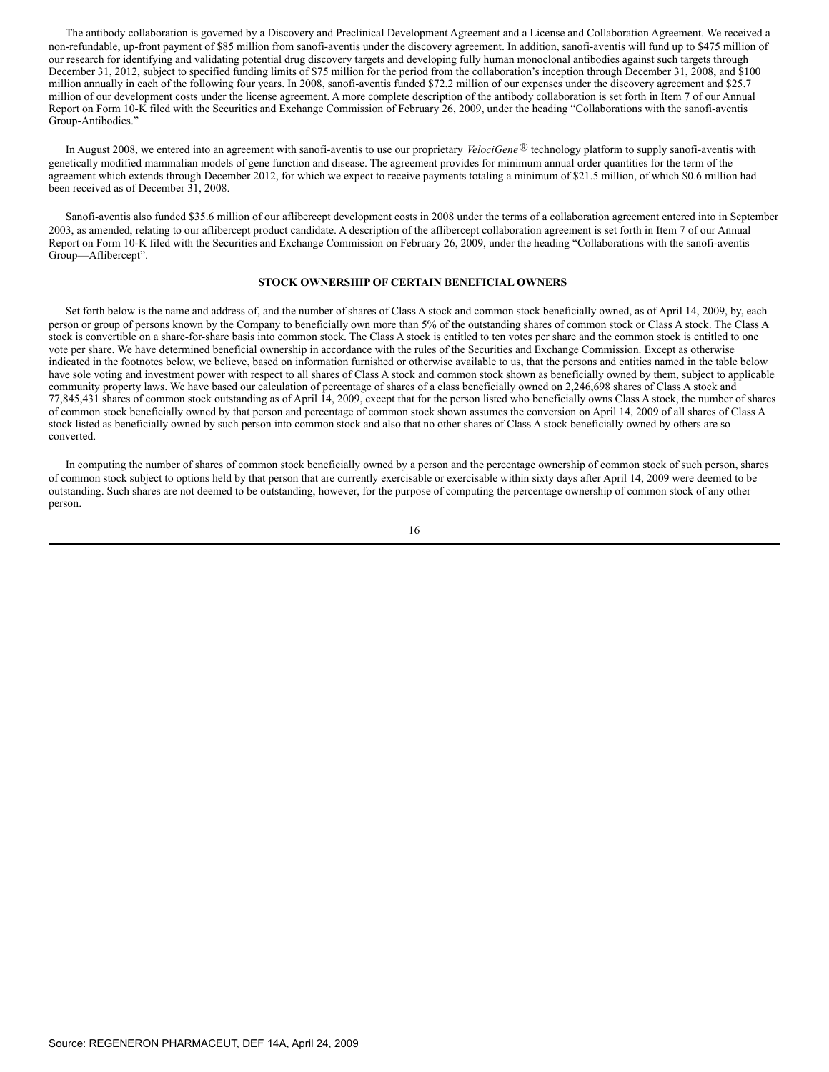The antibody collaboration is governed by a Discovery and Preclinical Development Agreement and a License and Collaboration Agreement. We received a non-refundable, up-front payment of $85 million from sanofi-aventis under the discovery agreement. In addition, sanofi-aventis will fund up to $475 million of our research for identifying and validating potential drug discovery targets and developing fully human monoclonal antibodies against such targets through December 31, 2012, subject to specified funding limits of $75 million for the period from the collaboration's inception through December 31, 2008, and $100 million annually in each of the following four years. In 2008, sanofi-aventis funded $72.2 million of our expenses under the discovery agreement and $25.7 million of our development costs under the license agreement. A more complete description of the antibody collaboration is set forth in Item 7 of our Annual Report on Form 10-K filed with the Securities and Exchange Commission of February 26, 2009, under the heading "Collaborations with the sanofi-aventis Group-Antibodies."

In August 2008, we entered into an agreement with sanofi-aventis to use our proprietary *VelociGene*® technology platform to supply sanofi-aventis with genetically modified mammalian models of gene function and disease. The agreement provides for minimum annual order quantities for the term of the agreement which extends through December 2012, for which we expect to receive payments totaling a minimum of $21.5 million, of which $0.6 million had been received as of December 31, 2008.

Sanofi-aventis also funded $35.6 million of our aflibercept development costs in 2008 under the terms of a collaboration agreement entered into in September 2003, as amended, relating to our aflibercept product candidate. A description of the aflibercept collaboration agreement is set forth in Item 7 of our Annual Report on Form 10-K filed with the Securities and Exchange Commission on February 26, 2009, under the heading "Collaborations with the sanofi-aventis Group—Aflibercept".

## STOCK OWNERSHIP OF CERTAIN BENEFICIAL OWNERS

Set forth below is the name and address of, and the number of shares of Class A stock and common stock beneficially owned, as of April 14, 2009, by, each person or group of persons known by the Company to beneficially own more than 5% of the outstanding shares of common stock or Class A stock. The Class A stock is convertible on a share-for-share basis into common stock. The Class A stock is entitled to ten votes per share and the common stock is entitled to one vote per share. We have determined beneficial ownership in accordance with the rules of the Securities and Exchange Commission. Except as otherwise indicated in the footnotes below, we believe, based on information furnished or otherwise available to us, that the persons and entities named in the table below have sole voting and investment power with respect to all shares of Class A stock and common stock shown as beneficially owned by them, subject to applicable community property laws. We have based our calculation of percentage of shares of a class beneficially owned on 2,246,698 shares of Class A stock and 77,845,431 shares of common stock outstanding as of April 14, 2009, except that for the person listed who beneficially owns Class A stock, the number of shares of common stock beneficially owned by that person and percentage of common stock shown assumes the conversion on April 14, 2009 of all shares of Class A stock listed as beneficially owned by such person into common stock and also that no other shares of Class A stock beneficially owned by others are so converted.

In computing the number of shares of common stock beneficially owned by a person and the percentage ownership of common stock of such person, shares of common stock subject to options held by that person that are currently exercisable or exercisable within sixty days after April 14, 2009 were deemed to be outstanding. Such shares are not deemed to be outstanding, however, for the purpose of computing the percentage ownership of common stock of any other person.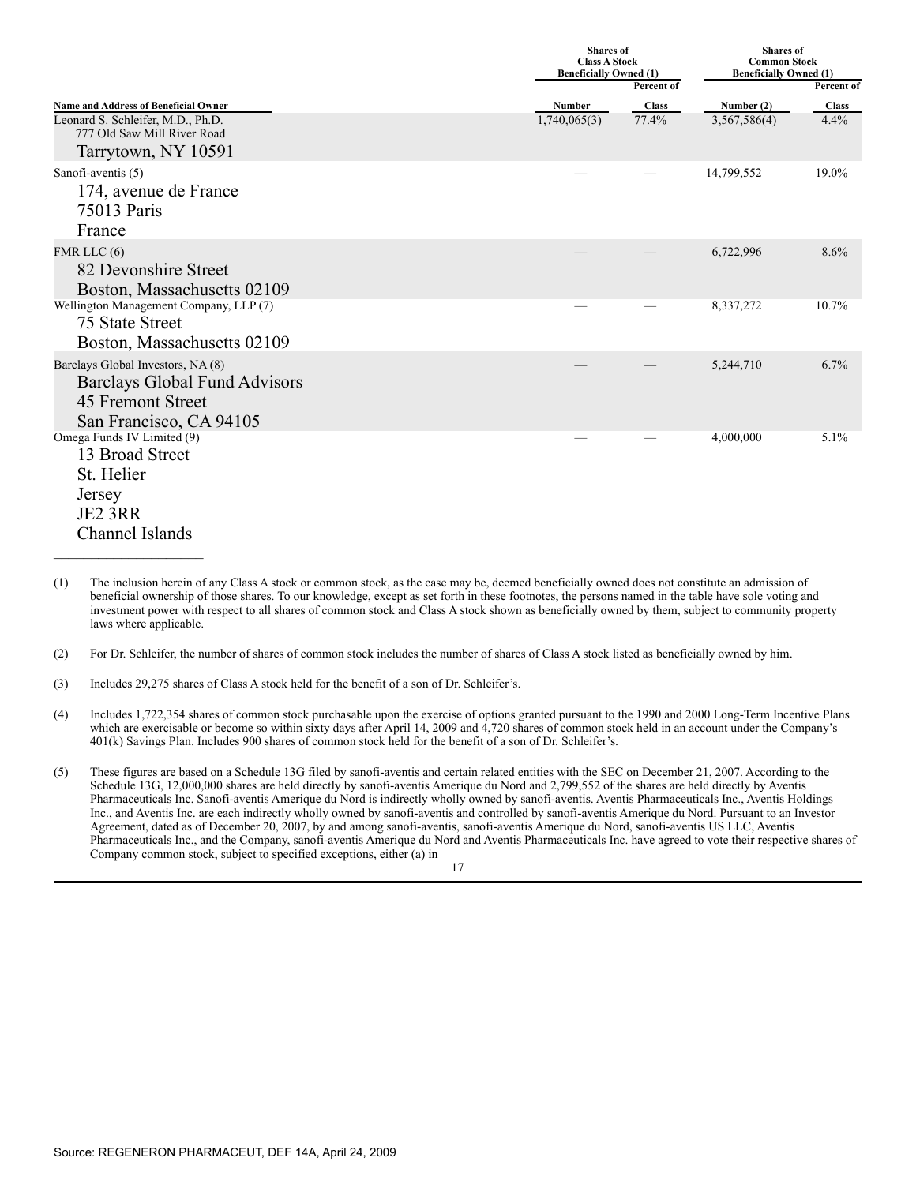| Name and Address of Beneficial Owner | Shares of Class A Stock Beneficially Owned (1) | | Shares of Common Stock Beneficially Owned (1) | |
|---|---|---|---|---|
| | Number | Percent of Class | Number (2) | Percent of Class |
| Leonard S. Schleifer, M.D., Ph.D.<br>777 Old Saw Mill River Road<br>Tarrytown, NY 10591 | 1,740,065(3) | 77.4% | 3,567,586(4) | 4.4% |
| Sanofi-aventis (5)<br>174, avenue de France<br>75013 Paris<br>France | — | — | 14,799,552 | 19.0% |
| FMR LLC (6)<br>82 Devonshire Street<br>Boston, Massachusetts 02109 | — | — | 6,722,996 | 8.6% |
| Wellington Management Company, LLP (7)<br>75 State Street<br>Boston, Massachusetts 02109 | — | — | 8,337,272 | 10.7% |
| Barclays Global Investors, NA (8)<br>Barclays Global Fund Advisors<br>45 Fremont Street<br>San Francisco, CA 94105 | — | — | 5,244,710 | 6.7% |
| Omega Funds IV Limited (9)<br>13 Broad Street<br>St. Helier<br>Jersey<br>JE2 3RR<br>Channel Islands | — | — | 4,000,000 | 5.1% |

(1) The inclusion herein of any Class A stock or common stock, as the case may be, deemed beneficially owned does not constitute an admission of beneficial ownership of those shares. To our knowledge, except as set forth in these footnotes, the persons named in the table have sole voting and investment power with respect to all shares of common stock and Class A stock shown as beneficially owned by them, subject to community property laws where applicable.

(2) For Dr. Schleifer, the number of shares of common stock includes the number of shares of Class A stock listed as beneficially owned by him.

(3) Includes 29,275 shares of Class A stock held for the benefit of a son of Dr. Schleifer's.

(4) Includes 1,722,354 shares of common stock purchasable upon the exercise of options granted pursuant to the 1990 and 2000 Long-Term Incentive Plans which are exercisable or become so within sixty days after April 14, 2009 and 4,720 shares of common stock held in an account under the Company's 401(k) Savings Plan. Includes 900 shares of common stock held for the benefit of a son of Dr. Schleifer's.

(5) These figures are based on a Schedule 13G filed by sanofi-aventis and certain related entities with the SEC on December 21, 2007. According to the Schedule 13G, 12,000,000 shares are held directly by sanofi-aventis Amerique du Nord and 2,799,552 of the shares are held directly by Aventis Pharmaceuticals Inc. Sanofi-aventis Amerique du Nord is indirectly wholly owned by sanofi-aventis. Aventis Pharmaceuticals Inc., Aventis Holdings Inc., and Aventis Inc. are each indirectly wholly owned by sanofi-aventis and controlled by sanofi-aventis Amerique du Nord. Pursuant to an Investor Agreement, dated as of December 20, 2007, by and among sanofi-aventis, sanofi-aventis Amerique du Nord, sanofi-aventis US LLC, Aventis Pharmaceuticals Inc., and the Company, sanofi-aventis Amerique du Nord and Aventis Pharmaceuticals Inc. have agreed to vote their respective shares of Company common stock, subject to specified exceptions, either (a) in

Source: REGENERON PHARMACEUT, DEF 14A, April 24, 2009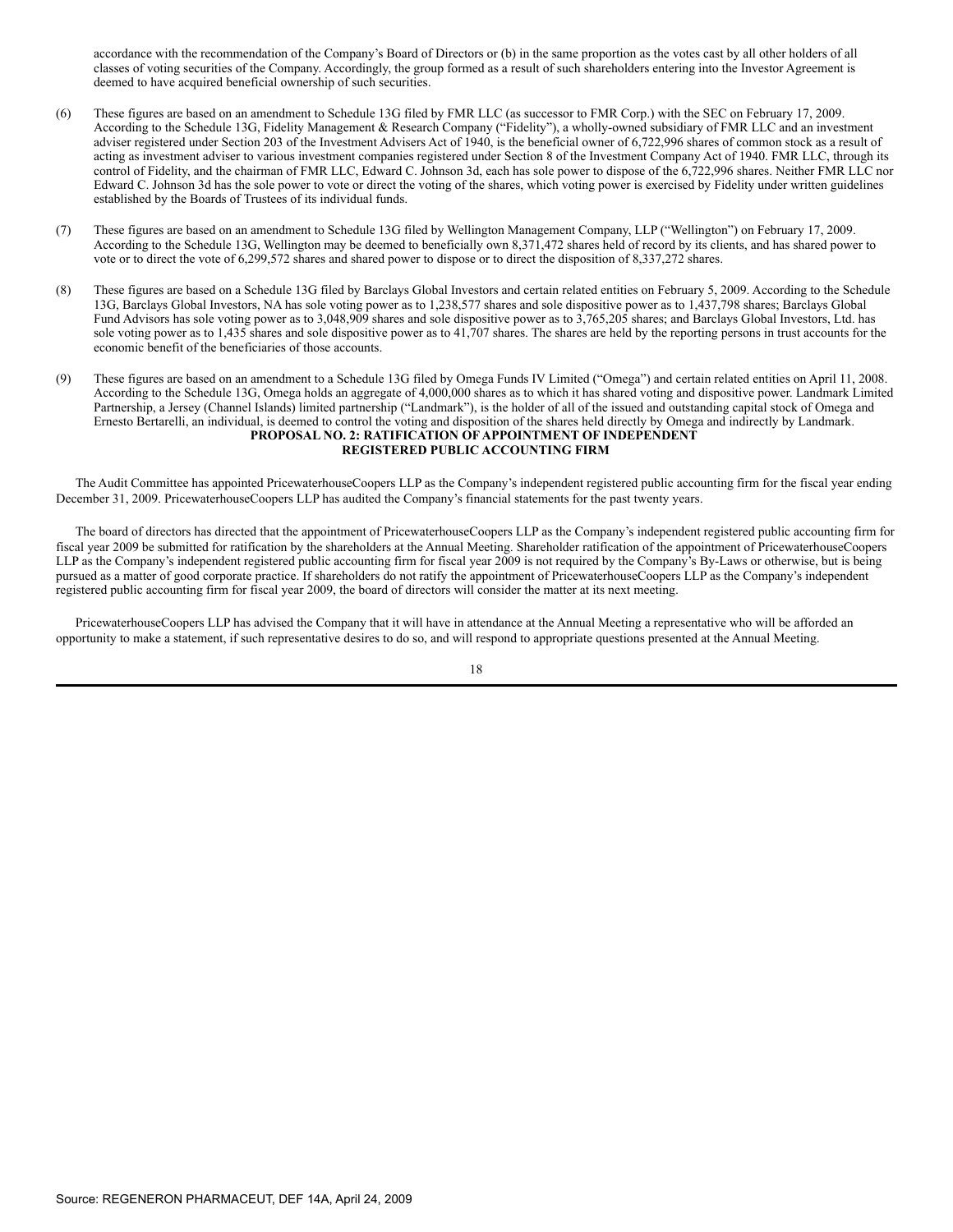accordance with the recommendation of the Company's Board of Directors or (b) in the same proportion as the votes cast by all other holders of all classes of voting securities of the Company. Accordingly, the group formed as a result of such shareholders entering into the Investor Agreement is deemed to have acquired beneficial ownership of such securities.

(6) These figures are based on an amendment to Schedule 13G filed by FMR LLC (as successor to FMR Corp.) with the SEC on February 17, 2009. According to the Schedule 13G, Fidelity Management & Research Company ("Fidelity"), a wholly-owned subsidiary of FMR LLC and an investment adviser registered under Section 203 of the Investment Advisers Act of 1940, is the beneficial owner of 6,722,996 shares of common stock as a result of acting as investment adviser to various investment companies registered under Section 8 of the Investment Company Act of 1940. FMR LLC, through its control of Fidelity, and the chairman of FMR LLC, Edward C. Johnson 3d, each has sole power to dispose of the 6,722,996 shares. Neither FMR LLC nor Edward C. Johnson 3d has the sole power to vote or direct the voting of the shares, which voting power is exercised by Fidelity under written guidelines established by the Boards of Trustees of its individual funds.

(7) These figures are based on an amendment to Schedule 13G filed by Wellington Management Company, LLP ("Wellington") on February 17, 2009. According to the Schedule 13G, Wellington may be deemed to beneficially own 8,371,472 shares held of record by its clients, and has shared power to vote or to direct the vote of 6,299,572 shares and shared power to dispose or to direct the disposition of 8,337,272 shares.

(8) These figures are based on a Schedule 13G filed by Barclays Global Investors and certain related entities on February 5, 2009. According to the Schedule 13G, Barclays Global Investors, NA has sole voting power as to 1,238,577 shares and sole dispositive power as to 1,437,798 shares; Barclays Global Fund Advisors has sole voting power as to 3,048,909 shares and sole dispositive power as to 3,765,205 shares; and Barclays Global Investors, Ltd. has sole voting power as to 1,435 shares and sole dispositive power as to 41,707 shares. The shares are held by the reporting persons in trust accounts for the economic benefit of the beneficiaries of those accounts.

(9) These figures are based on an amendment to a Schedule 13G filed by Omega Funds IV Limited ("Omega") and certain related entities on April 11, 2008. According to the Schedule 13G, Omega holds an aggregate of 4,000,000 shares as to which it has shared voting and dispositive power. Landmark Limited Partnership, a Jersey (Channel Islands) limited partnership ("Landmark"), is the holder of all of the issued and outstanding capital stock of Omega and Ernesto Bertarelli, an individual, is deemed to control the voting and disposition of the shares held directly by Omega and indirectly by Landmark.

## PROPOSAL NO. 2: RATIFICATION OF APPOINTMENT OF INDEPENDENT REGISTERED PUBLIC ACCOUNTING FIRM

The Audit Committee has appointed PricewaterhouseCoopers LLP as the Company's independent registered public accounting firm for the fiscal year ending December 31, 2009. PricewaterhouseCoopers LLP has audited the Company's financial statements for the past twenty years.

The board of directors has directed that the appointment of PricewaterhouseCoopers LLP as the Company's independent registered public accounting firm for fiscal year 2009 be submitted for ratification by the shareholders at the Annual Meeting. Shareholder ratification of the appointment of PricewaterhouseCoopers LLP as the Company's independent registered public accounting firm for fiscal year 2009 is not required by the Company's By-Laws or otherwise, but is being pursued as a matter of good corporate practice. If shareholders do not ratify the appointment of PricewaterhouseCoopers LLP as the Company's independent registered public accounting firm for fiscal year 2009, the board of directors will consider the matter at its next meeting.

PricewaterhouseCoopers LLP has advised the Company that it will have in attendance at the Annual Meeting a representative who will be afforded an opportunity to make a statement, if such representative desires to do so, and will respond to appropriate questions presented at the Annual Meeting.

Source: REGENERON PHARMACEUT, DEF 14A, April 24, 2009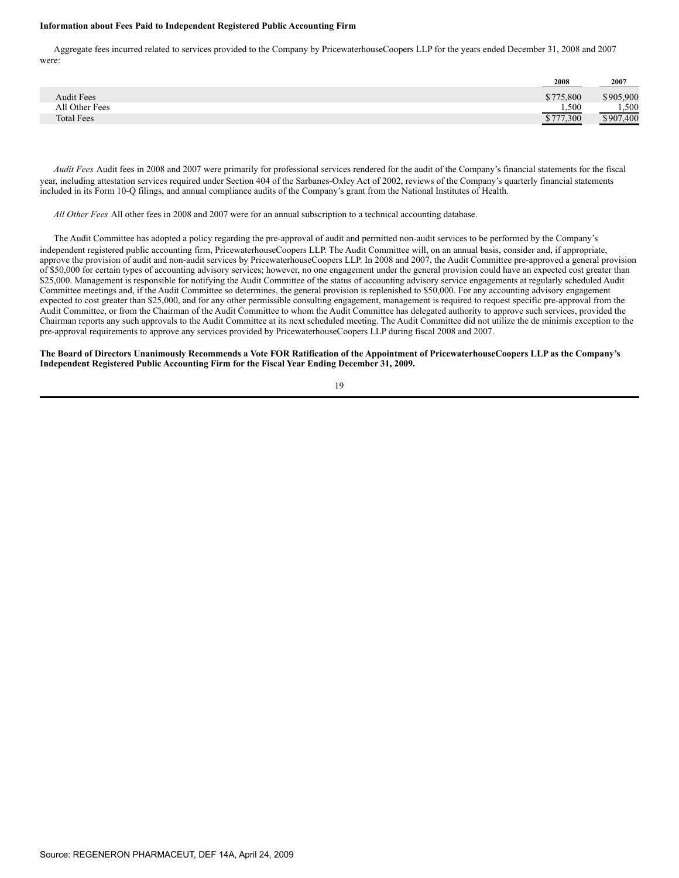**Information about Fees Paid to Independent Registered Public Accounting Firm**

Aggregate fees incurred related to services provided to the Company by PricewaterhouseCoopers LLP for the years ended December 31, 2008 and 2007 were:

| | 2008 | 2007 |
|---|---|---|
| Audit Fees | $775,800 | $905,900 |
| All Other Fees | 1,500 | 1,500 |
| Total Fees | $777,300 | $907,400 |

*Audit Fees* Audit fees in 2008 and 2007 were primarily for professional services rendered for the audit of the Company's financial statements for the fiscal year, including attestation services required under Section 404 of the Sarbanes-Oxley Act of 2002, reviews of the Company's quarterly financial statements included in its Form 10-Q filings, and annual compliance audits of the Company's grant from the National Institutes of Health.

*All Other Fees* All other fees in 2008 and 2007 were for an annual subscription to a technical accounting database.

The Audit Committee has adopted a policy regarding the pre-approval of audit and permitted non-audit services to be performed by the Company's independent registered public accounting firm, PricewaterhouseCoopers LLP. The Audit Committee will, on an annual basis, consider and, if appropriate, approve the provision of audit and non-audit services by PricewaterhouseCoopers LLP. In 2008 and 2007, the Audit Committee pre-approved a general provision of $50,000 for certain types of accounting advisory services; however, no one engagement under the general provision could have an expected cost greater than $25,000. Management is responsible for notifying the Audit Committee of the status of accounting advisory service engagements at regularly scheduled Audit Committee meetings and, if the Audit Committee so determines, the general provision is replenished to $50,000. For any accounting advisory engagement expected to cost greater than $25,000, and for any other permissible consulting engagement, management is required to request specific pre-approval from the Audit Committee, or from the Chairman of the Audit Committee to whom the Audit Committee has delegated authority to approve such services, provided the Chairman reports any such approvals to the Audit Committee at its next scheduled meeting. The Audit Committee did not utilize the de minimis exception to the pre-approval requirements to approve any services provided by PricewaterhouseCoopers LLP during fiscal 2008 and 2007.

**The Board of Directors Unanimously Recommends a Vote FOR Ratification of the Appointment of PricewaterhouseCoopers LLP as the Company's Independent Registered Public Accounting Firm for the Fiscal Year Ending December 31, 2009.**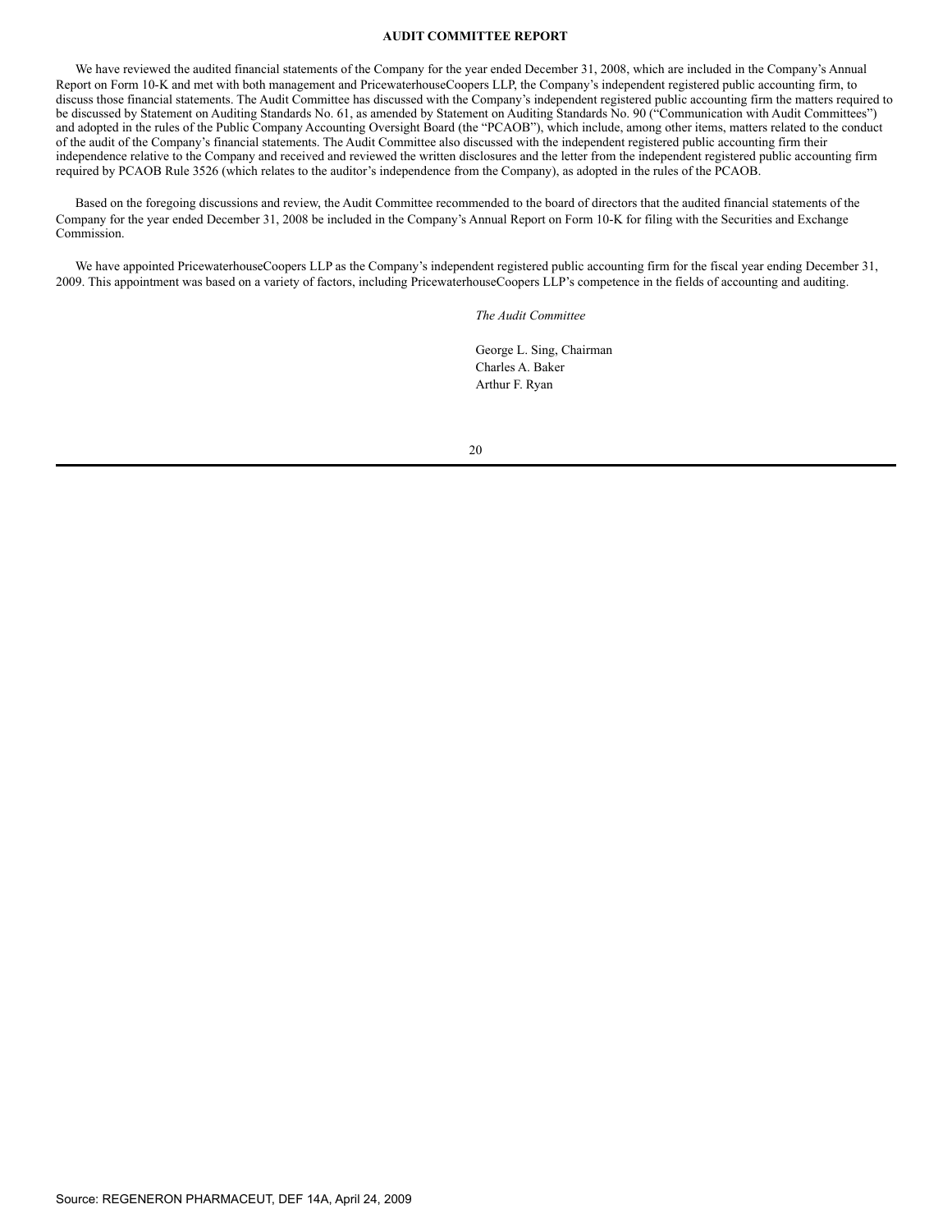## AUDIT COMMITTEE REPORT

We have reviewed the audited financial statements of the Company for the year ended December 31, 2008, which are included in the Company's Annual Report on Form 10-K and met with both management and PricewaterhouseCoopers LLP, the Company's independent registered public accounting firm, to discuss those financial statements. The Audit Committee has discussed with the Company's independent registered public accounting firm the matters required to be discussed by Statement on Auditing Standards No. 61, as amended by Statement on Auditing Standards No. 90 ("Communication with Audit Committees") and adopted in the rules of the Public Company Accounting Oversight Board (the "PCAOB"), which include, among other items, matters related to the conduct of the audit of the Company's financial statements. The Audit Committee also discussed with the independent registered public accounting firm their independence relative to the Company and received and reviewed the written disclosures and the letter from the independent registered public accounting firm required by PCAOB Rule 3526 (which relates to the auditor's independence from the Company), as adopted in the rules of the PCAOB.

Based on the foregoing discussions and review, the Audit Committee recommended to the board of directors that the audited financial statements of the Company for the year ended December 31, 2008 be included in the Company's Annual Report on Form 10-K for filing with the Securities and Exchange Commission.

We have appointed PricewaterhouseCoopers LLP as the Company's independent registered public accounting firm for the fiscal year ending December 31, 2009. This appointment was based on a variety of factors, including PricewaterhouseCoopers LLP's competence in the fields of accounting and auditing.

*The Audit Committee*

George L. Sing, Chairman
Charles A. Baker
Arthur F. Ryan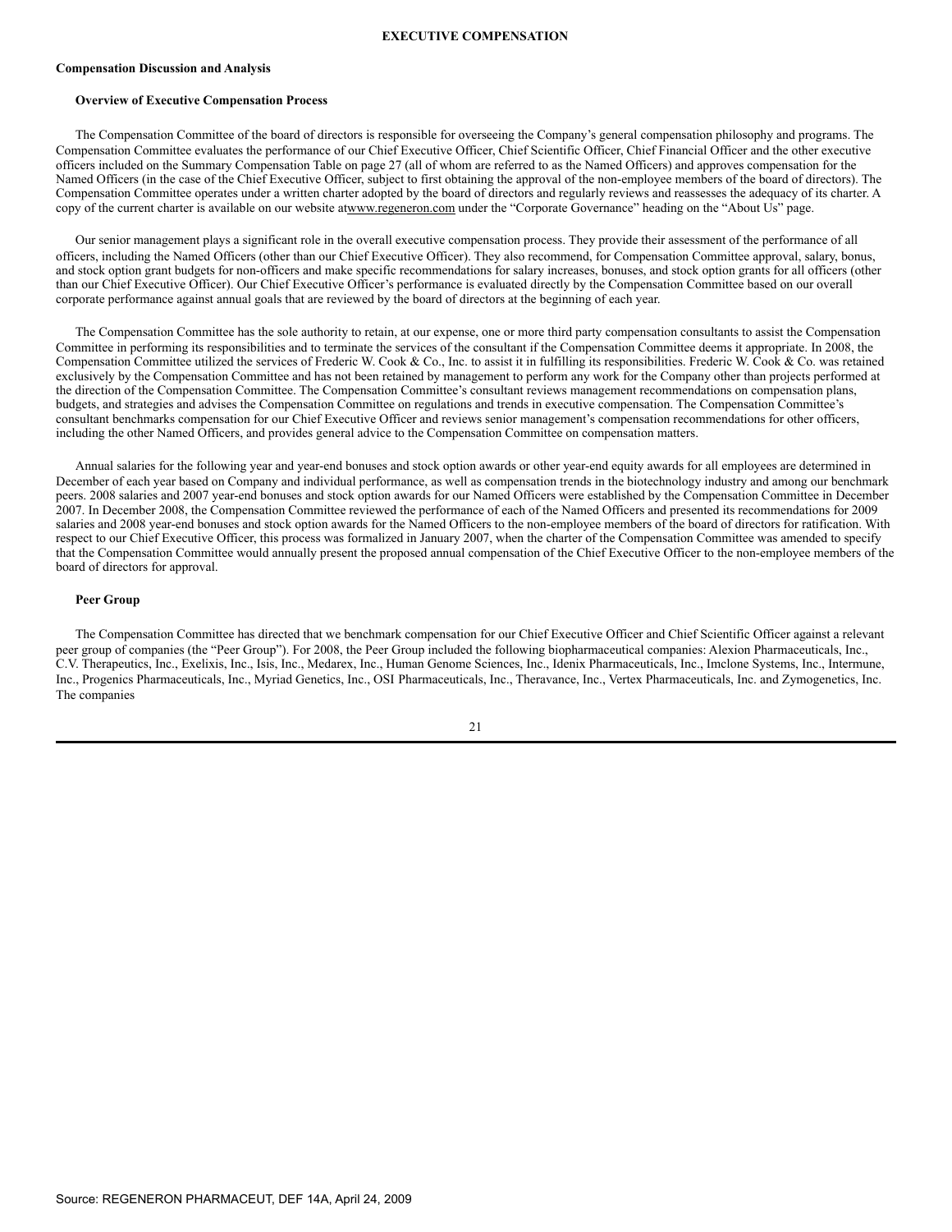## EXECUTIVE COMPENSATION

### Compensation Discussion and Analysis

#### Overview of Executive Compensation Process

The Compensation Committee of the board of directors is responsible for overseeing the Company's general compensation philosophy and programs. The Compensation Committee evaluates the performance of our Chief Executive Officer, Chief Scientific Officer, Chief Financial Officer and the other executive officers included on the Summary Compensation Table on page 27 (all of whom are referred to as the Named Officers) and approves compensation for the Named Officers (in the case of the Chief Executive Officer, subject to first obtaining the approval of the non-employee members of the board of directors). The Compensation Committee operates under a written charter adopted by the board of directors and regularly reviews and reassesses the adequacy of its charter. A copy of the current charter is available on our website atwww.regeneron.com under the "Corporate Governance" heading on the "About Us" page.

Our senior management plays a significant role in the overall executive compensation process. They provide their assessment of the performance of all officers, including the Named Officers (other than our Chief Executive Officer). They also recommend, for Compensation Committee approval, salary, bonus, and stock option grant budgets for non-officers and make specific recommendations for salary increases, bonuses, and stock option grants for all officers (other than our Chief Executive Officer). Our Chief Executive Officer's performance is evaluated directly by the Compensation Committee based on our overall corporate performance against annual goals that are reviewed by the board of directors at the beginning of each year.

The Compensation Committee has the sole authority to retain, at our expense, one or more third party compensation consultants to assist the Compensation Committee in performing its responsibilities and to terminate the services of the consultant if the Compensation Committee deems it appropriate. In 2008, the Compensation Committee utilized the services of Frederic W. Cook & Co., Inc. to assist it in fulfilling its responsibilities. Frederic W. Cook & Co. was retained exclusively by the Compensation Committee and has not been retained by management to perform any work for the Company other than projects performed at the direction of the Compensation Committee. The Compensation Committee's consultant reviews management recommendations on compensation plans, budgets, and strategies and advises the Compensation Committee on regulations and trends in executive compensation. The Compensation Committee's consultant benchmarks compensation for our Chief Executive Officer and reviews senior management's compensation recommendations for other officers, including the other Named Officers, and provides general advice to the Compensation Committee on compensation matters.

Annual salaries for the following year and year-end bonuses and stock option awards or other year-end equity awards for all employees are determined in December of each year based on Company and individual performance, as well as compensation trends in the biotechnology industry and among our benchmark peers. 2008 salaries and 2007 year-end bonuses and stock option awards for our Named Officers were established by the Compensation Committee in December 2007. In December 2008, the Compensation Committee reviewed the performance of each of the Named Officers and presented its recommendations for 2009 salaries and 2008 year-end bonuses and stock option awards for the Named Officers to the non-employee members of the board of directors for ratification. With respect to our Chief Executive Officer, this process was formalized in January 2007, when the charter of the Compensation Committee was amended to specify that the Compensation Committee would annually present the proposed annual compensation of the Chief Executive Officer to the non-employee members of the board of directors for approval.

#### Peer Group

The Compensation Committee has directed that we benchmark compensation for our Chief Executive Officer and Chief Scientific Officer against a relevant peer group of companies (the "Peer Group"). For 2008, the Peer Group included the following biopharmaceutical companies: Alexion Pharmaceuticals, Inc., C.V. Therapeutics, Inc., Exelixis, Inc., Isis, Inc., Medarex, Inc., Human Genome Sciences, Inc., Idenix Pharmaceuticals, Inc., Imclone Systems, Inc., Intermune, Inc., Progenics Pharmaceuticals, Inc., Myriad Genetics, Inc., OSI Pharmaceuticals, Inc., Theravance, Inc., Vertex Pharmaceuticals, Inc. and Zymogenetics, Inc. The companies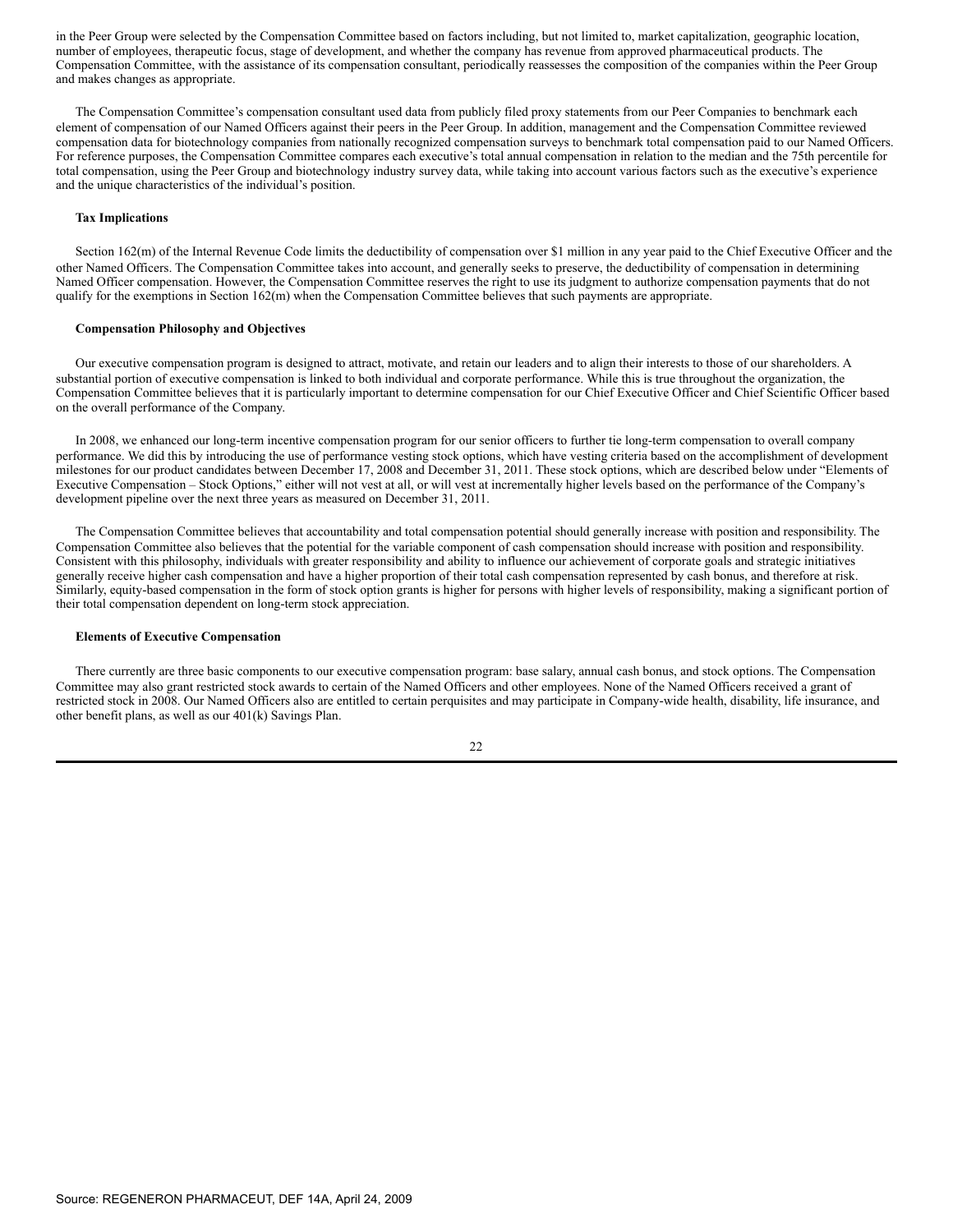in the Peer Group were selected by the Compensation Committee based on factors including, but not limited to, market capitalization, geographic location, number of employees, therapeutic focus, stage of development, and whether the company has revenue from approved pharmaceutical products. The Compensation Committee, with the assistance of its compensation consultant, periodically reassesses the composition of the companies within the Peer Group and makes changes as appropriate.

The Compensation Committee's compensation consultant used data from publicly filed proxy statements from our Peer Companies to benchmark each element of compensation of our Named Officers against their peers in the Peer Group. In addition, management and the Compensation Committee reviewed compensation data for biotechnology companies from nationally recognized compensation surveys to benchmark total compensation paid to our Named Officers. For reference purposes, the Compensation Committee compares each executive's total annual compensation in relation to the median and the 75th percentile for total compensation, using the Peer Group and biotechnology industry survey data, while taking into account various factors such as the executive's experience and the unique characteristics of the individual's position.

**Tax Implications**

Section 162(m) of the Internal Revenue Code limits the deductibility of compensation over $1 million in any year paid to the Chief Executive Officer and the other Named Officers. The Compensation Committee takes into account, and generally seeks to preserve, the deductibility of compensation in determining Named Officer compensation. However, the Compensation Committee reserves the right to use its judgment to authorize compensation payments that do not qualify for the exemptions in Section 162(m) when the Compensation Committee believes that such payments are appropriate.

**Compensation Philosophy and Objectives**

Our executive compensation program is designed to attract, motivate, and retain our leaders and to align their interests to those of our shareholders. A substantial portion of executive compensation is linked to both individual and corporate performance. While this is true throughout the organization, the Compensation Committee believes that it is particularly important to determine compensation for our Chief Executive Officer and Chief Scientific Officer based on the overall performance of the Company.

In 2008, we enhanced our long-term incentive compensation program for our senior officers to further tie long-term compensation to overall company performance. We did this by introducing the use of performance vesting stock options, which have vesting criteria based on the accomplishment of development milestones for our product candidates between December 17, 2008 and December 31, 2011. These stock options, which are described below under "Elements of Executive Compensation – Stock Options," either will not vest at all, or will vest at incrementally higher levels based on the performance of the Company's development pipeline over the next three years as measured on December 31, 2011.

The Compensation Committee believes that accountability and total compensation potential should generally increase with position and responsibility. The Compensation Committee also believes that the potential for the variable component of cash compensation should increase with position and responsibility. Consistent with this philosophy, individuals with greater responsibility and ability to influence our achievement of corporate goals and strategic initiatives generally receive higher cash compensation and have a higher proportion of their total cash compensation represented by cash bonus, and therefore at risk. Similarly, equity-based compensation in the form of stock option grants is higher for persons with higher levels of responsibility, making a significant portion of their total compensation dependent on long-term stock appreciation.

**Elements of Executive Compensation**

There currently are three basic components to our executive compensation program: base salary, annual cash bonus, and stock options. The Compensation Committee may also grant restricted stock awards to certain of the Named Officers and other employees. None of the Named Officers received a grant of restricted stock in 2008. Our Named Officers also are entitled to certain perquisites and may participate in Company-wide health, disability, life insurance, and other benefit plans, as well as our 401(k) Savings Plan.

Source: REGENERON PHARMACEUT, DEF 14A, April 24, 2009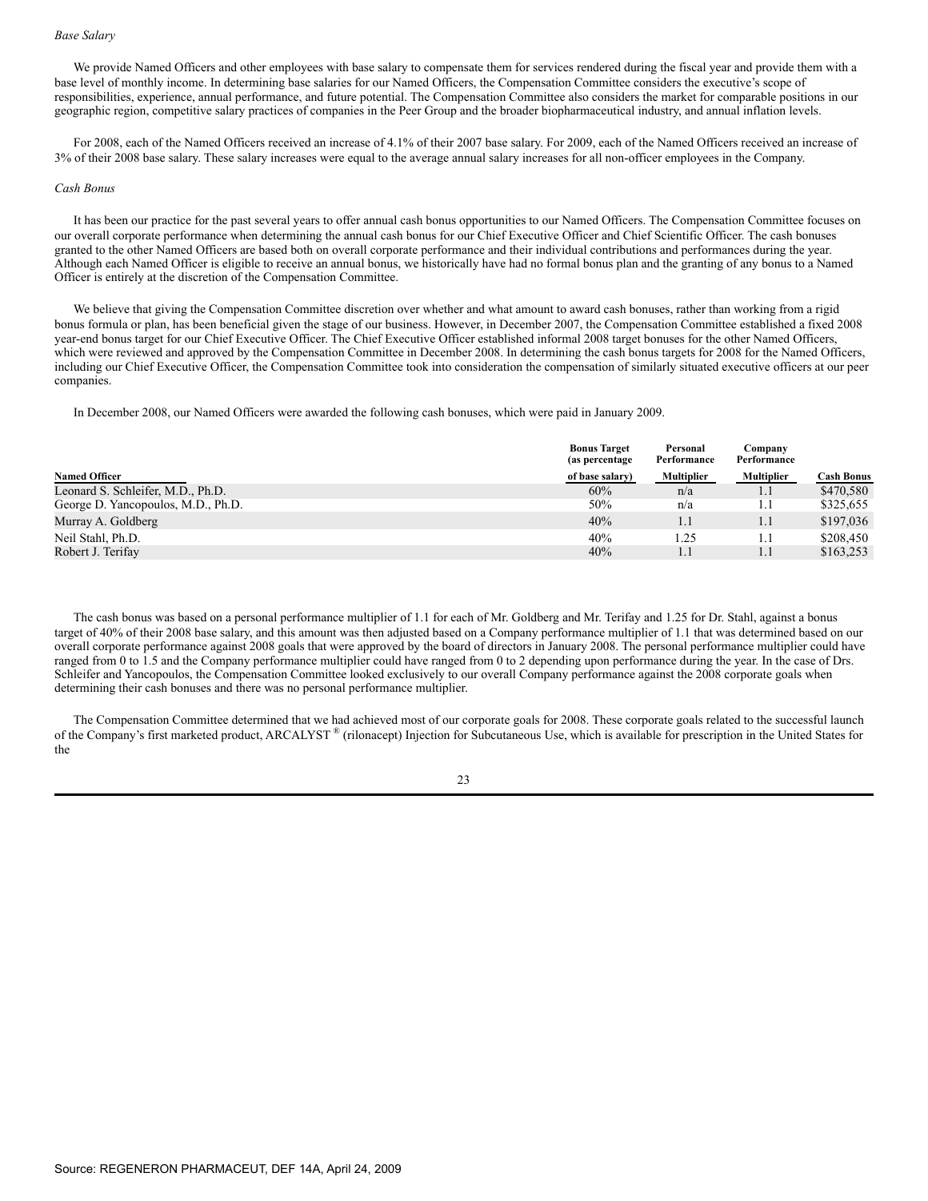*Base Salary*

We provide Named Officers and other employees with base salary to compensate them for services rendered during the fiscal year and provide them with a base level of monthly income. In determining base salaries for our Named Officers, the Compensation Committee considers the executive's scope of responsibilities, experience, annual performance, and future potential. The Compensation Committee also considers the market for comparable positions in our geographic region, competitive salary practices of companies in the Peer Group and the broader biopharmaceutical industry, and annual inflation levels.

For 2008, each of the Named Officers received an increase of 4.1% of their 2007 base salary. For 2009, each of the Named Officers received an increase of 3% of their 2008 base salary. These salary increases were equal to the average annual salary increases for all non-officer employees in the Company.

*Cash Bonus*

It has been our practice for the past several years to offer annual cash bonus opportunities to our Named Officers. The Compensation Committee focuses on our overall corporate performance when determining the annual cash bonus for our Chief Executive Officer and Chief Scientific Officer. The cash bonuses granted to the other Named Officers are based both on overall corporate performance and their individual contributions and performances during the year. Although each Named Officer is eligible to receive an annual bonus, we historically have had no formal bonus plan and the granting of any bonus to a Named Officer is entirely at the discretion of the Compensation Committee.

We believe that giving the Compensation Committee discretion over whether and what amount to award cash bonuses, rather than working from a rigid bonus formula or plan, has been beneficial given the stage of our business. However, in December 2007, the Compensation Committee established a fixed 2008 year-end bonus target for our Chief Executive Officer. The Chief Executive Officer established informal 2008 target bonuses for the other Named Officers, which were reviewed and approved by the Compensation Committee in December 2008. In determining the cash bonus targets for 2008 for the Named Officers, including our Chief Executive Officer, the Compensation Committee took into consideration the compensation of similarly situated executive officers at our peer companies.

In December 2008, our Named Officers were awarded the following cash bonuses, which were paid in January 2009.

| Named Officer | Bonus Target (as percentage of base salary) | Personal Performance Multiplier | Company Performance Multiplier | Cash Bonus |
|---|---|---|---|---|
| Leonard S. Schleifer, M.D., Ph.D. | 60% | n/a | 1.1 | $470,580 |
| George D. Yancopoulos, M.D., Ph.D. | 50% | n/a | 1.1 | $325,655 |
| Murray A. Goldberg | 40% | 1.1 | 1.1 | $197,036 |
| Neil Stahl, Ph.D. | 40% | 1.25 | 1.1 | $208,450 |
| Robert J. Terifay | 40% | 1.1 | 1.1 | $163,253 |

The cash bonus was based on a personal performance multiplier of 1.1 for each of Mr. Goldberg and Mr. Terifay and 1.25 for Dr. Stahl, against a bonus target of 40% of their 2008 base salary, and this amount was then adjusted based on a Company performance multiplier of 1.1 that was determined based on our overall corporate performance against 2008 goals that were approved by the board of directors in January 2008. The personal performance multiplier could have ranged from 0 to 1.5 and the Company performance multiplier could have ranged from 0 to 2 depending upon performance during the year. In the case of Drs. Schleifer and Yancopoulos, the Compensation Committee looked exclusively to our overall Company performance against the 2008 corporate goals when determining their cash bonuses and there was no personal performance multiplier.

The Compensation Committee determined that we had achieved most of our corporate goals for 2008. These corporate goals related to the successful launch of the Company's first marketed product, ARCALYST® (rilonacept) Injection for Subcutaneous Use, which is available for prescription in the United States for the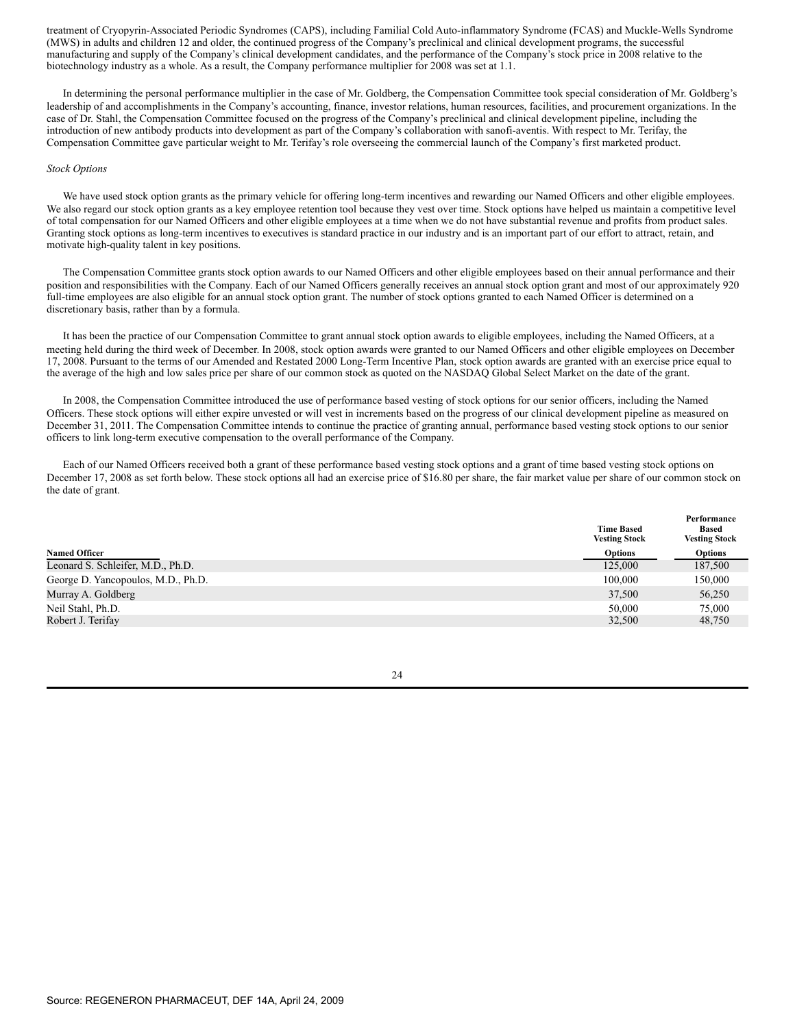treatment of Cryopyrin-Associated Periodic Syndromes (CAPS), including Familial Cold Auto-inflammatory Syndrome (FCAS) and Muckle-Wells Syndrome (MWS) in adults and children 12 and older, the continued progress of the Company's preclinical and clinical development programs, the successful manufacturing and supply of the Company's clinical development candidates, and the performance of the Company's stock price in 2008 relative to the biotechnology industry as a whole. As a result, the Company performance multiplier for 2008 was set at 1.1.

In determining the personal performance multiplier in the case of Mr. Goldberg, the Compensation Committee took special consideration of Mr. Goldberg's leadership of and accomplishments in the Company's accounting, finance, investor relations, human resources, facilities, and procurement organizations. In the case of Dr. Stahl, the Compensation Committee focused on the progress of the Company's preclinical and clinical development pipeline, including the introduction of new antibody products into development as part of the Company's collaboration with sanofi-aventis. With respect to Mr. Terifay, the Compensation Committee gave particular weight to Mr. Terifay's role overseeing the commercial launch of the Company's first marketed product.

*Stock Options*

We have used stock option grants as the primary vehicle for offering long-term incentives and rewarding our Named Officers and other eligible employees. We also regard our stock option grants as a key employee retention tool because they vest over time. Stock options have helped us maintain a competitive level of total compensation for our Named Officers and other eligible employees at a time when we do not have substantial revenue and profits from product sales. Granting stock options as long-term incentives to executives is standard practice in our industry and is an important part of our effort to attract, retain, and motivate high-quality talent in key positions.

The Compensation Committee grants stock option awards to our Named Officers and other eligible employees based on their annual performance and their position and responsibilities with the Company. Each of our Named Officers generally receives an annual stock option grant and most of our approximately 920 full-time employees are also eligible for an annual stock option grant. The number of stock options granted to each Named Officer is determined on a discretionary basis, rather than by a formula.

It has been the practice of our Compensation Committee to grant annual stock option awards to eligible employees, including the Named Officers, at a meeting held during the third week of December. In 2008, stock option awards were granted to our Named Officers and other eligible employees on December 17, 2008. Pursuant to the terms of our Amended and Restated 2000 Long-Term Incentive Plan, stock option awards are granted with an exercise price equal to the average of the high and low sales price per share of our common stock as quoted on the NASDAQ Global Select Market on the date of the grant.

In 2008, the Compensation Committee introduced the use of performance based vesting of stock options for our senior officers, including the Named Officers. These stock options will either expire unvested or will vest in increments based on the progress of our clinical development pipeline as measured on December 31, 2011. The Compensation Committee intends to continue the practice of granting annual, performance based vesting stock options to our senior officers to link long-term executive compensation to the overall performance of the Company.

Each of our Named Officers received both a grant of these performance based vesting stock options and a grant of time based vesting stock options on December 17, 2008 as set forth below. These stock options all had an exercise price of $16.80 per share, the fair market value per share of our common stock on the date of grant.

| Named Officer | Time Based Vesting Stock Options | Performance Based Vesting Stock Options |
|---|---|---|
| Leonard S. Schleifer, M.D., Ph.D. | 125,000 | 187,500 |
| George D. Yancopoulos, M.D., Ph.D. | 100,000 | 150,000 |
| Murray A. Goldberg | 37,500 | 56,250 |
| Neil Stahl, Ph.D. | 50,000 | 75,000 |
| Robert J. Terifay | 32,500 | 48,750 |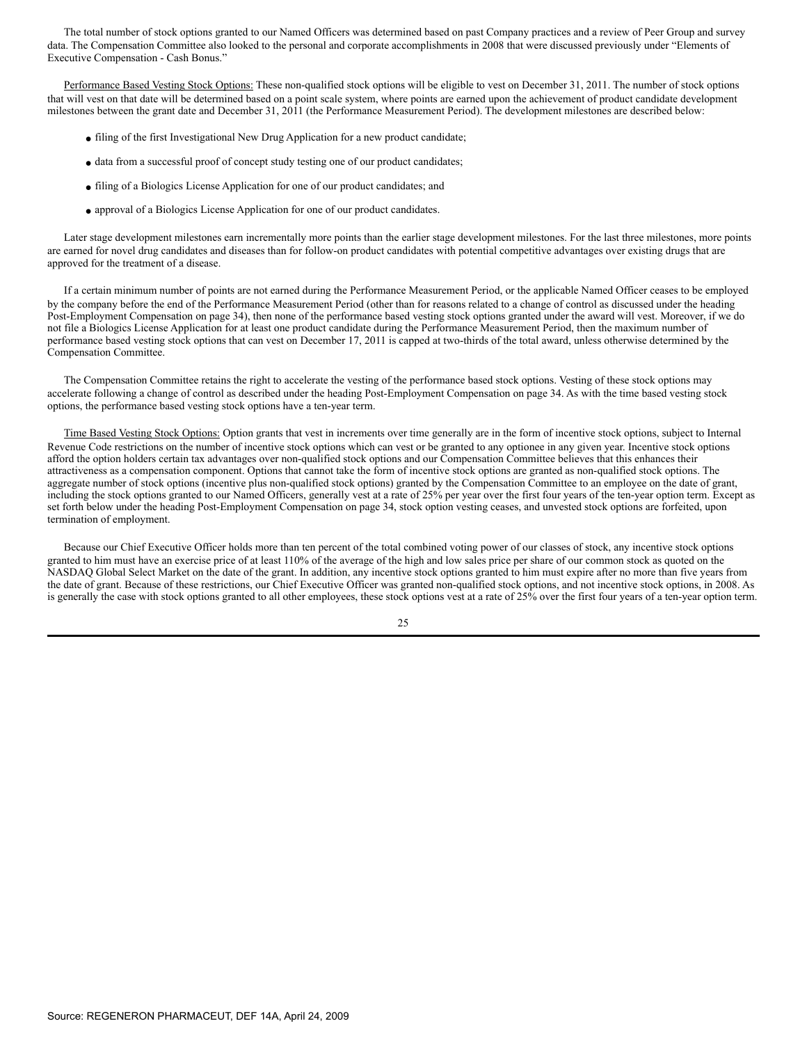The total number of stock options granted to our Named Officers was determined based on past Company practices and a review of Peer Group and survey data. The Compensation Committee also looked to the personal and corporate accomplishments in 2008 that were discussed previously under "Elements of Executive Compensation - Cash Bonus."

Performance Based Vesting Stock Options: These non-qualified stock options will be eligible to vest on December 31, 2011. The number of stock options that will vest on that date will be determined based on a point scale system, where points are earned upon the achievement of product candidate development milestones between the grant date and December 31, 2011 (the Performance Measurement Period). The development milestones are described below:

- filing of the first Investigational New Drug Application for a new product candidate;
- data from a successful proof of concept study testing one of our product candidates;
- filing of a Biologics License Application for one of our product candidates; and
- approval of a Biologics License Application for one of our product candidates.

Later stage development milestones earn incrementally more points than the earlier stage development milestones. For the last three milestones, more points are earned for novel drug candidates and diseases than for follow-on product candidates with potential competitive advantages over existing drugs that are approved for the treatment of a disease.

If a certain minimum number of points are not earned during the Performance Measurement Period, or the applicable Named Officer ceases to be employed by the company before the end of the Performance Measurement Period (other than for reasons related to a change of control as discussed under the heading Post-Employment Compensation on page 34), then none of the performance based vesting stock options granted under the award will vest. Moreover, if we do not file a Biologics License Application for at least one product candidate during the Performance Measurement Period, then the maximum number of performance based vesting stock options that can vest on December 17, 2011 is capped at two-thirds of the total award, unless otherwise determined by the Compensation Committee.

The Compensation Committee retains the right to accelerate the vesting of the performance based stock options. Vesting of these stock options may accelerate following a change of control as described under the heading Post-Employment Compensation on page 34. As with the time based vesting stock options, the performance based vesting stock options have a ten-year term.

Time Based Vesting Stock Options: Option grants that vest in increments over time generally are in the form of incentive stock options, subject to Internal Revenue Code restrictions on the number of incentive stock options which can vest or be granted to any optionee in any given year. Incentive stock options afford the option holders certain tax advantages over non-qualified stock options and our Compensation Committee believes that this enhances their attractiveness as a compensation component. Options that cannot take the form of incentive stock options are granted as non-qualified stock options. The aggregate number of stock options (incentive plus non-qualified stock options) granted by the Compensation Committee to an employee on the date of grant, including the stock options granted to our Named Officers, generally vest at a rate of 25% per year over the first four years of the ten-year option term. Except as set forth below under the heading Post-Employment Compensation on page 34, stock option vesting ceases, and unvested stock options are forfeited, upon termination of employment.

Because our Chief Executive Officer holds more than ten percent of the total combined voting power of our classes of stock, any incentive stock options granted to him must have an exercise price of at least 110% of the average of the high and low sales price per share of our common stock as quoted on the NASDAQ Global Select Market on the date of the grant. In addition, any incentive stock options granted to him must expire after no more than five years from the date of grant. Because of these restrictions, our Chief Executive Officer was granted non-qualified stock options, and not incentive stock options, in 2008. As is generally the case with stock options granted to all other employees, these stock options vest at a rate of 25% over the first four years of a ten-year option term.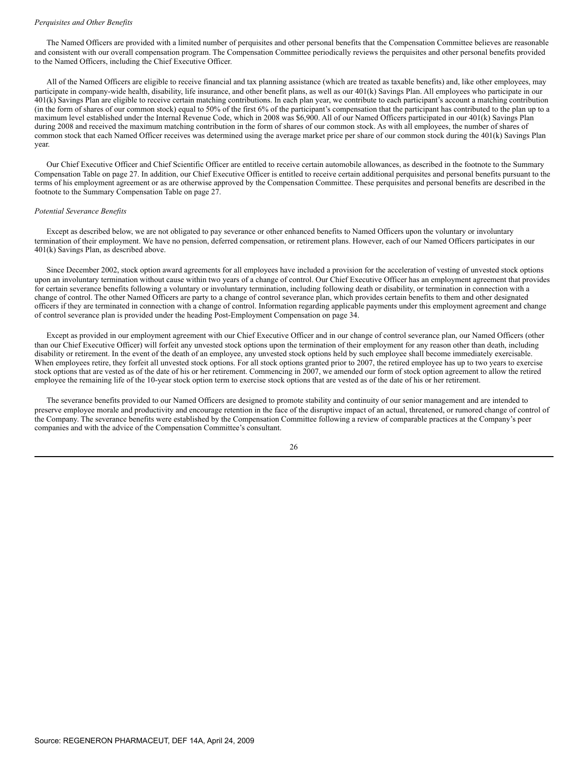*Perquisites and Other Benefits*

The Named Officers are provided with a limited number of perquisites and other personal benefits that the Compensation Committee believes are reasonable and consistent with our overall compensation program. The Compensation Committee periodically reviews the perquisites and other personal benefits provided to the Named Officers, including the Chief Executive Officer.

All of the Named Officers are eligible to receive financial and tax planning assistance (which are treated as taxable benefits) and, like other employees, may participate in company-wide health, disability, life insurance, and other benefit plans, as well as our 401(k) Savings Plan. All employees who participate in our 401(k) Savings Plan are eligible to receive certain matching contributions. In each plan year, we contribute to each participant's account a matching contribution (in the form of shares of our common stock) equal to 50% of the first 6% of the participant's compensation that the participant has contributed to the plan up to a maximum level established under the Internal Revenue Code, which in 2008 was $6,900. All of our Named Officers participated in our 401(k) Savings Plan during 2008 and received the maximum matching contribution in the form of shares of our common stock. As with all employees, the number of shares of common stock that each Named Officer receives was determined using the average market price per share of our common stock during the 401(k) Savings Plan year.

Our Chief Executive Officer and Chief Scientific Officer are entitled to receive certain automobile allowances, as described in the footnote to the Summary Compensation Table on page 27. In addition, our Chief Executive Officer is entitled to receive certain additional perquisites and personal benefits pursuant to the terms of his employment agreement or as are otherwise approved by the Compensation Committee. These perquisites and personal benefits are described in the footnote to the Summary Compensation Table on page 27.

*Potential Severance Benefits*

Except as described below, we are not obligated to pay severance or other enhanced benefits to Named Officers upon the voluntary or involuntary termination of their employment. We have no pension, deferred compensation, or retirement plans. However, each of our Named Officers participates in our 401(k) Savings Plan, as described above.

Since December 2002, stock option award agreements for all employees have included a provision for the acceleration of vesting of unvested stock options upon an involuntary termination without cause within two years of a change of control. Our Chief Executive Officer has an employment agreement that provides for certain severance benefits following a voluntary or involuntary termination, including following death or disability, or termination in connection with a change of control. The other Named Officers are party to a change of control severance plan, which provides certain benefits to them and other designated officers if they are terminated in connection with a change of control. Information regarding applicable payments under this employment agreement and change of control severance plan is provided under the heading Post-Employment Compensation on page 34.

Except as provided in our employment agreement with our Chief Executive Officer and in our change of control severance plan, our Named Officers (other than our Chief Executive Officer) will forfeit any unvested stock options upon the termination of their employment for any reason other than death, including disability or retirement. In the event of the death of an employee, any unvested stock options held by such employee shall become immediately exercisable. When employees retire, they forfeit all unvested stock options. For all stock options granted prior to 2007, the retired employee has up to two years to exercise stock options that are vested as of the date of his or her retirement. Commencing in 2007, we amended our form of stock option agreement to allow the retired employee the remaining life of the 10-year stock option term to exercise stock options that are vested as of the date of his or her retirement.

The severance benefits provided to our Named Officers are designed to promote stability and continuity of our senior management and are intended to preserve employee morale and productivity and encourage retention in the face of the disruptive impact of an actual, threatened, or rumored change of control of the Company. The severance benefits were established by the Compensation Committee following a review of comparable practices at the Company's peer companies and with the advice of the Compensation Committee's consultant.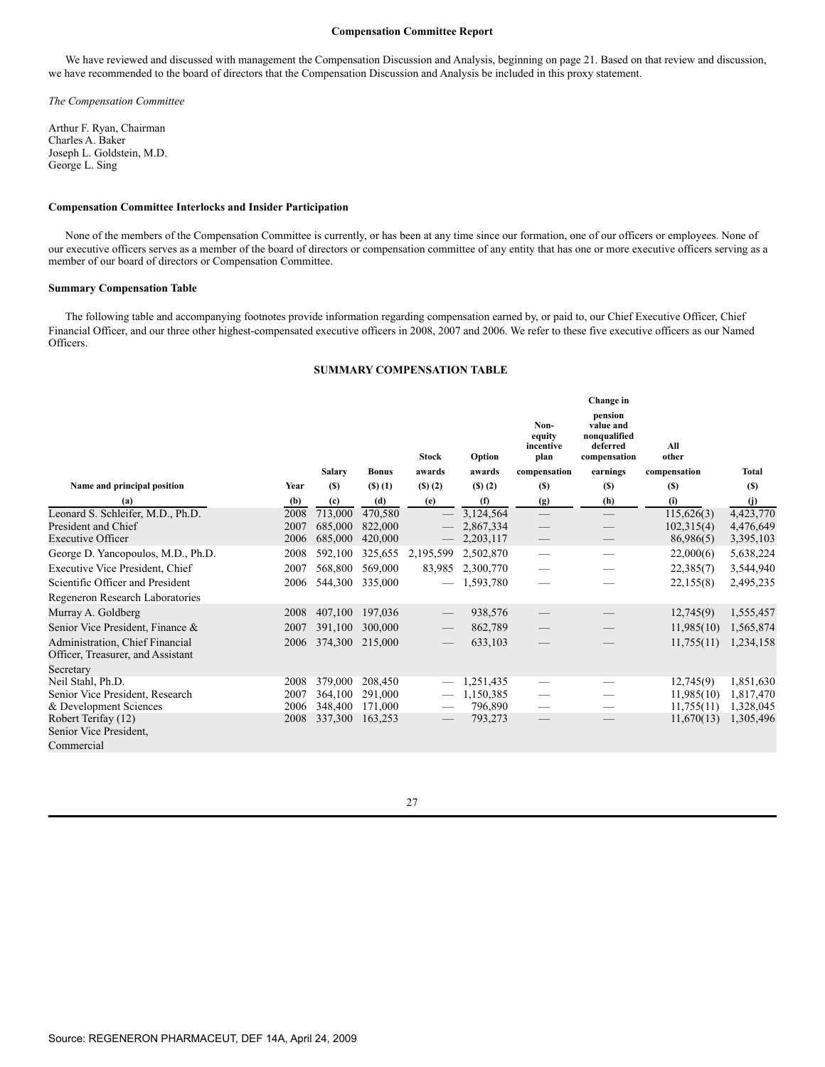## Compensation Committee Report

We have reviewed and discussed with management the Compensation Discussion and Analysis, beginning on page 21. Based on that review and discussion, we have recommended to the board of directors that the Compensation Discussion and Analysis be included in this proxy statement.

*The Compensation Committee*

Arthur F. Ryan, Chairman
Charles A. Baker
Joseph L. Goldstein, M.D.
George L. Sing

### Compensation Committee Interlocks and Insider Participation

None of the members of the Compensation Committee is currently, or has been at any time since our formation, one of our officers or employees. None of our executive officers serves as a member of the board of directors or compensation committee of any entity that has one or more executive officers serving as a member of our board of directors or Compensation Committee.

### Summary Compensation Table

The following table and accompanying footnotes provide information regarding compensation earned by, or paid to, our Chief Executive Officer, Chief Financial Officer, and our three other highest-compensated executive officers in 2008, 2007 and 2006. We refer to these five executive officers as our Named Officers.

**SUMMARY COMPENSATION TABLE**

| Name and principal position | Year | Salary ($) | Bonus ($) (1) | Stock awards ($) (2) | Option awards ($) (2) | Non-equity incentive plan compensation ($) | Change in pension value and nonqualified deferred compensation earnings ($) | All other compensation ($) | Total ($) |
|---|---|---|---|---|---|---|---|---|---|
| (a) | (b) | (c) | (d) | (e) | (f) | (g) | (h) | (i) | (j) |
| Leonard S. Schleifer, M.D., Ph.D. | 2008 | 713,000 | 470,580 | — | 3,124,564 | — | — | 115,626(3) | 4,423,770 |
| President and Chief | 2007 | 685,000 | 822,000 | — | 2,867,334 | — | — | 102,315(4) | 4,476,649 |
| Executive Officer | 2006 | 685,000 | 420,000 | — | 2,203,117 | — | — | 86,986(5) | 3,395,103 |
| George D. Yancopoulos, M.D., Ph.D. | 2008 | 592,100 | 325,655 | 2,195,599 | 2,502,870 | — | — | 22,000(6) | 5,638,224 |
| Executive Vice President, Chief | 2007 | 568,800 | 569,000 | 83,985 | 2,300,770 | — | — | 22,385(7) | 3,544,940 |
| Scientific Officer and President | 2006 | 544,300 | 335,000 | — | 1,593,780 | — | — | 22,155(8) | 2,495,235 |
| Regeneron Research Laboratories | | | | | | | | | |
| Murray A. Goldberg | 2008 | 407,100 | 197,036 | — | 938,576 | — | — | 12,745(9) | 1,555,457 |
| Senior Vice President, Finance & | 2007 | 391,100 | 300,000 | — | 862,789 | — | — | 11,985(10) | 1,565,874 |
| Administration, Chief Financial Officer, Treasurer, and Assistant | 2006 | 374,300 | 215,000 | — | 633,103 | — | — | 11,755(11) | 1,234,158 |
| Secretary | | | | | | | | | |
| Neil Stahl, Ph.D. | 2008 | 379,000 | 208,450 | — | 1,251,435 | — | — | 12,745(9) | 1,851,630 |
| Senior Vice President, Research | 2007 | 364,100 | 291,000 | — | 1,150,385 | — | — | 11,985(10) | 1,817,470 |
| & Development Sciences | 2006 | 348,400 | 171,000 | — | 796,890 | — | — | 11,755(11) | 1,328,045 |
| Robert Terifay (12) | 2008 | 337,300 | 163,253 | — | 793,273 | — | — | 11,670(13) | 1,305,496 |
| Senior Vice President, | | | | | | | | | |
| Commercial | | | | | | | | | |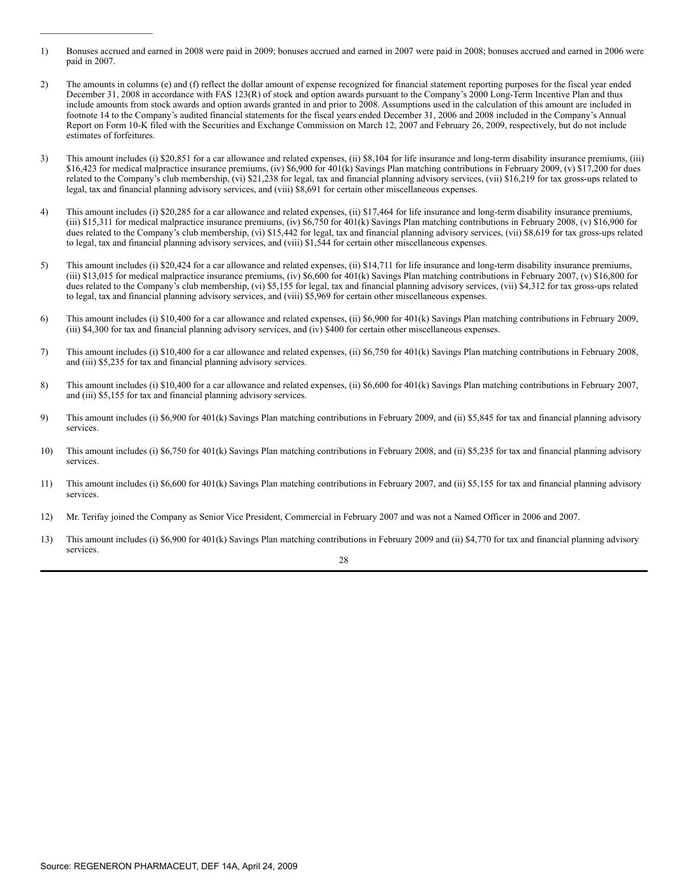---

1) Bonuses accrued and earned in 2008 were paid in 2009; bonuses accrued and earned in 2007 were paid in 2008; bonuses accrued and earned in 2006 were paid in 2007.

2) The amounts in columns (e) and (f) reflect the dollar amount of expense recognized for financial statement reporting purposes for the fiscal year ended December 31, 2008 in accordance with FAS 123(R) of stock and option awards pursuant to the Company's 2000 Long-Term Incentive Plan and thus include amounts from stock awards and option awards granted in and prior to 2008. Assumptions used in the calculation of this amount are included in footnote 14 to the Company's audited financial statements for the fiscal years ended December 31, 2006 and 2008 included in the Company's Annual Report on Form 10-K filed with the Securities and Exchange Commission on March 12, 2007 and February 26, 2009, respectively, but do not include estimates of forfeitures.

3) This amount includes (i) $20,851 for a car allowance and related expenses, (ii) $8,104 for life insurance and long-term disability insurance premiums, (iii) $16,423 for medical malpractice insurance premiums, (iv) $6,900 for 401(k) Savings Plan matching contributions in February 2009, (v) $17,200 for dues related to the Company's club membership, (vi) $21,238 for legal, tax and financial planning advisory services, (vii) $16,219 for tax gross-ups related to legal, tax and financial planning advisory services, and (viii) $8,691 for certain other miscellaneous expenses.

4) This amount includes (i) $20,285 for a car allowance and related expenses, (ii) $17,464 for life insurance and long-term disability insurance premiums, (iii) $15,311 for medical malpractice insurance premiums, (iv) $6,750 for 401(k) Savings Plan matching contributions in February 2008, (v) $16,900 for dues related to the Company's club membership, (vi) $15,442 for legal, tax and financial planning advisory services, (vii) $8,619 for tax gross-ups related to legal, tax and financial planning advisory services, and (viii) $1,544 for certain other miscellaneous expenses.

5) This amount includes (i) $20,424 for a car allowance and related expenses, (ii) $14,711 for life insurance and long-term disability insurance premiums, (iii) $13,015 for medical malpractice insurance premiums, (iv) $6,600 for 401(k) Savings Plan matching contributions in February 2007, (v) $16,800 for dues related to the Company's club membership, (vi) $5,155 for legal, tax and financial planning advisory services, (vii) $4,312 for tax gross-ups related to legal, tax and financial planning advisory services, and (viii) $5,969 for certain other miscellaneous expenses.

6) This amount includes (i) $10,400 for a car allowance and related expenses, (ii) $6,900 for 401(k) Savings Plan matching contributions in February 2009, (iii) $4,300 for tax and financial planning advisory services, and (iv) $400 for certain other miscellaneous expenses.

7) This amount includes (i) $10,400 for a car allowance and related expenses, (ii) $6,750 for 401(k) Savings Plan matching contributions in February 2008, and (iii) $5,235 for tax and financial planning advisory services.

8) This amount includes (i) $10,400 for a car allowance and related expenses, (ii) $6,600 for 401(k) Savings Plan matching contributions in February 2007, and (iii) $5,155 for tax and financial planning advisory services.

9) This amount includes (i) $6,900 for 401(k) Savings Plan matching contributions in February 2009, and (ii) $5,845 for tax and financial planning advisory services.

10) This amount includes (i) $6,750 for 401(k) Savings Plan matching contributions in February 2008, and (ii) $5,235 for tax and financial planning advisory services.

11) This amount includes (i) $6,600 for 401(k) Savings Plan matching contributions in February 2007, and (ii) $5,155 for tax and financial planning advisory services.

12) Mr. Terifay joined the Company as Senior Vice President, Commercial in February 2007 and was not a Named Officer in 2006 and 2007.

13) This amount includes (i) $6,900 for 401(k) Savings Plan matching contributions in February 2009 and (ii) $4,770 for tax and financial planning advisory services.

Source: REGENERON PHARMACEUT, DEF 14A, April 24, 2009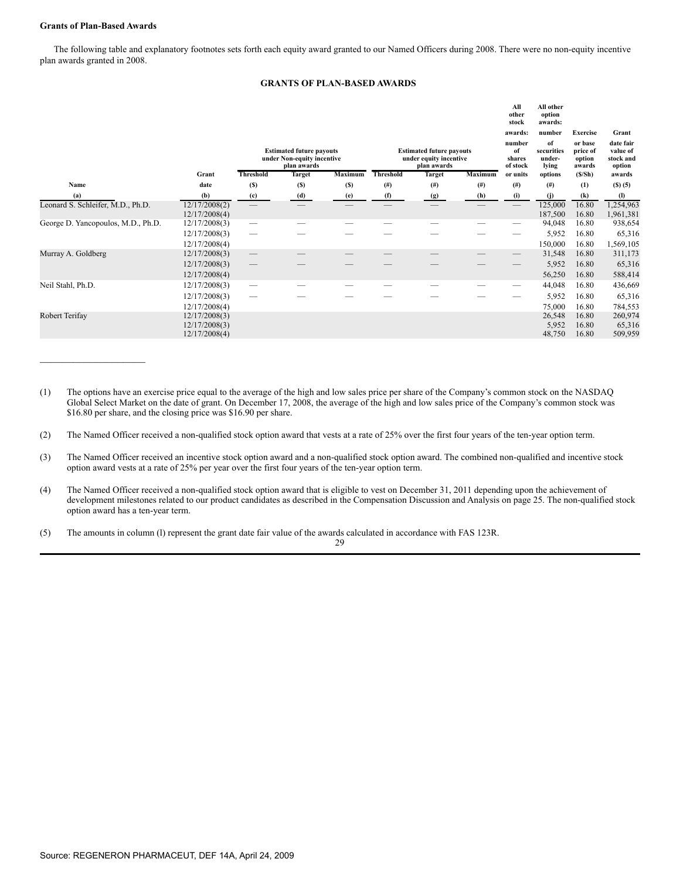**Grants of Plan-Based Awards**

The following table and explanatory footnotes sets forth each equity award granted to our Named Officers during 2008. There were no non-equity incentive plan awards granted in 2008.

**GRANTS OF PLAN-BASED AWARDS**

| Name | Grant date | Estimated future payouts under Non-equity incentive plan awards | | | Estimated future payouts under equity incentive plan awards | | | All other stock awards: number of shares of stock or units | All other option awards: number of securities under-lying options | Exercise or base price of option awards | Grant date fair value of stock and option awards |
|---|---|---|---|---|---|---|---|---|---|---|---|
| | | Threshold | Target | Maximum | Threshold | Target | Maximum | | | | |
| | | ($) | ($) | ($) | (#) | (#) | (#) | (#) | (#) | ($/Sh) (1) | ($) (5) |
| (a) | (b) | (c) | (d) | (e) | (f) | (g) | (h) | (i) | (j) | (k) | (l) |
| Leonard S. Schleifer, M.D., Ph.D. | 12/17/2008(2) | — | — | — | — | — | — | — | 125,000 | 16.80 | 1,254,963 |
| | 12/17/2008(4) | | | | | | | | 187,500 | 16.80 | 1,961,381 |
| George D. Yancopoulos, M.D., Ph.D. | 12/17/2008(3) | — | — | — | — | — | — | — | 94,048 | 16.80 | 938,654 |
| | 12/17/2008(3) | — | — | — | — | — | — | — | 5,952 | 16.80 | 65,316 |
| | 12/17/2008(4) | | | | | | | | 150,000 | 16.80 | 1,569,105 |
| Murray A. Goldberg | 12/17/2008(3) | — | — | — | — | — | — | — | 31,548 | 16.80 | 311,173 |
| | 12/17/2008(3) | — | — | — | — | — | — | — | 5,952 | 16.80 | 65,316 |
| | 12/17/2008(4) | | | | | | | | 56,250 | 16.80 | 588,414 |
| Neil Stahl, Ph.D. | 12/17/2008(3) | — | — | — | — | — | — | — | 44,048 | 16.80 | 436,669 |
| | 12/17/2008(3) | — | — | — | — | — | — | — | 5,952 | 16.80 | 65,316 |
| | 12/17/2008(4) | | | | | | | | 75,000 | 16.80 | 784,553 |
| Robert Terifay | 12/17/2008(3) | | | | | | | | 26,548 | 16.80 | 260,974 |
| | 12/17/2008(3) | | | | | | | | 5,952 | 16.80 | 65,316 |
| | 12/17/2008(4) | | | | | | | | 48,750 | 16.80 | 509,959 |

(1) The options have an exercise price equal to the average of the high and low sales price per share of the Company's common stock on the NASDAQ Global Select Market on the date of grant. On December 17, 2008, the average of the high and low sales price of the Company's common stock was $16.80 per share, and the closing price was $16.90 per share.

(2) The Named Officer received a non-qualified stock option award that vests at a rate of 25% over the first four years of the ten-year option term.

(3) The Named Officer received an incentive stock option award and a non-qualified stock option award. The combined non-qualified and incentive stock option award vests at a rate of 25% per year over the first four years of the ten-year option term.

(4) The Named Officer received a non-qualified stock option award that is eligible to vest on December 31, 2011 depending upon the achievement of development milestones related to our product candidates as described in the Compensation Discussion and Analysis on page 25. The non-qualified stock option award has a ten-year term.

(5) The amounts in column (l) represent the grant date fair value of the awards calculated in accordance with FAS 123R.

Source: REGENERON PHARMACEUT, DEF 14A, April 24, 2009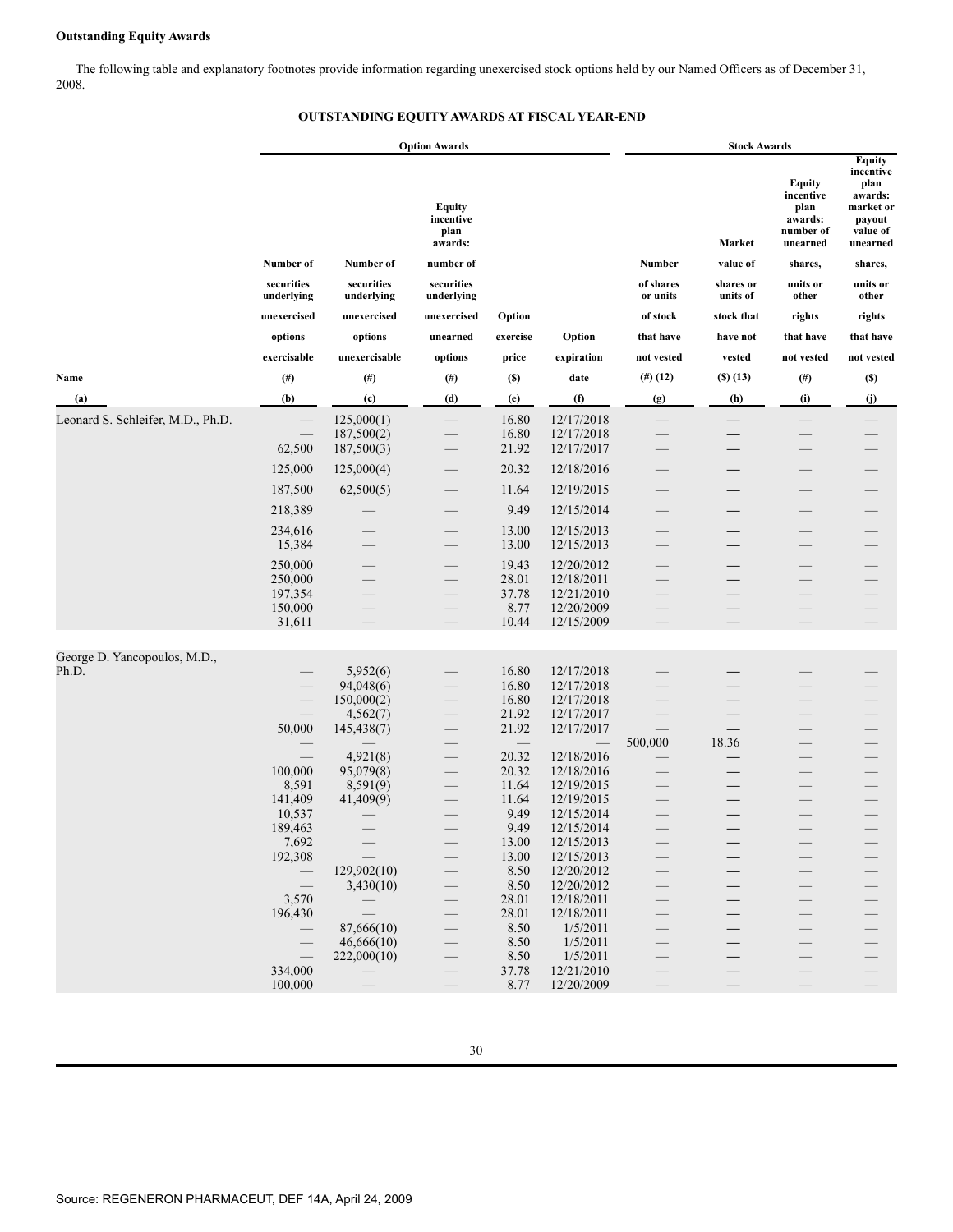**Outstanding Equity Awards**

The following table and explanatory footnotes provide information regarding unexercised stock options held by our Named Officers as of December 31, 2008.

**OUTSTANDING EQUITY AWARDS AT FISCAL YEAR-END**

| | Option Awards | | | | | Stock Awards | | | |
|---|---|---|---|---|---|---|---|---|---|
| Name | Number of securities underlying unexercised options exercisable (#) | Number of securities underlying unexercised options unexercisable (#) | Equity incentive plan awards: number of securities underlying unexercised unearned options (#) | Option exercise price ($) | Option expiration date | Number of shares or units of stock that have not vested (#) (12) | Market value of shares or units of stock that have not vested ($) (13) | Equity incentive plan awards: number of unearned shares, units or other rights that have not vested (#) | Equity incentive plan awards: market or payout value of unearned shares, units or other rights that have not vested ($) |
| (a) | (b) | (c) | (d) | (e) | (f) | (g) | (h) | (i) | (j) |
| Leonard S. Schleifer, M.D., Ph.D. | — | 125,000(1) | — | 16.80 | 12/17/2018 | — | — | — | — |
| | — | 187,500(2) | — | 16.80 | 12/17/2018 | — | — | — | — |
| | 62,500 | 187,500(3) | — | 21.92 | 12/17/2017 | — | — | — | — |
| | 125,000 | 125,000(4) | — | 20.32 | 12/18/2016 | — | — | — | — |
| | 187,500 | 62,500(5) | — | 11.64 | 12/19/2015 | — | — | — | — |
| | 218,389 | — | — | 9.49 | 12/15/2014 | — | — | — | — |
| | 234,616 | — | — | 13.00 | 12/15/2013 | — | — | — | — |
| | 15,384 | — | — | 13.00 | 12/15/2013 | — | — | — | — |
| | 250,000 | — | — | 19.43 | 12/20/2012 | — | — | — | — |
| | 250,000 | — | — | 28.01 | 12/18/2011 | — | — | — | — |
| | 197,354 | — | — | 37.78 | 12/21/2010 | — | — | — | — |
| | 150,000 | — | — | 8.77 | 12/20/2009 | — | — | — | — |
| | 31,611 | — | — | 10.44 | 12/15/2009 | — | — | — | — |
| George D. Yancopoulos, M.D., Ph.D. | — | 5,952(6) | — | 16.80 | 12/17/2018 | — | — | — | — |
| | — | 94,048(6) | — | 16.80 | 12/17/2018 | — | — | — | — |
| | — | 150,000(2) | — | 16.80 | 12/17/2018 | — | — | — | — |
| | — | 4,562(7) | — | 21.92 | 12/17/2017 | — | — | — | — |
| | 50,000 | 145,438(7) | — | 21.92 | 12/17/2017 | — | — | — | — |
| | — | — | — | — | — | 500,000 | 18.36 | — | — |
| | — | 4,921(8) | — | 20.32 | 12/18/2016 | — | — | — | — |
| | 100,000 | 95,079(8) | — | 20.32 | 12/18/2016 | — | — | — | — |
| | 8,591 | 8,591(9) | — | 11.64 | 12/19/2015 | — | — | — | — |
| | 141,409 | 41,409(9) | — | 11.64 | 12/19/2015 | — | — | — | — |
| | 10,537 | — | — | 9.49 | 12/15/2014 | — | — | — | — |
| | 189,463 | — | — | 9.49 | 12/15/2014 | — | — | — | — |
| | 7,692 | — | — | 13.00 | 12/15/2013 | — | — | — | — |
| | 192,308 | — | — | 13.00 | 12/15/2013 | — | — | — | — |
| | — | 129,902(10) | — | 8.50 | 12/20/2012 | — | — | — | — |
| | — | 3,430(10) | — | 8.50 | 12/20/2012 | — | — | — | — |
| | 3,570 | — | — | 28.01 | 12/18/2011 | — | — | — | — |
| | 196,430 | — | — | 28.01 | 12/18/2011 | — | — | — | — |
| | — | 87,666(10) | — | 8.50 | 1/5/2011 | — | — | — | — |
| | — | 46,666(10) | — | 8.50 | 1/5/2011 | — | — | — | — |
| | — | 222,000(10) | — | 8.50 | 1/5/2011 | — | — | — | — |
| | 334,000 | — | — | 37.78 | 12/21/2010 | — | — | — | — |
| | 100,000 | — | — | 8.77 | 12/20/2009 | — | — | — | — |

Source: REGENERON PHARMACEUT, DEF 14A, April 24, 2009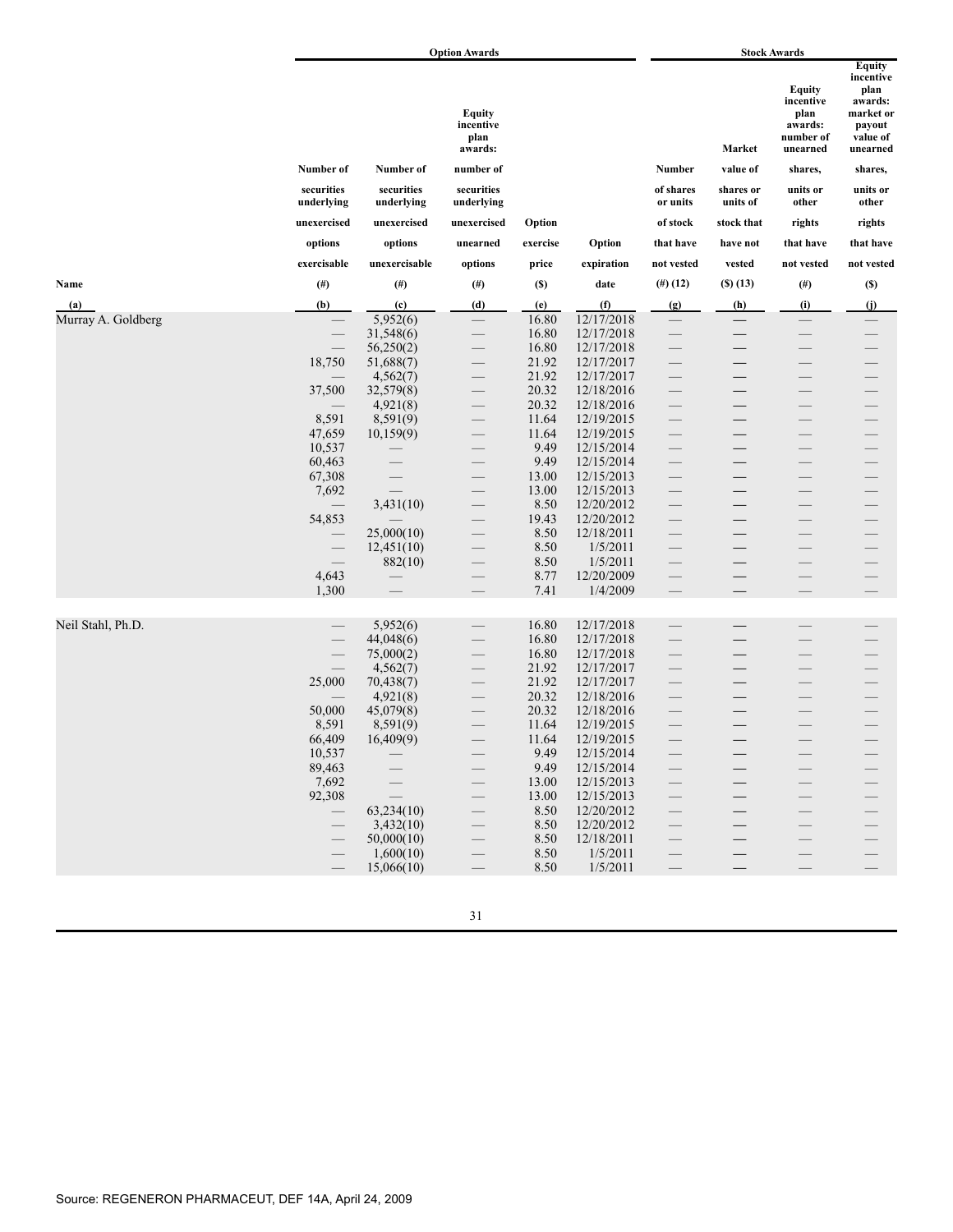| | Option Awards | | | | | Stock Awards | | | |
|---|---|---|---|---|---|---|---|---|---|
| Name | Number of securities underlying unexercised options exercisable (#) | Number of securities underlying unexercised options unexercisable (#) | Equity incentive plan awards: number of securities underlying unexercised unearned options (#) | Option exercise price ($) | Option expiration date | Number of shares or units of stock that have not vested (#) (12) | Market value of shares or units of stock that have not vested ($) (13) | Equity incentive plan awards: number of unearned shares, units or other rights that have not vested (#) | Equity incentive plan awards: market or payout value of unearned shares, units or other rights that have not vested ($) |
| (a) | (b) | (c) | (d) | (e) | (f) | (g) | (h) | (i) | (j) |
| Murray A. Goldberg | — | 5,952(6) | — | 16.80 | 12/17/2018 | — | — | — | — |
| | — | 31,548(6) | — | 16.80 | 12/17/2018 | — | — | — | — |
| | — | 56,250(2) | — | 16.80 | 12/17/2018 | — | — | — | — |
| | 18,750 | 51,688(7) | — | 21.92 | 12/17/2017 | — | — | — | — |
| | — | 4,562(7) | — | 21.92 | 12/17/2017 | — | — | — | — |
| | 37,500 | 32,579(8) | — | 20.32 | 12/18/2016 | — | — | — | — |
| | — | 4,921(8) | — | 20.32 | 12/18/2016 | — | — | — | — |
| | 8,591 | 8,591(9) | — | 11.64 | 12/19/2015 | — | — | — | — |
| | 47,659 | 10,159(9) | — | 11.64 | 12/19/2015 | — | — | — | — |
| | 10,537 | — | — | 9.49 | 12/15/2014 | — | — | — | — |
| | 60,463 | — | — | 9.49 | 12/15/2014 | — | — | — | — |
| | 67,308 | — | — | 13.00 | 12/15/2013 | — | — | — | — |
| | 7,692 | — | — | 13.00 | 12/15/2013 | — | — | — | — |
| | — | 3,431(10) | — | 8.50 | 12/20/2012 | — | — | — | — |
| | 54,853 | — | — | 19.43 | 12/20/2012 | — | — | — | — |
| | — | 25,000(10) | — | 8.50 | 12/18/2011 | — | — | — | — |
| | — | 12,451(10) | — | 8.50 | 1/5/2011 | — | — | — | — |
| | — | 882(10) | — | 8.50 | 1/5/2011 | — | — | — | — |
| | 4,643 | — | — | 8.77 | 12/20/2009 | — | — | — | — |
| | 1,300 | — | — | 7.41 | 1/4/2009 | — | — | — | — |
| Neil Stahl, Ph.D. | — | 5,952(6) | — | 16.80 | 12/17/2018 | — | — | — | — |
| | — | 44,048(6) | — | 16.80 | 12/17/2018 | — | — | — | — |
| | — | 75,000(2) | — | 16.80 | 12/17/2018 | — | — | — | — |
| | — | 4,562(7) | — | 21.92 | 12/17/2017 | — | — | — | — |
| | 25,000 | 70,438(7) | — | 21.92 | 12/17/2017 | — | — | — | — |
| | — | 4,921(8) | — | 20.32 | 12/18/2016 | — | — | — | — |
| | 50,000 | 45,079(8) | — | 20.32 | 12/18/2016 | — | — | — | — |
| | 8,591 | 8,591(9) | — | 11.64 | 12/19/2015 | — | — | — | — |
| | 66,409 | 16,409(9) | — | 11.64 | 12/19/2015 | — | — | — | — |
| | 10,537 | — | — | 9.49 | 12/15/2014 | — | — | — | — |
| | 89,463 | — | — | 9.49 | 12/15/2014 | — | — | — | — |
| | 7,692 | — | — | 13.00 | 12/15/2013 | — | — | — | — |
| | 92,308 | — | — | 13.00 | 12/15/2013 | — | — | — | — |
| | — | 63,234(10) | — | 8.50 | 12/20/2012 | — | — | — | — |
| | — | 3,432(10) | — | 8.50 | 12/20/2012 | — | — | — | — |
| | — | 50,000(10) | — | 8.50 | 12/18/2011 | — | — | — | — |
| | — | 1,600(10) | — | 8.50 | 1/5/2011 | — | — | — | — |
| | — | 15,066(10) | — | 8.50 | 1/5/2011 | — | — | — | — |

Source: REGENERON PHARMACEUT, DEF 14A, April 24, 2009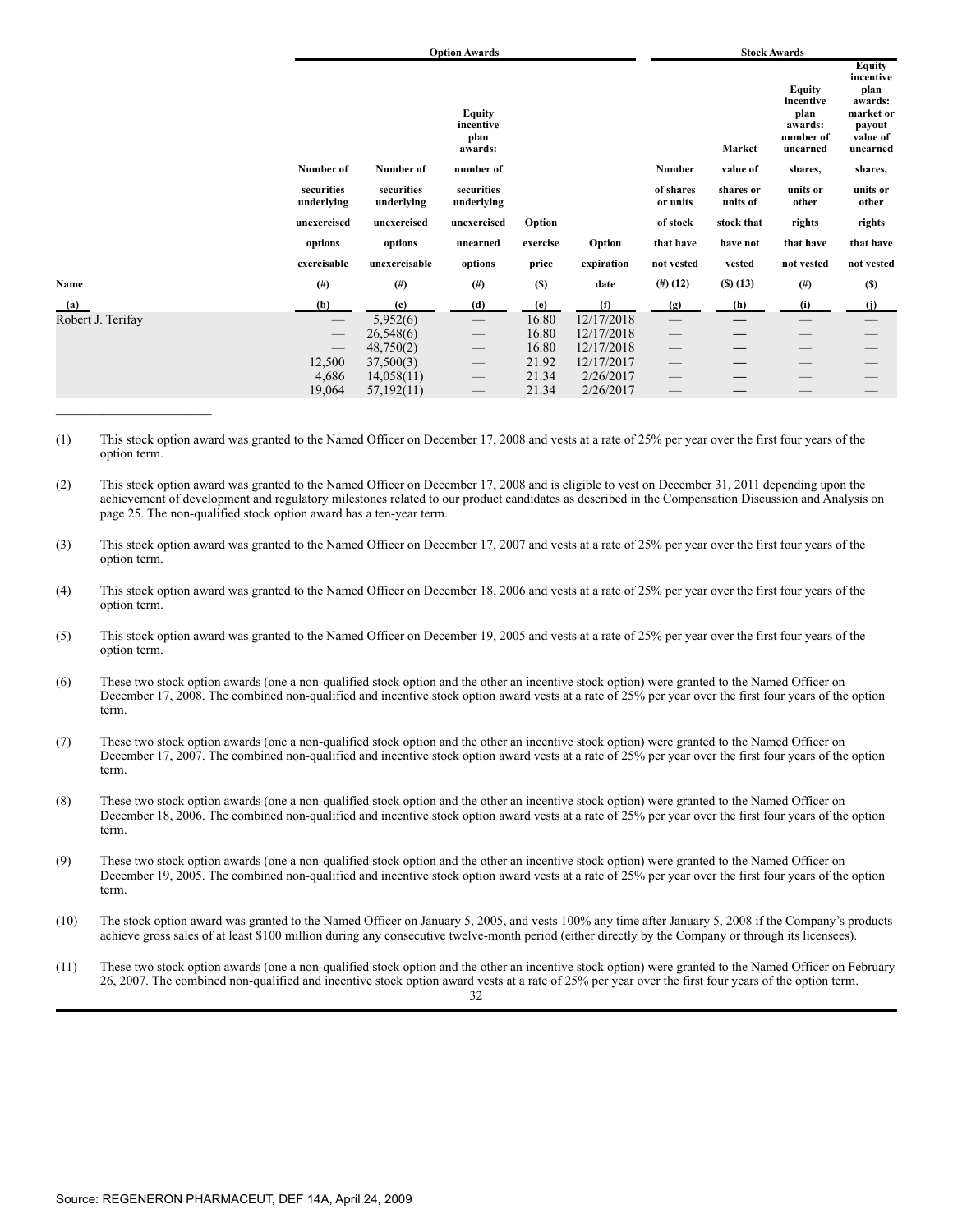| | Option Awards | | | | | Stock Awards | | | |
|---|---|---|---|---|---|---|---|---|---|
| Name | Number of securities underlying unexercised options exercisable (#) | Number of securities underlying unexercised options unexercisable (#) | Equity incentive plan awards: number of securities underlying unexercised unearned options (#) | Option exercise price ($) | Option expiration date | Number of shares or units of stock that have not vested (#) (12) | Market value of shares or units of stock that have not vested ($) (13) | Equity incentive plan awards: number of unearned shares, units or other rights that have not vested (#) | Equity incentive plan awards: market or payout value of unearned shares, units or other rights that have not vested ($) |
| (a) | (b) | (c) | (d) | (e) | (f) | (g) | (h) | (i) | (j) |
| Robert J. Terifay | — | 5,952(6) | — | 16.80 | 12/17/2018 | — | — | — | — |
| | — | 26,548(6) | — | 16.80 | 12/17/2018 | — | — | — | — |
| | — | 48,750(2) | — | 16.80 | 12/17/2018 | — | — | — | — |
| | 12,500 | 37,500(3) | — | 21.92 | 12/17/2017 | — | — | — | — |
| | 4,686 | 14,058(11) | — | 21.34 | 2/26/2017 | — | — | — | — |
| | 19,064 | 57,192(11) | — | 21.34 | 2/26/2017 | — | — | — | — |

(1) This stock option award was granted to the Named Officer on December 17, 2008 and vests at a rate of 25% per year over the first four years of the option term.

(2) This stock option award was granted to the Named Officer on December 17, 2008 and is eligible to vest on December 31, 2011 depending upon the achievement of development and regulatory milestones related to our product candidates as described in the Compensation Discussion and Analysis on page 25. The non-qualified stock option award has a ten-year term.

(3) This stock option award was granted to the Named Officer on December 17, 2007 and vests at a rate of 25% per year over the first four years of the option term.

(4) This stock option award was granted to the Named Officer on December 18, 2006 and vests at a rate of 25% per year over the first four years of the option term.

(5) This stock option award was granted to the Named Officer on December 19, 2005 and vests at a rate of 25% per year over the first four years of the option term.

(6) These two stock option awards (one a non-qualified stock option and the other an incentive stock option) were granted to the Named Officer on December 17, 2008. The combined non-qualified and incentive stock option award vests at a rate of 25% per year over the first four years of the option term.

(7) These two stock option awards (one a non-qualified stock option and the other an incentive stock option) were granted to the Named Officer on December 17, 2007. The combined non-qualified and incentive stock option award vests at a rate of 25% per year over the first four years of the option term.

(8) These two stock option awards (one a non-qualified stock option and the other an incentive stock option) were granted to the Named Officer on December 18, 2006. The combined non-qualified and incentive stock option award vests at a rate of 25% per year over the first four years of the option term.

(9) These two stock option awards (one a non-qualified stock option and the other an incentive stock option) were granted to the Named Officer on December 19, 2005. The combined non-qualified and incentive stock option award vests at a rate of 25% per year over the first four years of the option term.

(10) The stock option award was granted to the Named Officer on January 5, 2005, and vests 100% any time after January 5, 2008 if the Company's products achieve gross sales of at least $100 million during any consecutive twelve-month period (either directly by the Company or through its licensees).

(11) These two stock option awards (one a non-qualified stock option and the other an incentive stock option) were granted to the Named Officer on February 26, 2007. The combined non-qualified and incentive stock option award vests at a rate of 25% per year over the first four years of the option term.

Source: REGENERON PHARMACEUT, DEF 14A, April 24, 2009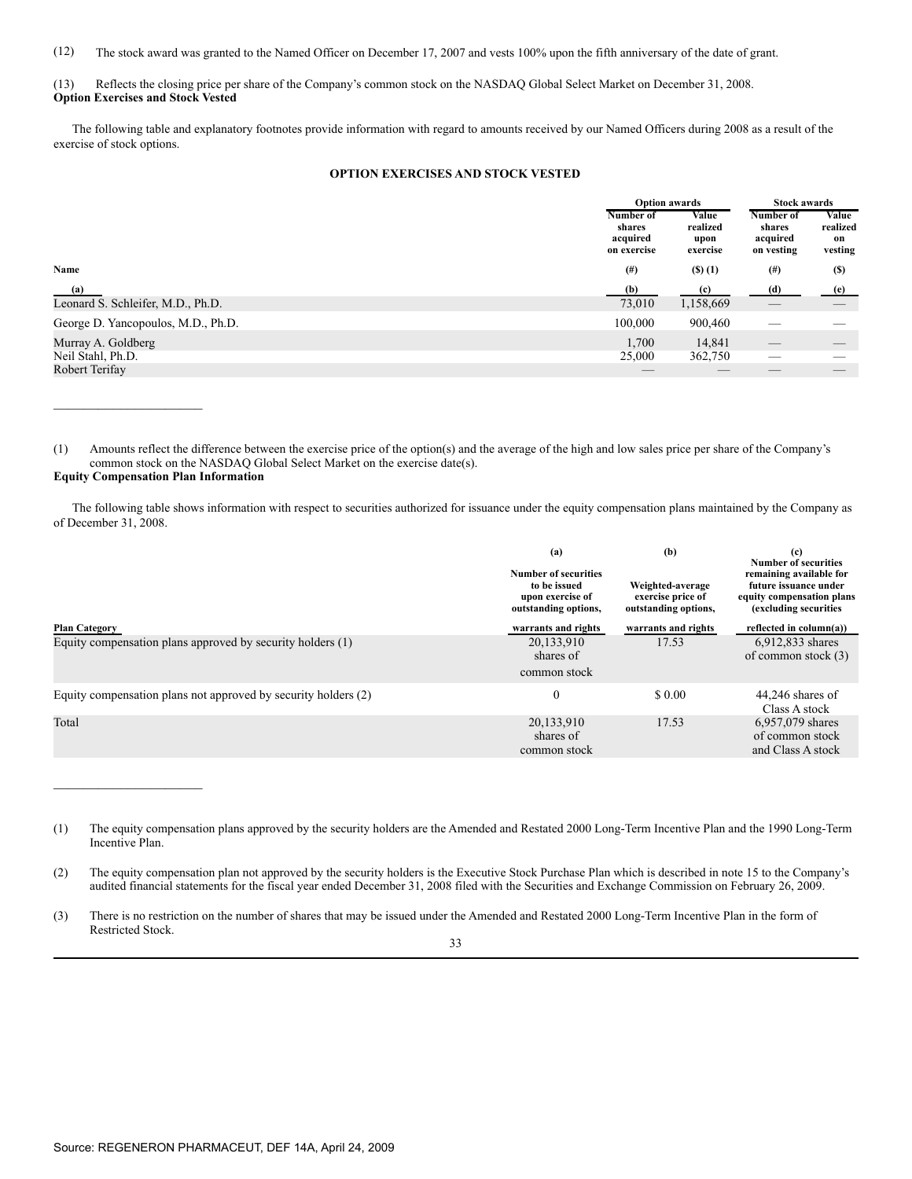(12) The stock award was granted to the Named Officer on December 17, 2007 and vests 100% upon the fifth anniversary of the date of grant.

(13) Reflects the closing price per share of the Company's common stock on the NASDAQ Global Select Market on December 31, 2008.

**Option Exercises and Stock Vested**

The following table and explanatory footnotes provide information with regard to amounts received by our Named Officers during 2008 as a result of the exercise of stock options.

**OPTION EXERCISES AND STOCK VESTED**

| | Option awards | | Stock awards | |
|---|---|---|---|---|
| | Number of shares acquired on exercise | Value realized upon exercise | Number of shares acquired on vesting | Value realized on vesting |
| Name | (#) | ($) (1) | (#) | ($) |
| (a) | (b) | (c) | (d) | (e) |
| Leonard S. Schleifer, M.D., Ph.D. | 73,010 | 1,158,669 | — | — |
| George D. Yancopoulos, M.D., Ph.D. | 100,000 | 900,460 | — | — |
| Murray A. Goldberg | 1,700 | 14,841 | — | — |
| Neil Stahl, Ph.D. | 25,000 | 362,750 | — | — |
| Robert Terifay | — | — | — | — |

(1) Amounts reflect the difference between the exercise price of the option(s) and the average of the high and low sales price per share of the Company's common stock on the NASDAQ Global Select Market on the exercise date(s).

**Equity Compensation Plan Information**

The following table shows information with respect to securities authorized for issuance under the equity compensation plans maintained by the Company as of December 31, 2008.

| | (a) | (b) | (c) |
|---|---|---|---|
| Plan Category | Number of securities to be issued upon exercise of outstanding options, warrants and rights | Weighted-average exercise price of outstanding options, warrants and rights | Number of securities remaining available for future issuance under equity compensation plans (excluding securities reflected in column(a)) |
| Equity compensation plans approved by security holders (1) | 20,133,910 shares of common stock | 17.53 | 6,912,833 shares of common stock (3) |
| Equity compensation plans not approved by security holders (2) | 0 | $ 0.00 | 44,246 shares of Class A stock |
| Total | 20,133,910 shares of common stock | 17.53 | 6,957,079 shares of common stock and Class A stock |

(1) The equity compensation plans approved by the security holders are the Amended and Restated 2000 Long-Term Incentive Plan and the 1990 Long-Term Incentive Plan.

(2) The equity compensation plan not approved by the security holders is the Executive Stock Purchase Plan which is described in note 15 to the Company's audited financial statements for the fiscal year ended December 31, 2008 filed with the Securities and Exchange Commission on February 26, 2009.

(3) There is no restriction on the number of shares that may be issued under the Amended and Restated 2000 Long-Term Incentive Plan in the form of Restricted Stock.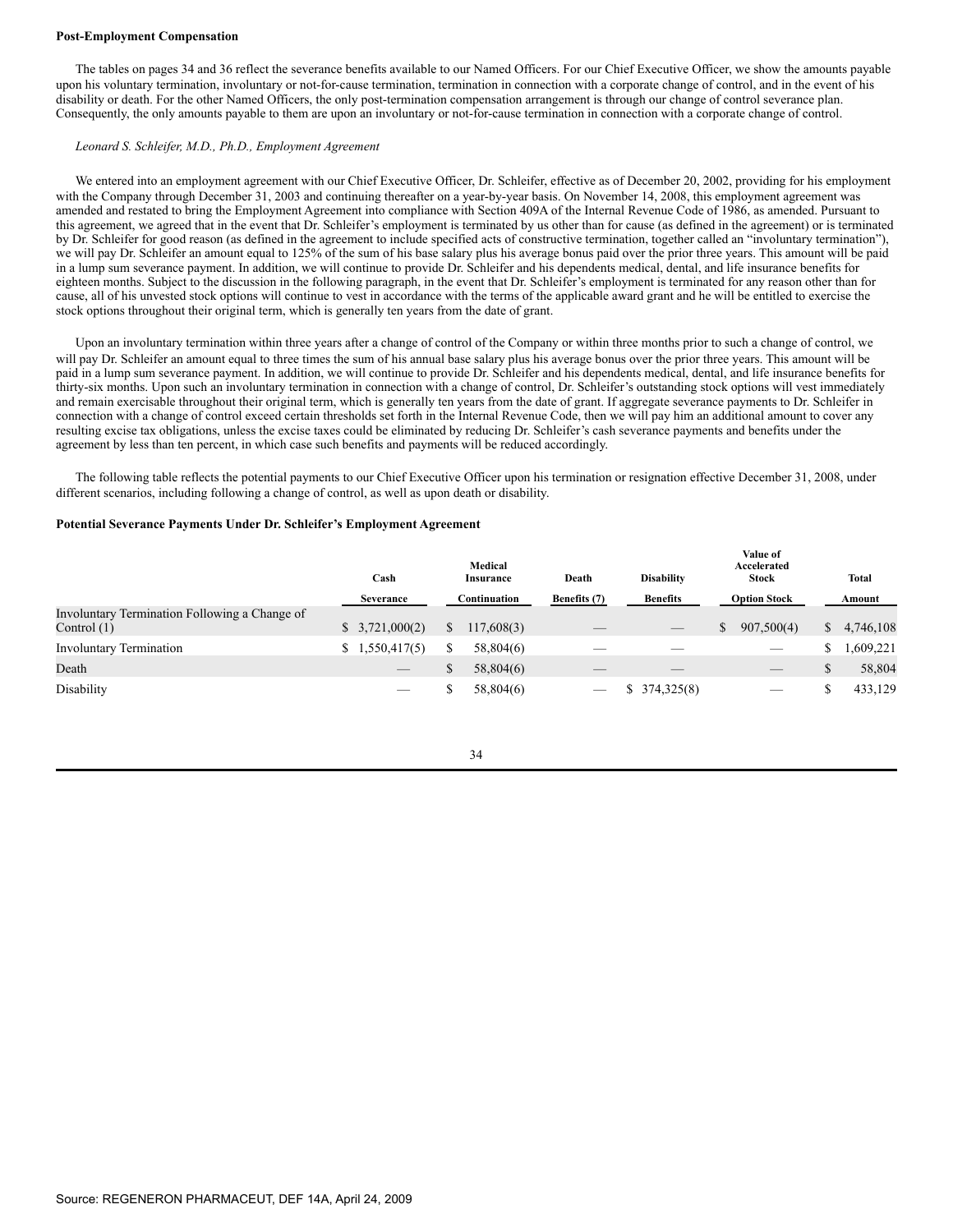**Post-Employment Compensation**

The tables on pages 34 and 36 reflect the severance benefits available to our Named Officers. For our Chief Executive Officer, we show the amounts payable upon his voluntary termination, involuntary or not-for-cause termination, termination in connection with a corporate change of control, and in the event of his disability or death. For the other Named Officers, the only post-termination compensation arrangement is through our change of control severance plan. Consequently, the only amounts payable to them are upon an involuntary or not-for-cause termination in connection with a corporate change of control.

*Leonard S. Schleifer, M.D., Ph.D., Employment Agreement*

We entered into an employment agreement with our Chief Executive Officer, Dr. Schleifer, effective as of December 20, 2002, providing for his employment with the Company through December 31, 2003 and continuing thereafter on a year-by-year basis. On November 14, 2008, this employment agreement was amended and restated to bring the Employment Agreement into compliance with Section 409A of the Internal Revenue Code of 1986, as amended. Pursuant to this agreement, we agreed that in the event that Dr. Schleifer's employment is terminated by us other than for cause (as defined in the agreement) or is terminated by Dr. Schleifer for good reason (as defined in the agreement to include specified acts of constructive termination, together called an "involuntary termination"), we will pay Dr. Schleifer an amount equal to 125% of the sum of his base salary plus his average bonus paid over the prior three years. This amount will be paid in a lump sum severance payment. In addition, we will continue to provide Dr. Schleifer and his dependents medical, dental, and life insurance benefits for eighteen months. Subject to the discussion in the following paragraph, in the event that Dr. Schleifer's employment is terminated for any reason other than for cause, all of his unvested stock options will continue to vest in accordance with the terms of the applicable award grant and he will be entitled to exercise the stock options throughout their original term, which is generally ten years from the date of grant.

Upon an involuntary termination within three years after a change of control of the Company or within three months prior to such a change of control, we will pay Dr. Schleifer an amount equal to three times the sum of his annual base salary plus his average bonus over the prior three years. This amount will be paid in a lump sum severance payment. In addition, we will continue to provide Dr. Schleifer and his dependents medical, dental, and life insurance benefits for thirty-six months. Upon such an involuntary termination in connection with a change of control, Dr. Schleifer's outstanding stock options will vest immediately and remain exercisable throughout their original term, which is generally ten years from the date of grant. If aggregate severance payments to Dr. Schleifer in connection with a change of control exceed certain thresholds set forth in the Internal Revenue Code, then we will pay him an additional amount to cover any resulting excise tax obligations, unless the excise taxes could be eliminated by reducing Dr. Schleifer's cash severance payments and benefits under the agreement by less than ten percent, in which case such benefits and payments will be reduced accordingly.

The following table reflects the potential payments to our Chief Executive Officer upon his termination or resignation effective December 31, 2008, under different scenarios, including following a change of control, as well as upon death or disability.

**Potential Severance Payments Under Dr. Schleifer's Employment Agreement**

| | Cash Severance | Medical Insurance Continuation | Death Benefits (7) | Disability Benefits | Value of Accelerated Stock Option Stock | Total Amount |
|---|---|---|---|---|---|---|
| Involuntary Termination Following a Change of Control (1) | $ 3,721,000(2) | $ 117,608(3) | — | — | $ 907,500(4) | $ 4,746,108 |
| Involuntary Termination | $ 1,550,417(5) | $ 58,804(6) | — | — | — | $ 1,609,221 |
| Death | — | $ 58,804(6) | — | — | — | $ 58,804 |
| Disability | — | $ 58,804(6) | — | $ 374,325(8) | — | $ 433,129 |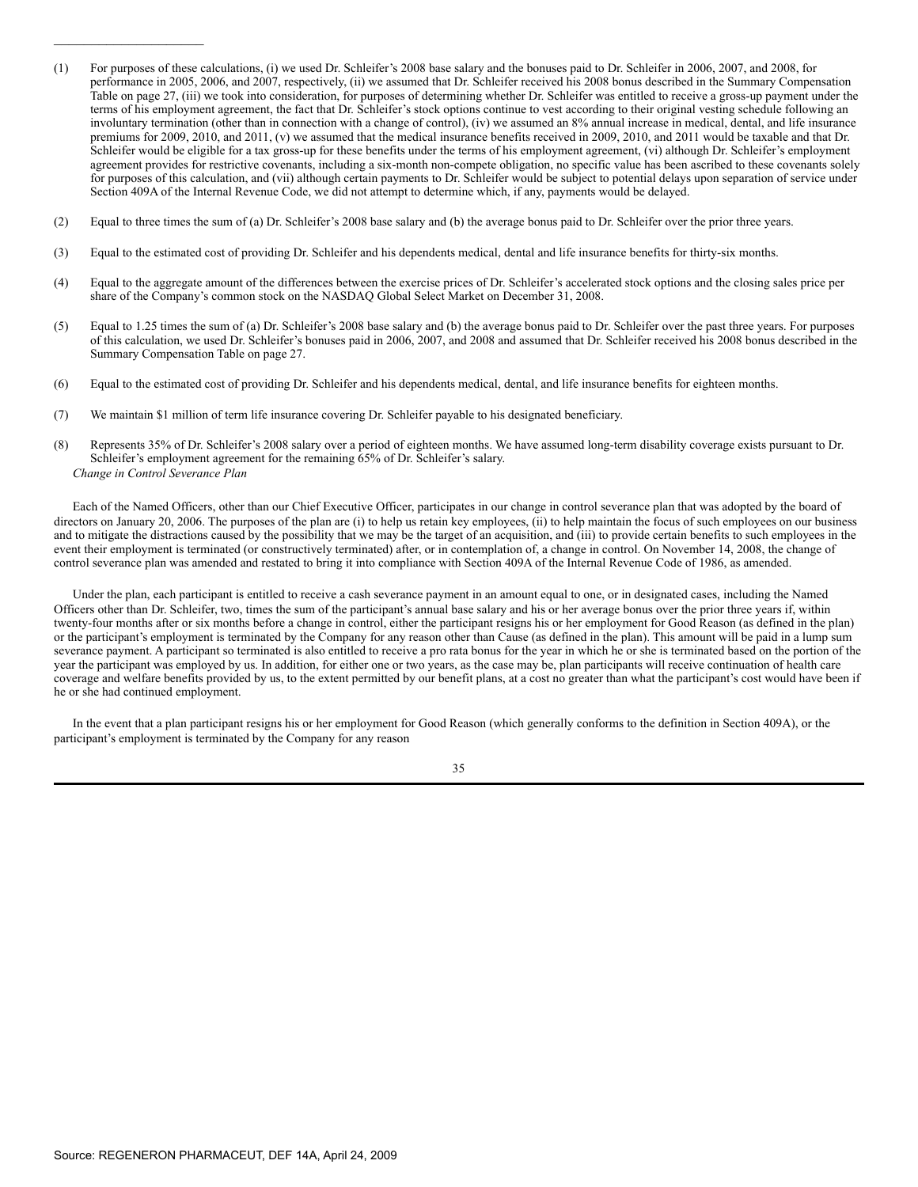(1) For purposes of these calculations, (i) we used Dr. Schleifer's 2008 base salary and the bonuses paid to Dr. Schleifer in 2006, 2007, and 2008, for performance in 2005, 2006, and 2007, respectively, (ii) we assumed that Dr. Schleifer received his 2008 bonus described in the Summary Compensation Table on page 27, (iii) we took into consideration, for purposes of determining whether Dr. Schleifer was entitled to receive a gross-up payment under the terms of his employment agreement, the fact that Dr. Schleifer's stock options continue to vest according to their original vesting schedule following an involuntary termination (other than in connection with a change of control), (iv) we assumed an 8% annual increase in medical, dental, and life insurance premiums for 2009, 2010, and 2011, (v) we assumed that the medical insurance benefits received in 2009, 2010, and 2011 would be taxable and that Dr. Schleifer would be eligible for a tax gross-up for these benefits under the terms of his employment agreement, (vi) although Dr. Schleifer's employment agreement provides for restrictive covenants, including a six-month non-compete obligation, no specific value has been ascribed to these covenants solely for purposes of this calculation, and (vii) although certain payments to Dr. Schleifer would be subject to potential delays upon separation of service under Section 409A of the Internal Revenue Code, we did not attempt to determine which, if any, payments would be delayed.

(2) Equal to three times the sum of (a) Dr. Schleifer's 2008 base salary and (b) the average bonus paid to Dr. Schleifer over the prior three years.

(3) Equal to the estimated cost of providing Dr. Schleifer and his dependents medical, dental and life insurance benefits for thirty-six months.

(4) Equal to the aggregate amount of the differences between the exercise prices of Dr. Schleifer's accelerated stock options and the closing sales price per share of the Company's common stock on the NASDAQ Global Select Market on December 31, 2008.

(5) Equal to 1.25 times the sum of (a) Dr. Schleifer's 2008 base salary and (b) the average bonus paid to Dr. Schleifer over the past three years. For purposes of this calculation, we used Dr. Schleifer's bonuses paid in 2006, 2007, and 2008 and assumed that Dr. Schleifer received his 2008 bonus described in the Summary Compensation Table on page 27.

(6) Equal to the estimated cost of providing Dr. Schleifer and his dependents medical, dental, and life insurance benefits for eighteen months.

(7) We maintain $1 million of term life insurance covering Dr. Schleifer payable to his designated beneficiary.

(8) Represents 35% of Dr. Schleifer's 2008 salary over a period of eighteen months. We have assumed long-term disability coverage exists pursuant to Dr. Schleifer's employment agreement for the remaining 65% of Dr. Schleifer's salary.

*Change in Control Severance Plan*

Each of the Named Officers, other than our Chief Executive Officer, participates in our change in control severance plan that was adopted by the board of directors on January 20, 2006. The purposes of the plan are (i) to help us retain key employees, (ii) to help maintain the focus of such employees on our business and to mitigate the distractions caused by the possibility that we may be the target of an acquisition, and (iii) to provide certain benefits to such employees in the event their employment is terminated (or constructively terminated) after, or in contemplation of, a change in control. On November 14, 2008, the change of control severance plan was amended and restated to bring it into compliance with Section 409A of the Internal Revenue Code of 1986, as amended.

Under the plan, each participant is entitled to receive a cash severance payment in an amount equal to one, or in designated cases, including the Named Officers other than Dr. Schleifer, two, times the sum of the participant's annual base salary and his or her average bonus over the prior three years if, within twenty-four months after or six months before a change in control, either the participant resigns his or her employment for Good Reason (as defined in the plan) or the participant's employment is terminated by the Company for any reason other than Cause (as defined in the plan). This amount will be paid in a lump sum severance payment. A participant so terminated is also entitled to receive a pro rata bonus for the year in which he or she is terminated based on the portion of the year the participant was employed by us. In addition, for either one or two years, as the case may be, plan participants will receive continuation of health care coverage and welfare benefits provided by us, to the extent permitted by our benefit plans, at a cost no greater than what the participant's cost would have been if he or she had continued employment.

In the event that a plan participant resigns his or her employment for Good Reason (which generally conforms to the definition in Section 409A), or the participant's employment is terminated by the Company for any reason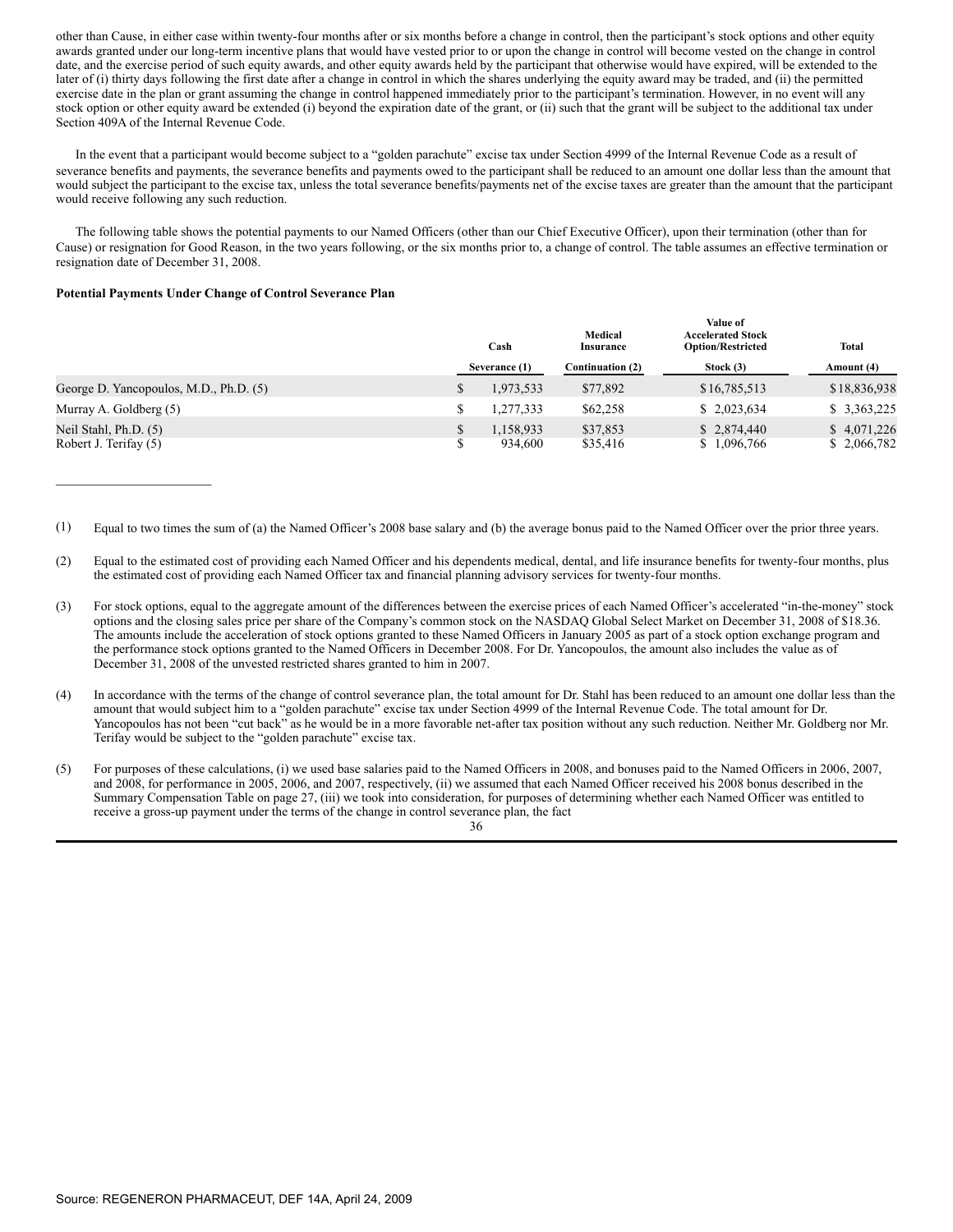other than Cause, in either case within twenty-four months after or six months before a change in control, then the participant's stock options and other equity awards granted under our long-term incentive plans that would have vested prior to or upon the change in control will become vested on the change in control date, and the exercise period of such equity awards, and other equity awards held by the participant that otherwise would have expired, will be extended to the later of (i) thirty days following the first date after a change in control in which the shares underlying the equity award may be traded, and (ii) the permitted exercise date in the plan or grant assuming the change in control happened immediately prior to the participant's termination. However, in no event will any stock option or other equity award be extended (i) beyond the expiration date of the grant, or (ii) such that the grant will be subject to the additional tax under Section 409A of the Internal Revenue Code.

In the event that a participant would become subject to a "golden parachute" excise tax under Section 4999 of the Internal Revenue Code as a result of severance benefits and payments, the severance benefits and payments owed to the participant shall be reduced to an amount one dollar less than the amount that would subject the participant to the excise tax, unless the total severance benefits/payments net of the excise taxes are greater than the amount that the participant would receive following any such reduction.

The following table shows the potential payments to our Named Officers (other than our Chief Executive Officer), upon their termination (other than for Cause) or resignation for Good Reason, in the two years following, or the six months prior to, a change of control. The table assumes an effective termination or resignation date of December 31, 2008.

**Potential Payments Under Change of Control Severance Plan**

| | Cash Severance (1) | Medical Insurance Continuation (2) | Value of Accelerated Stock Option/Restricted Stock (3) | Total Amount (4) |
|---|---|---|---|---|
| George D. Yancopoulos, M.D., Ph.D. (5) | $ 1,973,533 | $77,892 | $16,785,513 | $18,836,938 |
| Murray A. Goldberg (5) | $ 1,277,333 | $62,258 | $ 2,023,634 | $ 3,363,225 |
| Neil Stahl, Ph.D. (5) | $ 1,158,933 | $37,853 | $ 2,874,440 | $ 4,071,226 |
| Robert J. Terifay (5) | $ 934,600 | $35,416 | $ 1,096,766 | $ 2,066,782 |

(1) Equal to two times the sum of (a) the Named Officer's 2008 base salary and (b) the average bonus paid to the Named Officer over the prior three years.

(2) Equal to the estimated cost of providing each Named Officer and his dependents medical, dental, and life insurance benefits for twenty-four months, plus the estimated cost of providing each Named Officer tax and financial planning advisory services for twenty-four months.

(3) For stock options, equal to the aggregate amount of the differences between the exercise prices of each Named Officer's accelerated "in-the-money" stock options and the closing sales price per share of the Company's common stock on the NASDAQ Global Select Market on December 31, 2008 of $18.36. The amounts include the acceleration of stock options granted to these Named Officers in January 2005 as part of a stock option exchange program and the performance stock options granted to the Named Officers in December 2008. For Dr. Yancopoulos, the amount also includes the value as of December 31, 2008 of the unvested restricted shares granted to him in 2007.

(4) In accordance with the terms of the change of control severance plan, the total amount for Dr. Stahl has been reduced to an amount one dollar less than the amount that would subject him to a "golden parachute" excise tax under Section 4999 of the Internal Revenue Code. The total amount for Dr. Yancopoulos has not been "cut back" as he would be in a more favorable net-after tax position without any such reduction. Neither Mr. Goldberg nor Mr. Terifay would be subject to the "golden parachute" excise tax.

(5) For purposes of these calculations, (i) we used base salaries paid to the Named Officers in 2008, and bonuses paid to the Named Officers in 2006, 2007, and 2008, for performance in 2005, 2006, and 2007, respectively, (ii) we assumed that each Named Officer received his 2008 bonus described in the Summary Compensation Table on page 27, (iii) we took into consideration, for purposes of determining whether each Named Officer was entitled to receive a gross-up payment under the terms of the change in control severance plan, the fact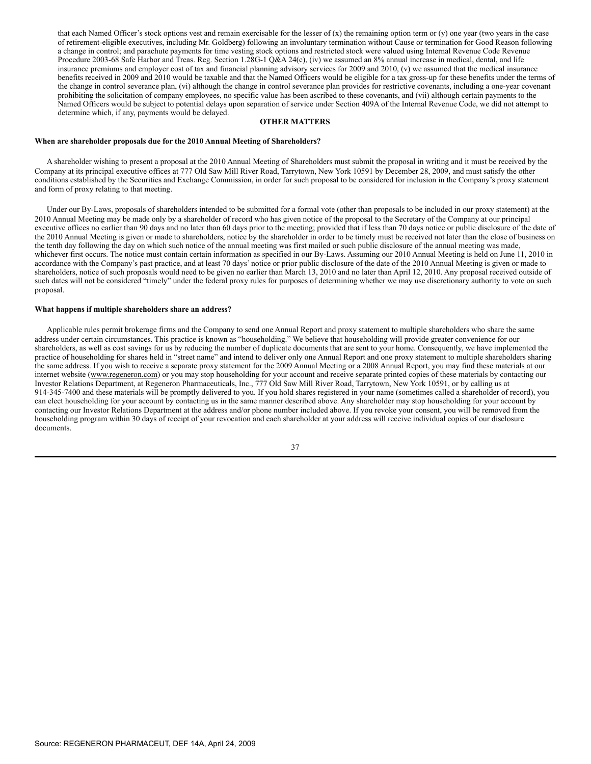that each Named Officer's stock options vest and remain exercisable for the lesser of (x) the remaining option term or (y) one year (two years in the case of retirement-eligible executives, including Mr. Goldberg) following an involuntary termination without Cause or termination for Good Reason following a change in control; and parachute payments for time vesting stock options and restricted stock were valued using Internal Revenue Code Revenue Procedure 2003-68 Safe Harbor and Treas. Reg. Section 1.28G-1 Q&A 24(c), (iv) we assumed an 8% annual increase in medical, dental, and life insurance premiums and employer cost of tax and financial planning advisory services for 2009 and 2010, (v) we assumed that the medical insurance benefits received in 2009 and 2010 would be taxable and that the Named Officers would be eligible for a tax gross-up for these benefits under the terms of the change in control severance plan, (vi) although the change in control severance plan provides for restrictive covenants, including a one-year covenant prohibiting the solicitation of company employees, no specific value has been ascribed to these covenants, and (vii) although certain payments to the Named Officers would be subject to potential delays upon separation of service under Section 409A of the Internal Revenue Code, we did not attempt to determine which, if any, payments would be delayed.

## OTHER MATTERS

**When are shareholder proposals due for the 2010 Annual Meeting of Shareholders?**

A shareholder wishing to present a proposal at the 2010 Annual Meeting of Shareholders must submit the proposal in writing and it must be received by the Company at its principal executive offices at 777 Old Saw Mill River Road, Tarrytown, New York 10591 by December 28, 2009, and must satisfy the other conditions established by the Securities and Exchange Commission, in order for such proposal to be considered for inclusion in the Company's proxy statement and form of proxy relating to that meeting.

Under our By-Laws, proposals of shareholders intended to be submitted for a formal vote (other than proposals to be included in our proxy statement) at the 2010 Annual Meeting may be made only by a shareholder of record who has given notice of the proposal to the Secretary of the Company at our principal executive offices no earlier than 90 days and no later than 60 days prior to the meeting; provided that if less than 70 days notice or public disclosure of the date of the 2010 Annual Meeting is given or made to shareholders, notice by the shareholder in order to be timely must be received not later than the close of business on the tenth day following the day on which such notice of the annual meeting was first mailed or such public disclosure of the annual meeting was made, whichever first occurs. The notice must contain certain information as specified in our By-Laws. Assuming our 2010 Annual Meeting is held on June 11, 2010 in accordance with the Company's past practice, and at least 70 days' notice or prior public disclosure of the date of the 2010 Annual Meeting is given or made to shareholders, notice of such proposals would need to be given no earlier than March 13, 2010 and no later than April 12, 2010. Any proposal received outside of such dates will not be considered "timely" under the federal proxy rules for purposes of determining whether we may use discretionary authority to vote on such proposal.

**What happens if multiple shareholders share an address?**

Applicable rules permit brokerage firms and the Company to send one Annual Report and proxy statement to multiple shareholders who share the same address under certain circumstances. This practice is known as "householding." We believe that householding will provide greater convenience for our shareholders, as well as cost savings for us by reducing the number of duplicate documents that are sent to your home. Consequently, we have implemented the practice of householding for shares held in "street name" and intend to deliver only one Annual Report and one proxy statement to multiple shareholders sharing the same address. If you wish to receive a separate proxy statement for the 2009 Annual Meeting or a 2008 Annual Report, you may find these materials at our internet website (www.regeneron.com) or you may stop householding for your account and receive separate printed copies of these materials by contacting our Investor Relations Department, at Regeneron Pharmaceuticals, Inc., 777 Old Saw Mill River Road, Tarrytown, New York 10591, or by calling us at 914-345-7400 and these materials will be promptly delivered to you. If you hold shares registered in your name (sometimes called a shareholder of record), you can elect householding for your account by contacting us in the same manner described above. Any shareholder may stop householding for your account by contacting our Investor Relations Department at the address and/or phone number included above. If you revoke your consent, you will be removed from the householding program within 30 days of receipt of your revocation and each shareholder at your address will receive individual copies of our disclosure documents.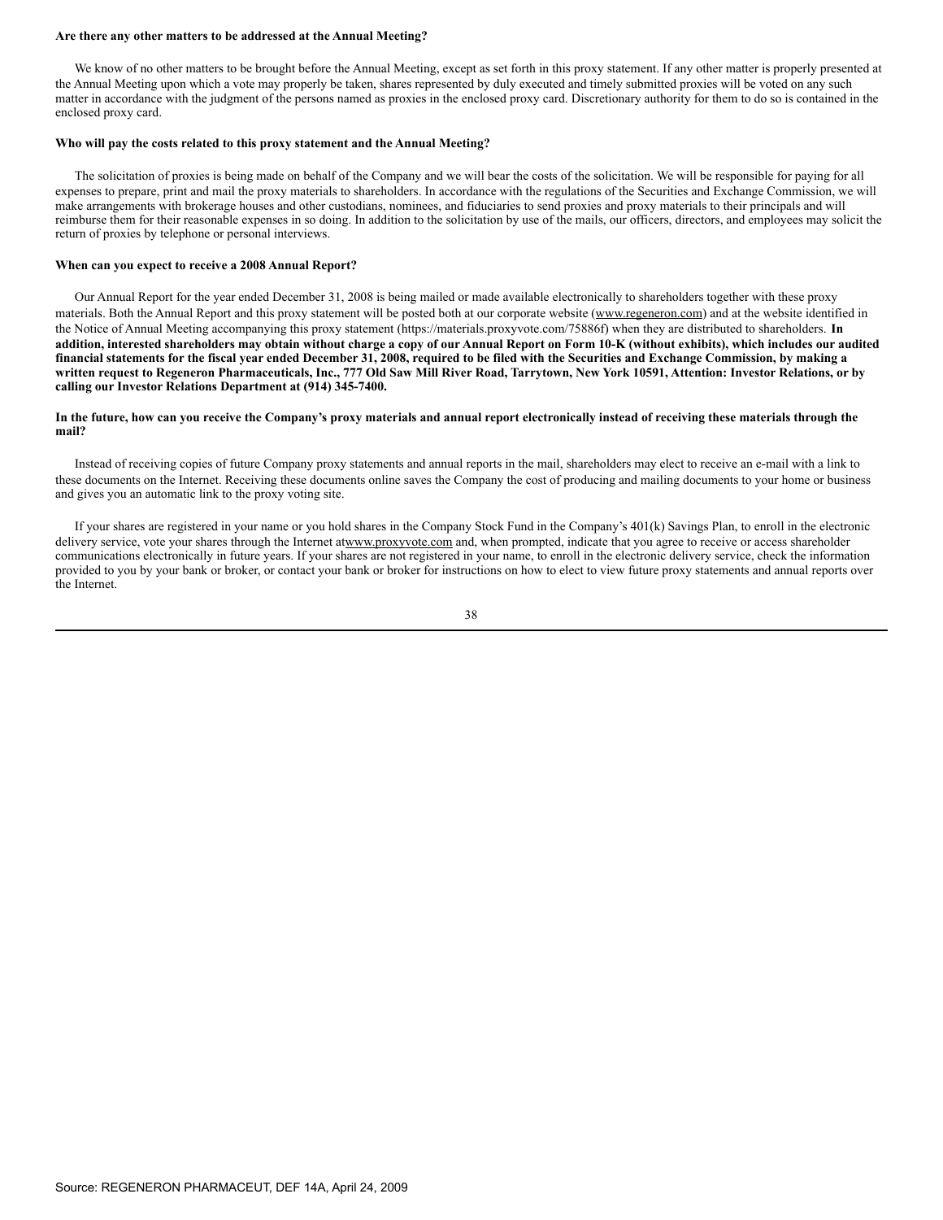**Are there any other matters to be addressed at the Annual Meeting?**

We know of no other matters to be brought before the Annual Meeting, except as set forth in this proxy statement. If any other matter is properly presented at the Annual Meeting upon which a vote may properly be taken, shares represented by duly executed and timely submitted proxies will be voted on any such matter in accordance with the judgment of the persons named as proxies in the enclosed proxy card. Discretionary authority for them to do so is contained in the enclosed proxy card.

**Who will pay the costs related to this proxy statement and the Annual Meeting?**

The solicitation of proxies is being made on behalf of the Company and we will bear the costs of the solicitation. We will be responsible for paying for all expenses to prepare, print and mail the proxy materials to shareholders. In accordance with the regulations of the Securities and Exchange Commission, we will make arrangements with brokerage houses and other custodians, nominees, and fiduciaries to send proxies and proxy materials to their principals and will reimburse them for their reasonable expenses in so doing. In addition to the solicitation by use of the mails, our officers, directors, and employees may solicit the return of proxies by telephone or personal interviews.

**When can you expect to receive a 2008 Annual Report?**

Our Annual Report for the year ended December 31, 2008 is being mailed or made available electronically to shareholders together with these proxy materials. Both the Annual Report and this proxy statement will be posted both at our corporate website (www.regeneron.com) and at the website identified in the Notice of Annual Meeting accompanying this proxy statement (https://materials.proxyvote.com/75886f) when they are distributed to shareholders. **In addition, interested shareholders may obtain without charge a copy of our Annual Report on Form 10-K (without exhibits), which includes our audited financial statements for the fiscal year ended December 31, 2008, required to be filed with the Securities and Exchange Commission, by making a written request to Regeneron Pharmaceuticals, Inc., 777 Old Saw Mill River Road, Tarrytown, New York 10591, Attention: Investor Relations, or by calling our Investor Relations Department at (914) 345-7400.**

**In the future, how can you receive the Company's proxy materials and annual report electronically instead of receiving these materials through the mail?**

Instead of receiving copies of future Company proxy statements and annual reports in the mail, shareholders may elect to receive an e-mail with a link to these documents on the Internet. Receiving these documents online saves the Company the cost of producing and mailing documents to your home or business and gives you an automatic link to the proxy voting site.

If your shares are registered in your name or you hold shares in the Company Stock Fund in the Company's 401(k) Savings Plan, to enroll in the electronic delivery service, vote your shares through the Internet atwww.proxyvote.com and, when prompted, indicate that you agree to receive or access shareholder communications electronically in future years. If your shares are not registered in your name, to enroll in the electronic delivery service, check the information provided to you by your bank or broker, or contact your bank or broker for instructions on how to elect to view future proxy statements and annual reports over the Internet.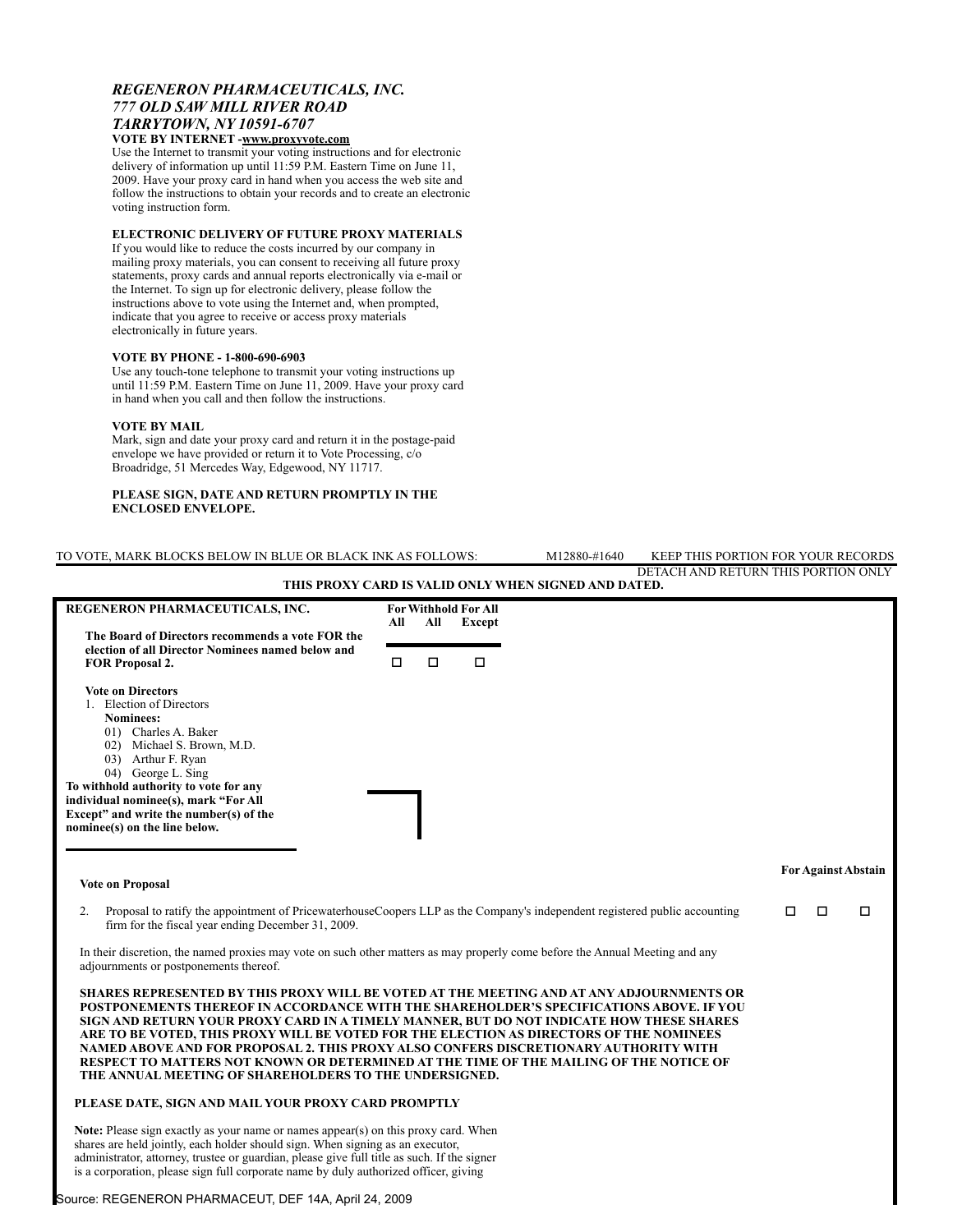***REGENERON PHARMACEUTICALS, INC.***
***777 OLD SAW MILL RIVER ROAD***
***TARRYTOWN, NY 10591-6707***

**VOTE BY INTERNET -www.proxyvote.com**

Use the Internet to transmit your voting instructions and for electronic delivery of information up until 11:59 P.M. Eastern Time on June 11, 2009. Have your proxy card in hand when you access the web site and follow the instructions to obtain your records and to create an electronic voting instruction form.

**ELECTRONIC DELIVERY OF FUTURE PROXY MATERIALS**

If you would like to reduce the costs incurred by our company in mailing proxy materials, you can consent to receiving all future proxy statements, proxy cards and annual reports electronically via e-mail or the Internet. To sign up for electronic delivery, please follow the instructions above to vote using the Internet and, when prompted, indicate that you agree to receive or access proxy materials electronically in future years.

**VOTE BY PHONE - 1-800-690-6903**

Use any touch-tone telephone to transmit your voting instructions up until 11:59 P.M. Eastern Time on June 11, 2009. Have your proxy card in hand when you call and then follow the instructions.

**VOTE BY MAIL**

Mark, sign and date your proxy card and return it in the postage-paid envelope we have provided or return it to Vote Processing, c/o Broadridge, 51 Mercedes Way, Edgewood, NY 11717.

**PLEASE SIGN, DATE AND RETURN PROMPTLY IN THE ENCLOSED ENVELOPE.**

TO VOTE, MARK BLOCKS BELOW IN BLUE OR BLACK INK AS FOLLOWS: M12880-#1640 KEEP THIS PORTION FOR YOUR RECORDS

DETACH AND RETURN THIS PORTION ONLY

**THIS PROXY CARD IS VALID ONLY WHEN SIGNED AND DATED.**

**REGENERON PHARMACEUTICALS, INC.**

**The Board of Directors recommends a vote FOR the election of all Director Nominees named below and FOR Proposal 2.**

| For All | Withhold All | For All Except |
|---|---|---|
| ☐ | ☐ | ☐ |

**Vote on Directors**

1. Election of Directors

**Nominees:**

01) Charles A. Baker
02) Michael S. Brown, M.D.
03) Arthur F. Ryan
04) George L. Sing

**To withhold authority to vote for any individual nominee(s), mark "For All Except" and write the number(s) of the nominee(s) on the line below.**

**Vote on Proposal**

| | For | Against | Abstain |
|---|---|---|---|
| 2. Proposal to ratify the appointment of PricewaterhouseCoopers LLP as the Company's independent registered public accounting firm for the fiscal year ending December 31, 2009. | ☐ | ☐ | ☐ |

In their discretion, the named proxies may vote on such other matters as may properly come before the Annual Meeting and any adjournments or postponements thereof.

**SHARES REPRESENTED BY THIS PROXY WILL BE VOTED AT THE MEETING AND AT ANY ADJOURNMENTS OR POSTPONEMENTS THEREOF IN ACCORDANCE WITH THE SHAREHOLDER'S SPECIFICATIONS ABOVE. IF YOU SIGN AND RETURN YOUR PROXY CARD IN A TIMELY MANNER, BUT DO NOT INDICATE HOW THESE SHARES ARE TO BE VOTED, THIS PROXY WILL BE VOTED FOR THE ELECTION AS DIRECTORS OF THE NOMINEES NAMED ABOVE AND FOR PROPOSAL 2. THIS PROXY ALSO CONFERS DISCRETIONARY AUTHORITY WITH RESPECT TO MATTERS NOT KNOWN OR DETERMINED AT THE TIME OF THE MAILING OF THE NOTICE OF THE ANNUAL MEETING OF SHAREHOLDERS TO THE UNDERSIGNED.**

**PLEASE DATE, SIGN AND MAIL YOUR PROXY CARD PROMPTLY**

**Note:** Please sign exactly as your name or names appear(s) on this proxy card. When shares are held jointly, each holder should sign. When signing as an executor, administrator, attorney, trustee or guardian, please give full title as such. If the signer is a corporation, please sign full corporate name by duly authorized officer, giving

Source: REGENERON PHARMACEUT, DEF 14A, April 24, 2009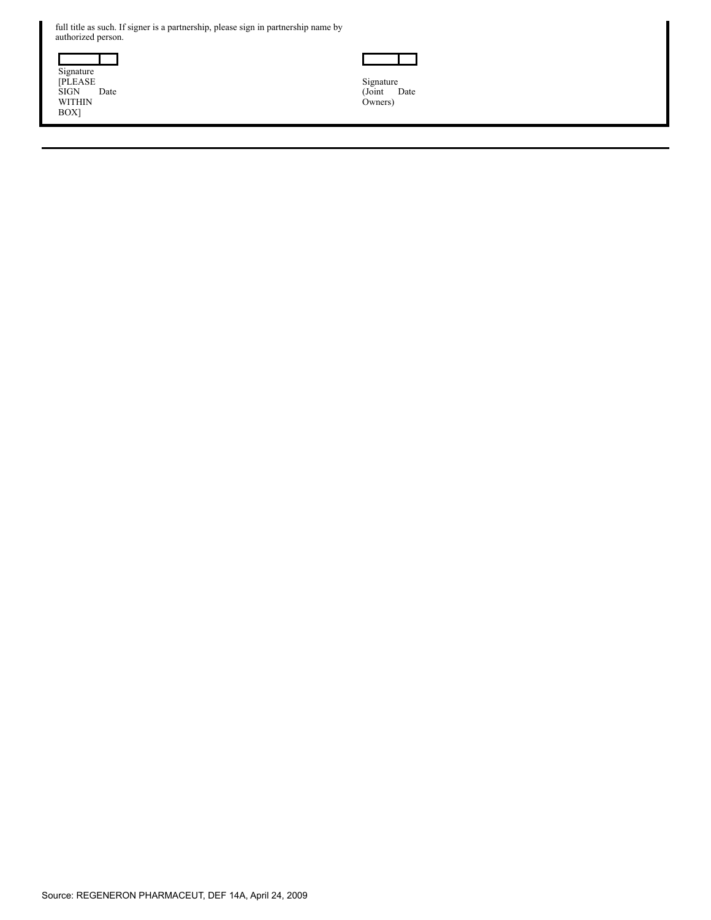full title as such. If signer is a partnership, please sign in partnership name by authorized person.

| | |
|---|---|
| Signature [PLEASE SIGN WITHIN BOX] Date | Signature (Joint Owners) Date |

Source: REGENERON PHARMACEUT, DEF 14A, April 24, 2009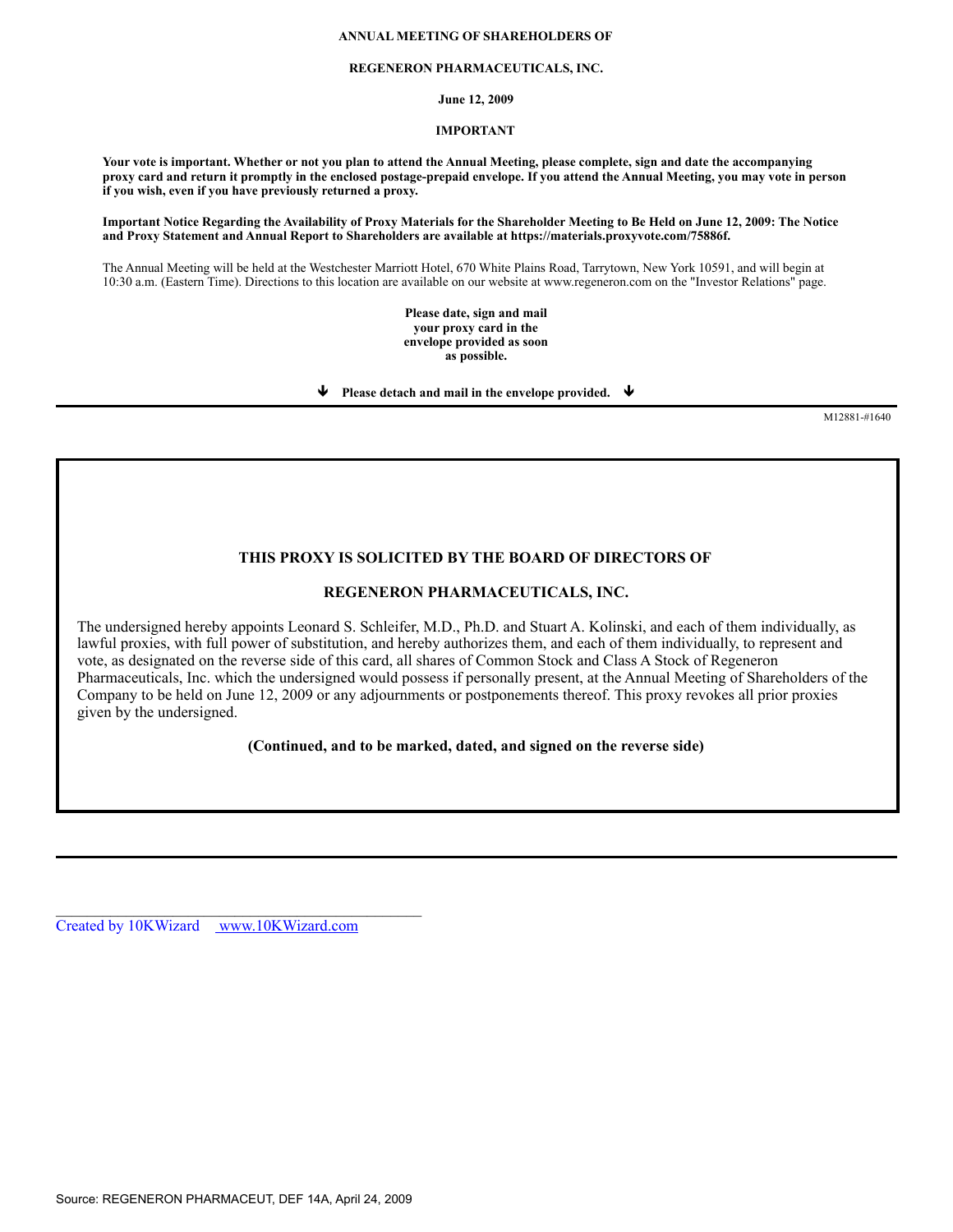**ANNUAL MEETING OF SHAREHOLDERS OF**

**REGENERON PHARMACEUTICALS, INC.**

**June 12, 2009**

**IMPORTANT**

**Your vote is important. Whether or not you plan to attend the Annual Meeting, please complete, sign and date the accompanying proxy card and return it promptly in the enclosed postage-prepaid envelope. If you attend the Annual Meeting, you may vote in person if you wish, even if you have previously returned a proxy.**

**Important Notice Regarding the Availability of Proxy Materials for the Shareholder Meeting to Be Held on June 12, 2009: The Notice and Proxy Statement and Annual Report to Shareholders are available at https://materials.proxyvote.com/75886f.**

The Annual Meeting will be held at the Westchester Marriott Hotel, 670 White Plains Road, Tarrytown, New York 10591, and will begin at 10:30 a.m. (Eastern Time). Directions to this location are available on our website at www.regeneron.com on the "Investor Relations" page.

**Please date, sign and mail your proxy card in the envelope provided as soon as possible.**

**↓ Please detach and mail in the envelope provided. ↓**

M12881-#1640

---

**THIS PROXY IS SOLICITED BY THE BOARD OF DIRECTORS OF**

**REGENERON PHARMACEUTICALS, INC.**

The undersigned hereby appoints Leonard S. Schleifer, M.D., Ph.D. and Stuart A. Kolinski, and each of them individually, as lawful proxies, with full power of substitution, and hereby authorizes them, and each of them individually, to represent and vote, as designated on the reverse side of this card, all shares of Common Stock and Class A Stock of Regeneron Pharmaceuticals, Inc. which the undersigned would possess if personally present, at the Annual Meeting of Shareholders of the Company to be held on June 12, 2009 or any adjournments or postponements thereof. This proxy revokes all prior proxies given by the undersigned.

**(Continued, and to be marked, dated, and signed on the reverse side)**